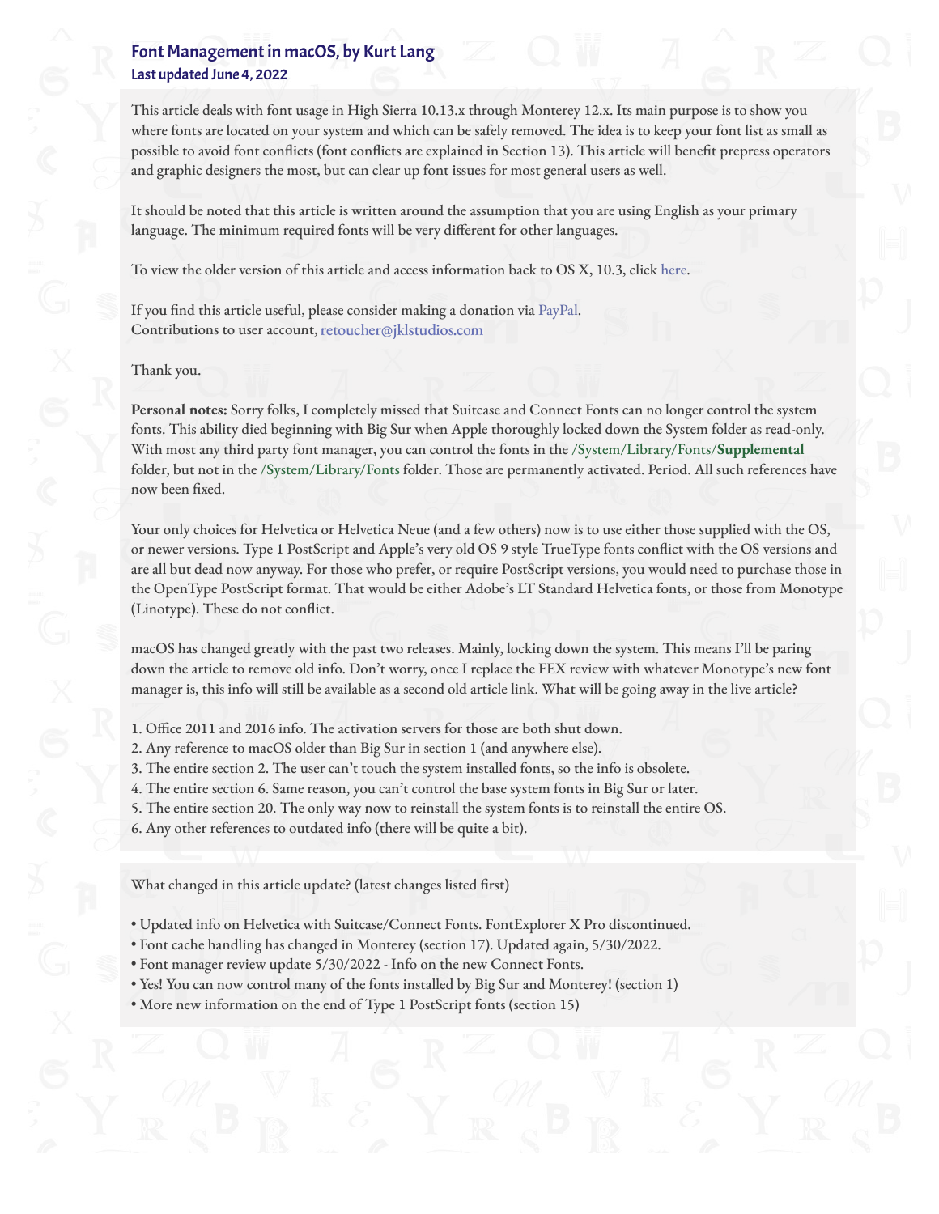# Font Management in macOS, by Kurt Lang

### Last updated June 4, 2022

This article deals with font usage in High Sierra 10.13.x through Monterey 12.x. Its main purpose is to show you where fonts are located on your system and which can be safely removed. The idea is to keep your font list as small as possible to avoid font conflicts (font conflicts are explained in Section 13). This article will benefit prepress operators and graphic designers the most, but can clear up font issues for most general users as well.

It should be noted that this article is written around the assumption that you are using English as your primary language. The minimum required fonts will be very different for other languages.

To view the older version of this article and access information back to OS X, 10.3, click here.

If you find this article useful, please consider making a donation via PayPal.
Contributions to user account, retoucher@jklstudios.com

Thank you.

**Personal notes:** Sorry folks, I completely missed that Suitcase and Connect Fonts can no longer control the system fonts. This ability died beginning with Big Sur when Apple thoroughly locked down the System folder as read-only. With most any third party font manager, you can control the fonts in the /System/Library/Fonts/**Supplemental** folder, but not in the /System/Library/Fonts folder. Those are permanently activated. Period. All such references have now been fixed.

Your only choices for Helvetica or Helvetica Neue (and a few others) now is to use either those supplied with the OS, or newer versions. Type 1 PostScript and Apple's very old OS 9 style TrueType fonts conflict with the OS versions and are all but dead now anyway. For those who prefer, or require PostScript versions, you would need to purchase those in the OpenType PostScript format. That would be either Adobe's LT Standard Helvetica fonts, or those from Monotype (Linotype). These do not conflict.

macOS has changed greatly with the past two releases. Mainly, locking down the system. This means I'll be paring down the article to remove old info. Don't worry, once I replace the FEX review with whatever Monotype's new font manager is, this info will still be available as a second old article link. What will be going away in the live article?

1. Office 2011 and 2016 info. The activation servers for those are both shut down.
2. Any reference to macOS older than Big Sur in section 1 (and anywhere else).
3. The entire section 2. The user can't touch the system installed fonts, so the info is obsolete.
4. The entire section 6. Same reason, you can't control the base system fonts in Big Sur or later.
5. The entire section 20. The only way now to reinstall the system fonts is to reinstall the entire OS.
6. Any other references to outdated info (there will be quite a bit).

What changed in this article update? (latest changes listed first)

- Updated info on Helvetica with Suitcase/Connect Fonts. FontExplorer X Pro discontinued.
- Font cache handling has changed in Monterey (section 17). Updated again, 5/30/2022.
- Font manager review update 5/30/2022 - Info on the new Connect Fonts.
- Yes! You can now control many of the fonts installed by Big Sur and Monterey! (section 1)
- More new information on the end of Type 1 PostScript fonts (section 15)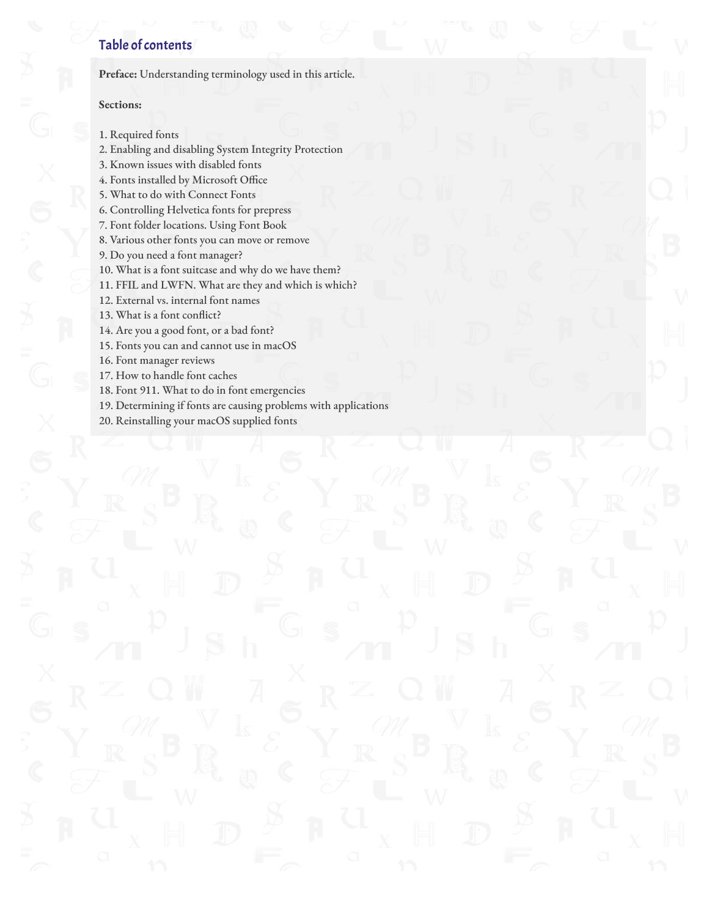## Table of contents

**Preface:** Understanding terminology used in this article.

**Sections:**

1. Required fonts
2. Enabling and disabling System Integrity Protection
3. Known issues with disabled fonts
4. Fonts installed by Microsoft Office
5. What to do with Connect Fonts
6. Controlling Helvetica fonts for prepress
7. Font folder locations. Using Font Book
8. Various other fonts you can move or remove
9. Do you need a font manager?
10. What is a font suitcase and why do we have them?
11. FFIL and LWFN. What are they and which is which?
12. External vs. internal font names
13. What is a font conflict?
14. Are you a good font, or a bad font?
15. Fonts you can and cannot use in macOS
16. Font manager reviews
17. How to handle font caches
18. Font 911. What to do in font emergencies
19. Determining if fonts are causing problems with applications
20. Reinstalling your macOS supplied fonts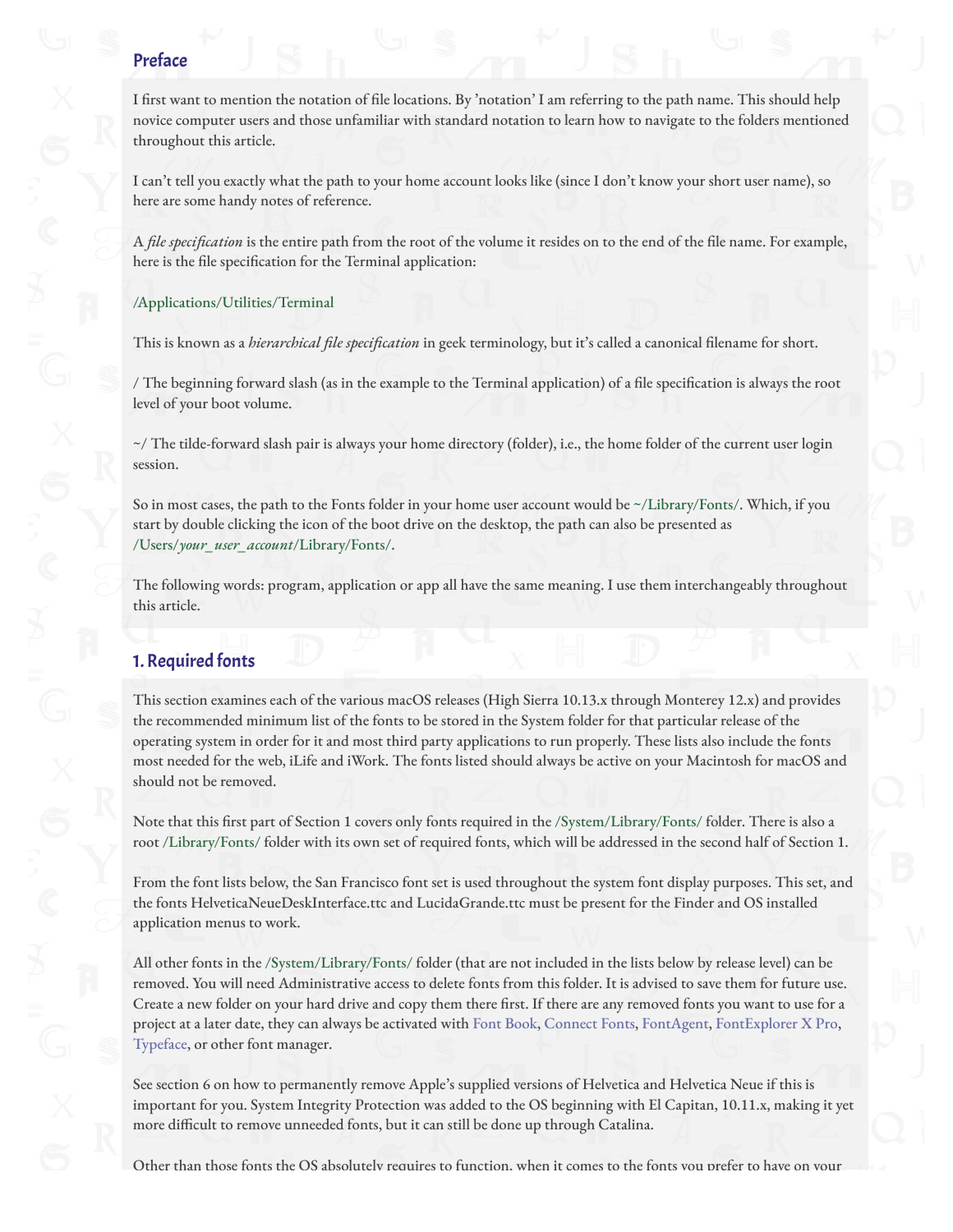## Preface

I first want to mention the notation of file locations. By 'notation' I am referring to the path name. This should help novice computer users and those unfamiliar with standard notation to learn how to navigate to the folders mentioned throughout this article.

I can't tell you exactly what the path to your home account looks like (since I don't know your short user name), so here are some handy notes of reference.

A *file specification* is the entire path from the root of the volume it resides on to the end of the file name. For example, here is the file specification for the Terminal application:

/Applications/Utilities/Terminal

This is known as a *hierarchical file specification* in geek terminology, but it's called a canonical filename for short.

/ The beginning forward slash (as in the example to the Terminal application) of a file specification is always the root level of your boot volume.

~/ The tilde-forward slash pair is always your home directory (folder), i.e., the home folder of the current user login session.

So in most cases, the path to the Fonts folder in your home user account would be ~/Library/Fonts/. Which, if you start by double clicking the icon of the boot drive on the desktop, the path can also be presented as /Users/*your_user_account*/Library/Fonts/.

The following words: program, application or app all have the same meaning. I use them interchangeably throughout this article.

## 1. Required fonts

This section examines each of the various macOS releases (High Sierra 10.13.x through Monterey 12.x) and provides the recommended minimum list of the fonts to be stored in the System folder for that particular release of the operating system in order for it and most third party applications to run properly. These lists also include the fonts most needed for the web, iLife and iWork. The fonts listed should always be active on your Macintosh for macOS and should not be removed.

Note that this first part of Section 1 covers only fonts required in the /System/Library/Fonts/ folder. There is also a root /Library/Fonts/ folder with its own set of required fonts, which will be addressed in the second half of Section 1.

From the font lists below, the San Francisco font set is used throughout the system font display purposes. This set, and the fonts HelveticaNeueDeskInterface.ttc and LucidaGrande.ttc must be present for the Finder and OS installed application menus to work.

All other fonts in the /System/Library/Fonts/ folder (that are not included in the lists below by release level) can be removed. You will need Administrative access to delete fonts from this folder. It is advised to save them for future use. Create a new folder on your hard drive and copy them there first. If there are any removed fonts you want to use for a project at a later date, they can always be activated with Font Book, Connect Fonts, FontAgent, FontExplorer X Pro, Typeface, or other font manager.

See section 6 on how to permanently remove Apple's supplied versions of Helvetica and Helvetica Neue if this is important for you. System Integrity Protection was added to the OS beginning with El Capitan, 10.11.x, making it yet more difficult to remove unneeded fonts, but it can still be done up through Catalina.

Other than those fonts the OS absolutely requires to function, when it comes to the fonts you prefer to have on your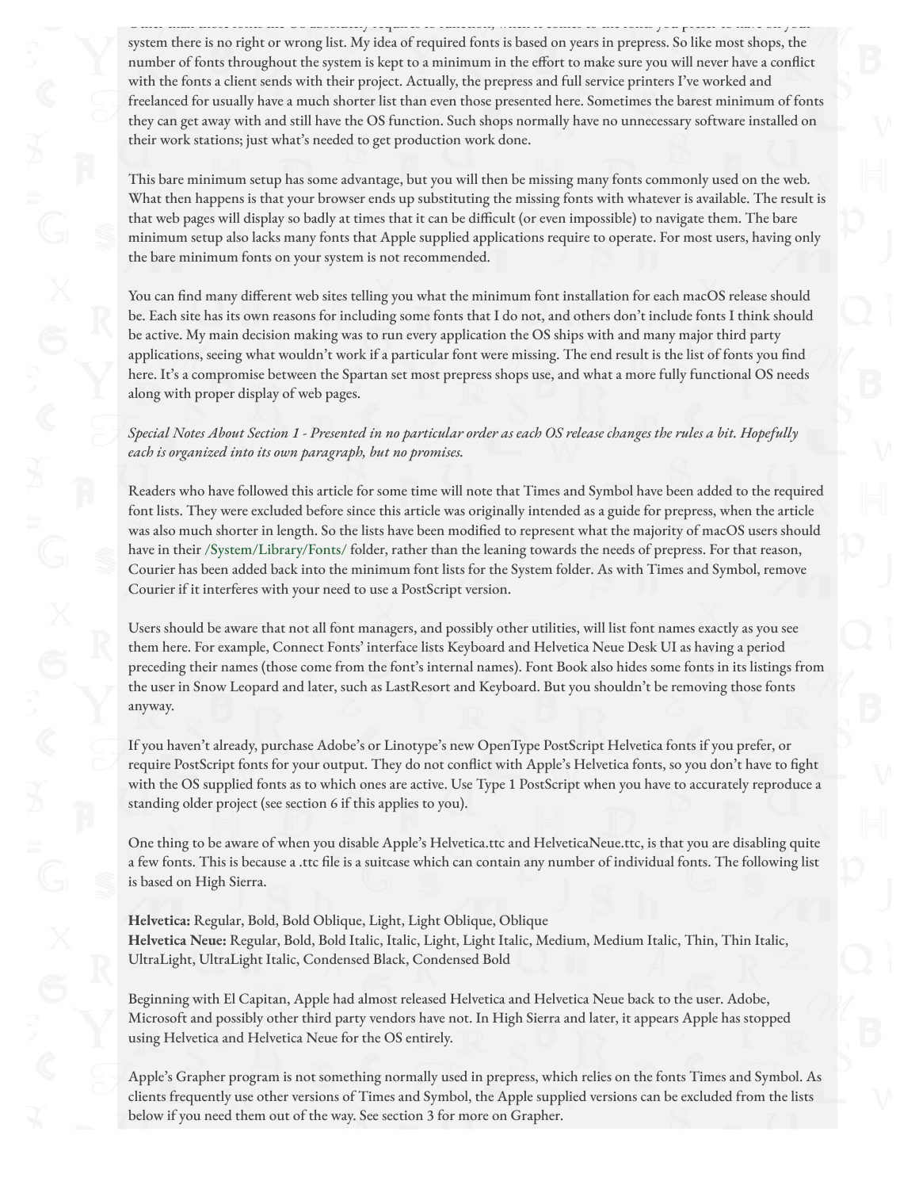system there is no right or wrong list. My idea of required fonts is based on years in prepress. So like most shops, the number of fonts throughout the system is kept to a minimum in the effort to make sure you will never have a conflict with the fonts a client sends with their project. Actually, the prepress and full service printers I've worked and freelanced for usually have a much shorter list than even those presented here. Sometimes the barest minimum of fonts they can get away with and still have the OS function. Such shops normally have no unnecessary software installed on their work stations; just what's needed to get production work done.

This bare minimum setup has some advantage, but you will then be missing many fonts commonly used on the web. What then happens is that your browser ends up substituting the missing fonts with whatever is available. The result is that web pages will display so badly at times that it can be difficult (or even impossible) to navigate them. The bare minimum setup also lacks many fonts that Apple supplied applications require to operate. For most users, having only the bare minimum fonts on your system is not recommended.

You can find many different web sites telling you what the minimum font installation for each macOS release should be. Each site has its own reasons for including some fonts that I do not, and others don't include fonts I think should be active. My main decision making was to run every application the OS ships with and many major third party applications, seeing what wouldn't work if a particular font were missing. The end result is the list of fonts you find here. It's a compromise between the Spartan set most prepress shops use, and what a more fully functional OS needs along with proper display of web pages.

*Special Notes About Section 1 - Presented in no particular order as each OS release changes the rules a bit. Hopefully each is organized into its own paragraph, but no promises.*

Readers who have followed this article for some time will note that Times and Symbol have been added to the required font lists. They were excluded before since this article was originally intended as a guide for prepress, when the article was also much shorter in length. So the lists have been modified to represent what the majority of macOS users should have in their /System/Library/Fonts/ folder, rather than the leaning towards the needs of prepress. For that reason, Courier has been added back into the minimum font lists for the System folder. As with Times and Symbol, remove Courier if it interferes with your need to use a PostScript version.

Users should be aware that not all font managers, and possibly other utilities, will list font names exactly as you see them here. For example, Connect Fonts' interface lists Keyboard and Helvetica Neue Desk UI as having a period preceding their names (those come from the font's internal names). Font Book also hides some fonts in its listings from the user in Snow Leopard and later, such as LastResort and Keyboard. But you shouldn't be removing those fonts anyway.

If you haven't already, purchase Adobe's or Linotype's new OpenType PostScript Helvetica fonts if you prefer, or require PostScript fonts for your output. They do not conflict with Apple's Helvetica fonts, so you don't have to fight with the OS supplied fonts as to which ones are active. Use Type 1 PostScript when you have to accurately reproduce a standing older project (see section 6 if this applies to you).

One thing to be aware of when you disable Apple's Helvetica.ttc and HelveticaNeue.ttc, is that you are disabling quite a few fonts. This is because a .ttc file is a suitcase which can contain any number of individual fonts. The following list is based on High Sierra.

**Helvetica:** Regular, Bold, Bold Oblique, Light, Light Oblique, Oblique
**Helvetica Neue:** Regular, Bold, Bold Italic, Italic, Light, Light Italic, Medium, Medium Italic, Thin, Thin Italic, UltraLight, UltraLight Italic, Condensed Black, Condensed Bold

Beginning with El Capitan, Apple had almost released Helvetica and Helvetica Neue back to the user. Adobe, Microsoft and possibly other third party vendors have not. In High Sierra and later, it appears Apple has stopped using Helvetica and Helvetica Neue for the OS entirely.

Apple's Grapher program is not something normally used in prepress, which relies on the fonts Times and Symbol. As clients frequently use other versions of Times and Symbol, the Apple supplied versions can be excluded from the lists below if you need them out of the way. See section 3 for more on Grapher.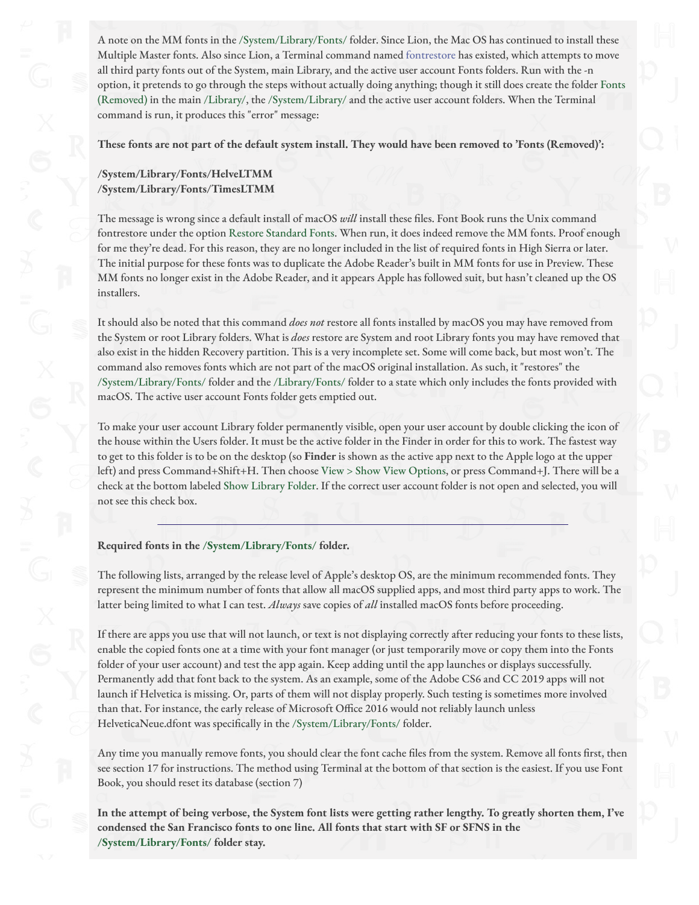A note on the MM fonts in the /System/Library/Fonts/ folder. Since Lion, the Mac OS has continued to install these Multiple Master fonts. Also since Lion, a Terminal command named fontrestore has existed, which attempts to move all third party fonts out of the System, main Library, and the active user account Fonts folders. Run with the -n option, it pretends to go through the steps without actually doing anything; though it still does create the folder Fonts (Removed) in the main /Library/, the /System/Library/ and the active user account folders. When the Terminal command is run, it produces this "error" message:

**These fonts are not part of the default system install. They would have been removed to 'Fonts (Removed)':**

**/System/Library/Fonts/HelveLTMM**
**/System/Library/Fonts/TimesLTMM**

The message is wrong since a default install of macOS *will* install these files. Font Book runs the Unix command fontrestore under the option Restore Standard Fonts. When run, it does indeed remove the MM fonts. Proof enough for me they're dead. For this reason, they are no longer included in the list of required fonts in High Sierra or later. The initial purpose for these fonts was to duplicate the Adobe Reader's built in MM fonts for use in Preview. These MM fonts no longer exist in the Adobe Reader, and it appears Apple has followed suit, but hasn't cleaned up the OS installers.

It should also be noted that this command *does not* restore all fonts installed by macOS you may have removed from the System or root Library folders. What is *does* restore are System and root Library fonts you may have removed that also exist in the hidden Recovery partition. This is a very incomplete set. Some will come back, but most won't. The command also removes fonts which are not part of the macOS original installation. As such, it "restores" the /System/Library/Fonts/ folder and the /Library/Fonts/ folder to a state which only includes the fonts provided with macOS. The active user account Fonts folder gets emptied out.

To make your user account Library folder permanently visible, open your user account by double clicking the icon of the house within the Users folder. It must be the active folder in the Finder in order for this to work. The fastest way to get to this folder is to be on the desktop (so **Finder** is shown as the active app next to the Apple logo at the upper left) and press Command+Shift+H. Then choose View > Show View Options, or press Command+J. There will be a check at the bottom labeled Show Library Folder. If the correct user account folder is not open and selected, you will not see this check box.

---

**Required fonts in the /System/Library/Fonts/ folder.**

The following lists, arranged by the release level of Apple's desktop OS, are the minimum recommended fonts. They represent the minimum number of fonts that allow all macOS supplied apps, and most third party apps to work. The latter being limited to what I can test. *Always* save copies of *all* installed macOS fonts before proceeding.

If there are apps you use that will not launch, or text is not displaying correctly after reducing your fonts to these lists, enable the copied fonts one at a time with your font manager (or just temporarily move or copy them into the Fonts folder of your user account) and test the app again. Keep adding until the app launches or displays successfully. Permanently add that font back to the system. As an example, some of the Adobe CS6 and CC 2019 apps will not launch if Helvetica is missing. Or, parts of them will not display properly. Such testing is sometimes more involved than that. For instance, the early release of Microsoft Office 2016 would not reliably launch unless HelveticaNeue.dfont was specifically in the /System/Library/Fonts/ folder.

Any time you manually remove fonts, you should clear the font cache files from the system. Remove all fonts first, then see section 17 for instructions. The method using Terminal at the bottom of that section is the easiest. If you use Font Book, you should reset its database (section 7)

**In the attempt of being verbose, the System font lists were getting rather lengthy. To greatly shorten them, I've condensed the San Francisco fonts to one line. All fonts that start with SF or SFNS in the /System/Library/Fonts/ folder stay.**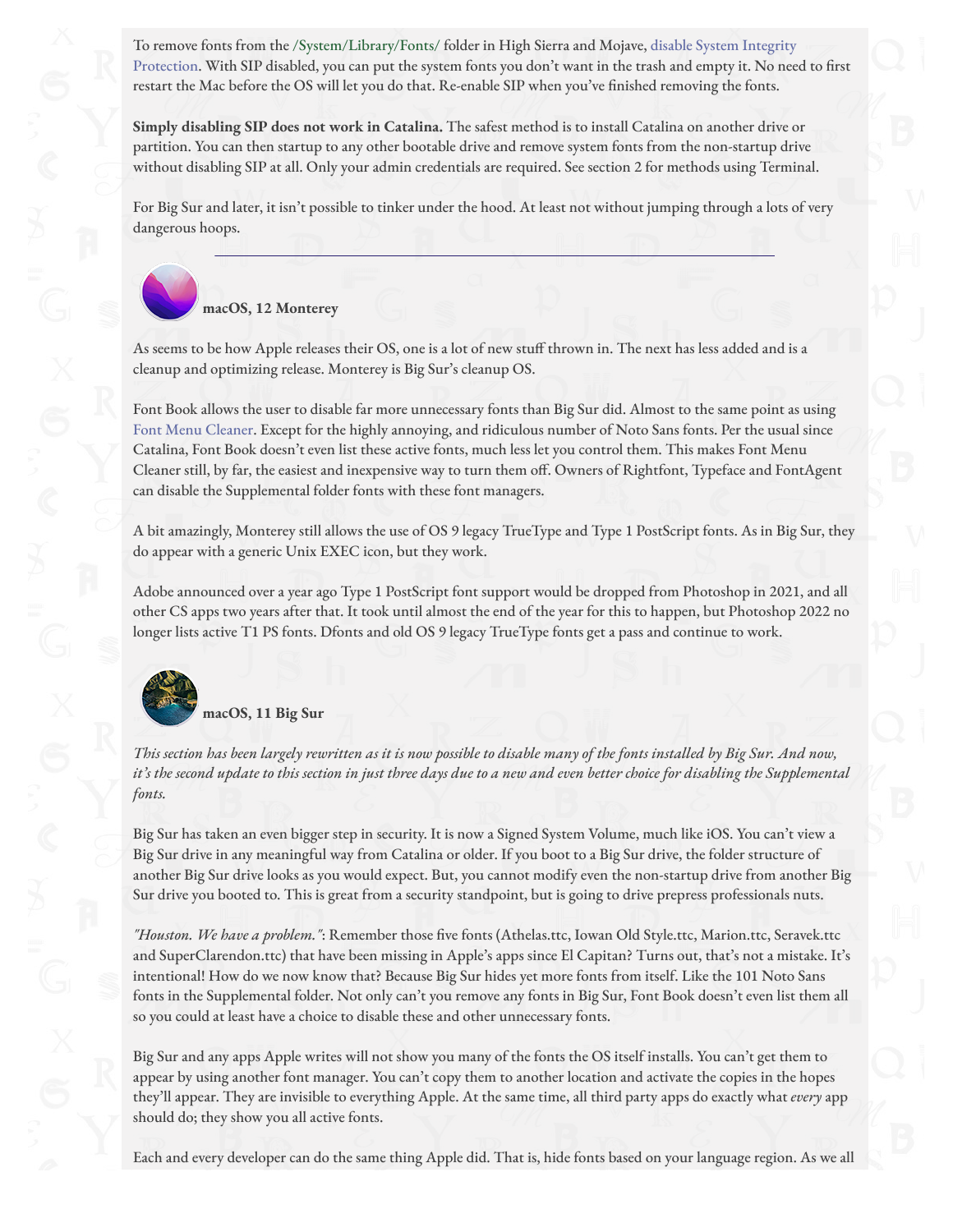To remove fonts from the /System/Library/Fonts/ folder in High Sierra and Mojave, disable System Integrity Protection. With SIP disabled, you can put the system fonts you don't want in the trash and empty it. No need to first restart the Mac before the OS will let you do that. Re-enable SIP when you've finished removing the fonts.

**Simply disabling SIP does not work in Catalina.** The safest method is to install Catalina on another drive or partition. You can then startup to any other bootable drive and remove system fonts from the non-startup drive without disabling SIP at all. Only your admin credentials are required. See section 2 for methods using Terminal.

For Big Sur and later, it isn't possible to tinker under the hood. At least not without jumping through a lots of very dangerous hoops.

---

### macOS, 12 Monterey

As seems to be how Apple releases their OS, one is a lot of new stuff thrown in. The next has less added and is a cleanup and optimizing release. Monterey is Big Sur's cleanup OS.

Font Book allows the user to disable far more unnecessary fonts than Big Sur did. Almost to the same point as using Font Menu Cleaner. Except for the highly annoying, and ridiculous number of Noto Sans fonts. Per the usual since Catalina, Font Book doesn't even list these active fonts, much less let you control them. This makes Font Menu Cleaner still, by far, the easiest and inexpensive way to turn them off. Owners of Rightfont, Typeface and FontAgent can disable the Supplemental folder fonts with these font managers.

A bit amazingly, Monterey still allows the use of OS 9 legacy TrueType and Type 1 PostScript fonts. As in Big Sur, they do appear with a generic Unix EXEC icon, but they work.

Adobe announced over a year ago Type 1 PostScript font support would be dropped from Photoshop in 2021, and all other CS apps two years after that. It took until almost the end of the year for this to happen, but Photoshop 2022 no longer lists active T1 PS fonts. Dfonts and old OS 9 legacy TrueType fonts get a pass and continue to work.

### macOS, 11 Big Sur

*This section has been largely rewritten as it is now possible to disable many of the fonts installed by Big Sur. And now, it's the second update to this section in just three days due to a new and even better choice for disabling the Supplemental fonts.*

Big Sur has taken an even bigger step in security. It is now a Signed System Volume, much like iOS. You can't view a Big Sur drive in any meaningful way from Catalina or older. If you boot to a Big Sur drive, the folder structure of another Big Sur drive looks as you would expect. But, you cannot modify even the non-startup drive from another Big Sur drive you booted to. This is great from a security standpoint, but is going to drive prepress professionals nuts.

*"Houston. We have a problem."*: Remember those five fonts (Athelas.ttc, Iowan Old Style.ttc, Marion.ttc, Seravek.ttc and SuperClarendon.ttc) that have been missing in Apple's apps since El Capitan? Turns out, that's not a mistake. It's intentional! How do we now know that? Because Big Sur hides yet more fonts from itself. Like the 101 Noto Sans fonts in the Supplemental folder. Not only can't you remove any fonts in Big Sur, Font Book doesn't even list them all so you could at least have a choice to disable these and other unnecessary fonts.

Big Sur and any apps Apple writes will not show you many of the fonts the OS itself installs. You can't get them to appear by using another font manager. You can't copy them to another location and activate the copies in the hopes they'll appear. They are invisible to everything Apple. At the same time, all third party apps do exactly what *every* app should do; they show you all active fonts.

Each and every developer can do the same thing Apple did. That is, hide fonts based on your language region. As we all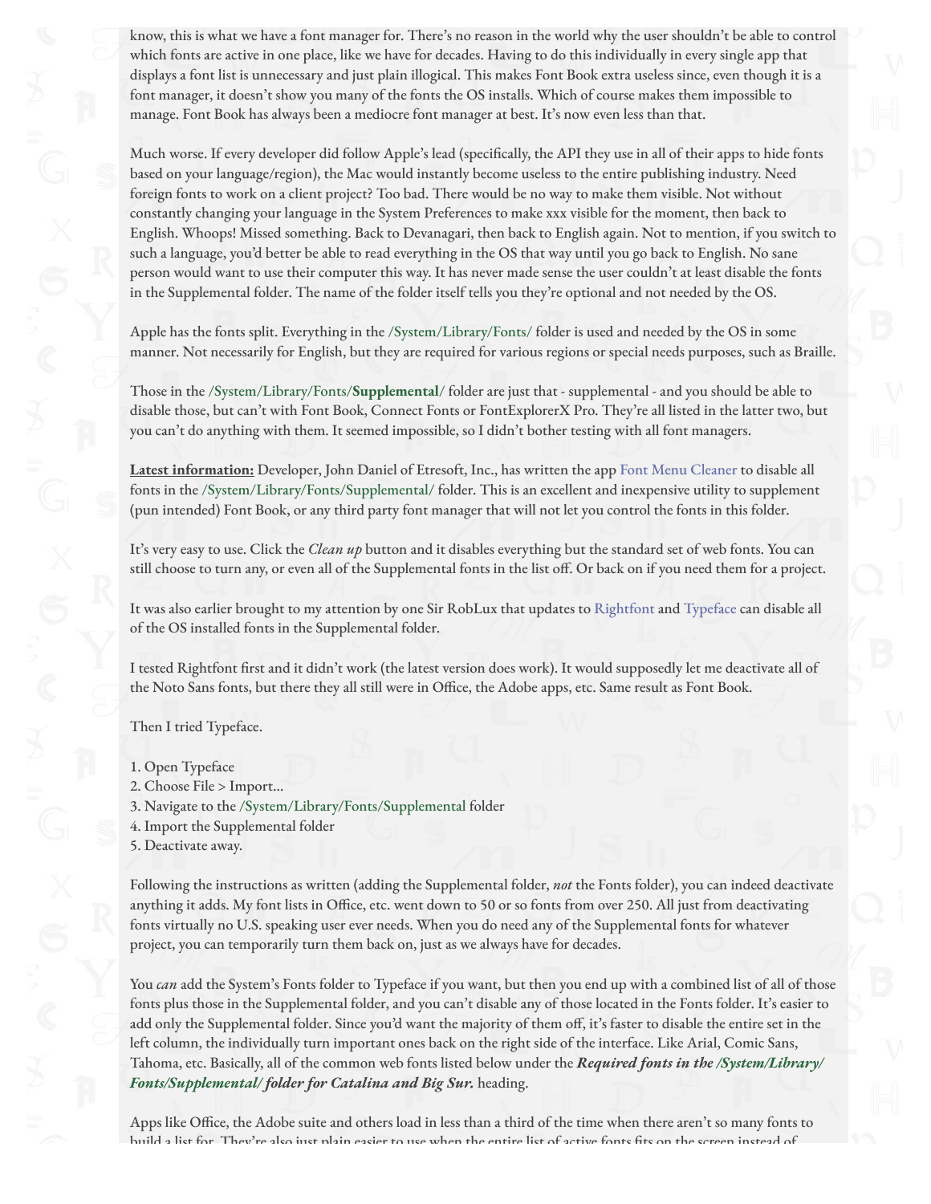know, this is what we have a font manager for. There's no reason in the world why the user shouldn't be able to control which fonts are active in one place, like we have for decades. Having to do this individually in every single app that displays a font list is unnecessary and just plain illogical. This makes Font Book extra useless since, even though it is a font manager, it doesn't show you many of the fonts the OS installs. Which of course makes them impossible to manage. Font Book has always been a mediocre font manager at best. It's now even less than that.

Much worse. If every developer did follow Apple's lead (specifically, the API they use in all of their apps to hide fonts based on your language/region), the Mac would instantly become useless to the entire publishing industry. Need foreign fonts to work on a client project? Too bad. There would be no way to make them visible. Not without constantly changing your language in the System Preferences to make xxx visible for the moment, then back to English. Whoops! Missed something. Back to Devanagari, then back to English again. Not to mention, if you switch to such a language, you'd better be able to read everything in the OS that way until you go back to English. No sane person would want to use their computer this way. It has never made sense the user couldn't at least disable the fonts in the Supplemental folder. The name of the folder itself tells you they're optional and not needed by the OS.

Apple has the fonts split. Everything in the /System/Library/Fonts/ folder is used and needed by the OS in some manner. Not necessarily for English, but they are required for various regions or special needs purposes, such as Braille.

Those in the /System/Library/Fonts/**Supplemental**/ folder are just that - supplemental - and you should be able to disable those, but can't with Font Book, Connect Fonts or FontExplorerX Pro. They're all listed in the latter two, but you can't do anything with them. It seemed impossible, so I didn't bother testing with all font managers.

**Latest information:** Developer, John Daniel of Etresoft, Inc., has written the app Font Menu Cleaner to disable all fonts in the /System/Library/Fonts/Supplemental/ folder. This is an excellent and inexpensive utility to supplement (pun intended) Font Book, or any third party font manager that will not let you control the fonts in this folder.

It's very easy to use. Click the *Clean up* button and it disables everything but the standard set of web fonts. You can still choose to turn any, or even all of the Supplemental fonts in the list off. Or back on if you need them for a project.

It was also earlier brought to my attention by one Sir RobLux that updates to Rightfont and Typeface can disable all of the OS installed fonts in the Supplemental folder.

I tested Rightfont first and it didn't work (the latest version does work). It would supposedly let me deactivate all of the Noto Sans fonts, but there they all still were in Office, the Adobe apps, etc. Same result as Font Book.

Then I tried Typeface.

1. Open Typeface
2. Choose File > Import...
3. Navigate to the /System/Library/Fonts/Supplemental folder
4. Import the Supplemental folder
5. Deactivate away.

Following the instructions as written (adding the Supplemental folder, *not* the Fonts folder), you can indeed deactivate anything it adds. My font lists in Office, etc. went down to 50 or so fonts from over 250. All just from deactivating fonts virtually no U.S. speaking user ever needs. When you do need any of the Supplemental fonts for whatever project, you can temporarily turn them back on, just as we always have for decades.

You *can* add the System's Fonts folder to Typeface if you want, but then you end up with a combined list of all of those fonts plus those in the Supplemental folder, and you can't disable any of those located in the Fonts folder. It's easier to add only the Supplemental folder. Since you'd want the majority of them off, it's faster to disable the entire set in the left column, the individually turn important ones back on the right side of the interface. Like Arial, Comic Sans, Tahoma, etc. Basically, all of the common web fonts listed below under the ***Required fonts in the /System/Library/Fonts/Supplemental/ folder for Catalina and Big Sur.*** heading.

Apps like Office, the Adobe suite and others load in less than a third of the time when there aren't so many fonts to build a list for. They're also just plain easier to use when the entire list of active fonts fits on the screen instead of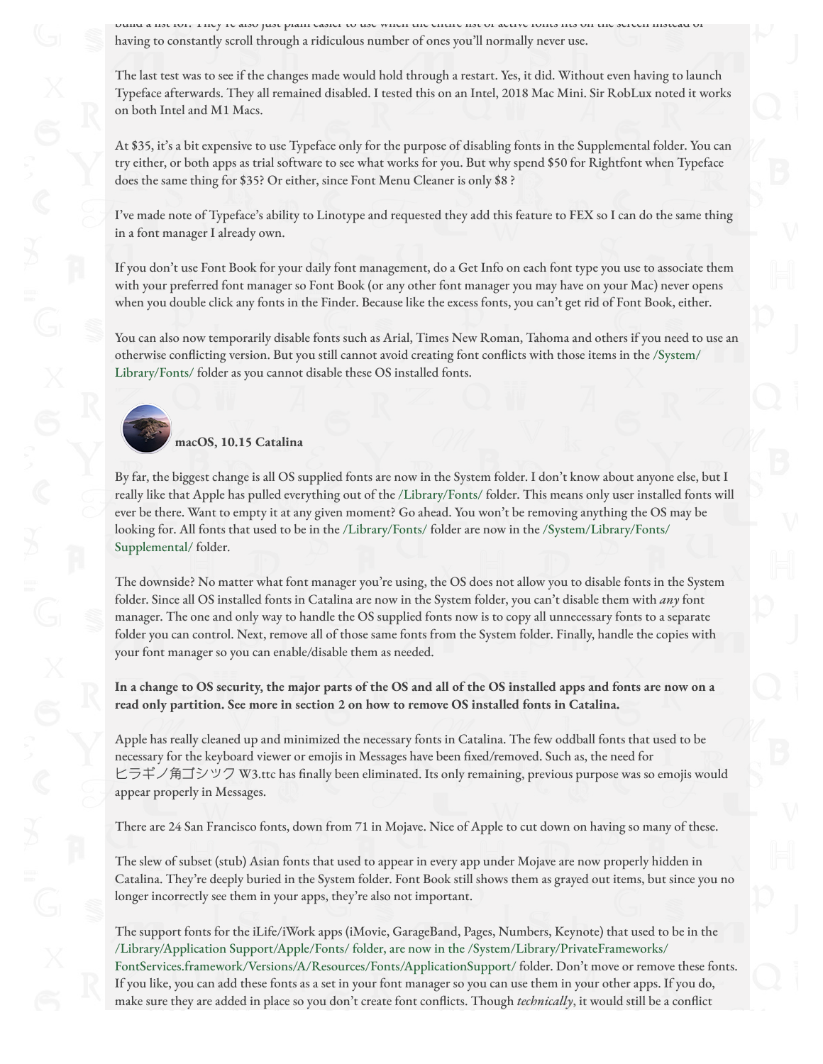build a list for. They're also just plain easier to use when the entire list of active fonts fits on the screen instead of having to constantly scroll through a ridiculous number of ones you'll normally never use.

The last test was to see if the changes made would hold through a restart. Yes, it did. Without even having to launch Typeface afterwards. They all remained disabled. I tested this on an Intel, 2018 Mac Mini. Sir RobLux noted it works on both Intel and M1 Macs.

At $35, it's a bit expensive to use Typeface only for the purpose of disabling fonts in the Supplemental folder. You can try either, or both apps as trial software to see what works for you. But why spend $50 for Rightfont when Typeface does the same thing for $35? Or either, since Font Menu Cleaner is only $8 ?

I've made note of Typeface's ability to Linotype and requested they add this feature to FEX so I can do the same thing in a font manager I already own.

If you don't use Font Book for your daily font management, do a Get Info on each font type you use to associate them with your preferred font manager so Font Book (or any other font manager you may have on your Mac) never opens when you double click any fonts in the Finder. Because like the excess fonts, you can't get rid of Font Book, either.

You can also now temporarily disable fonts such as Arial, Times New Roman, Tahoma and others if you need to use an otherwise conflicting version. But you still cannot avoid creating font conflicts with those items in the /System/Library/Fonts/ folder as you cannot disable these OS installed fonts.

### macOS, 10.15 Catalina

By far, the biggest change is all OS supplied fonts are now in the System folder. I don't know about anyone else, but I really like that Apple has pulled everything out of the /Library/Fonts/ folder. This means only user installed fonts will ever be there. Want to empty it at any given moment? Go ahead. You won't be removing anything the OS may be looking for. All fonts that used to be in the /Library/Fonts/ folder are now in the /System/Library/Fonts/Supplemental/ folder.

The downside? No matter what font manager you're using, the OS does not allow you to disable fonts in the System folder. Since all OS installed fonts in Catalina are now in the System folder, you can't disable them with *any* font manager. The one and only way to handle the OS supplied fonts now is to copy all unnecessary fonts to a separate folder you can control. Next, remove all of those same fonts from the System folder. Finally, handle the copies with your font manager so you can enable/disable them as needed.

**In a change to OS security, the major parts of the OS and all of the OS installed apps and fonts are now on a read only partition. See more in section 2 on how to remove OS installed fonts in Catalina.**

Apple has really cleaned up and minimized the necessary fonts in Catalina. The few oddball fonts that used to be necessary for the keyboard viewer or emojis in Messages have been fixed/removed. Such as, the need for ヒラギノ角ゴシック W3.ttc has finally been eliminated. Its only remaining, previous purpose was so emojis would appear properly in Messages.

There are 24 San Francisco fonts, down from 71 in Mojave. Nice of Apple to cut down on having so many of these.

The slew of subset (stub) Asian fonts that used to appear in every app under Mojave are now properly hidden in Catalina. They're deeply buried in the System folder. Font Book still shows them as grayed out items, but since you no longer incorrectly see them in your apps, they're also not important.

The support fonts for the iLife/iWork apps (iMovie, GarageBand, Pages, Numbers, Keynote) that used to be in the /Library/Application Support/Apple/Fonts/ folder, are now in the /System/Library/PrivateFrameworks/FontServices.framework/Versions/A/Resources/Fonts/ApplicationSupport/ folder. Don't move or remove these fonts. If you like, you can add these fonts as a set in your font manager so you can use them in your other apps. If you do, make sure they are added in place so you don't create font conflicts. Though *technically*, it would still be a conflict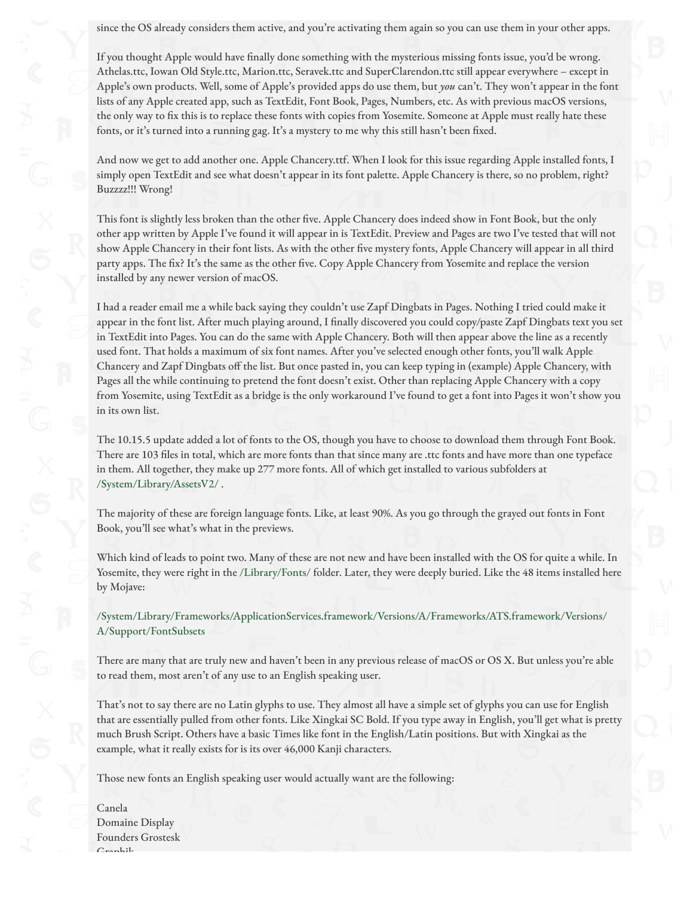since the OS already considers them active, and you're activating them again so you can use them in your other apps.

If you thought Apple would have finally done something with the mysterious missing fonts issue, you'd be wrong. Athelas.ttc, Iowan Old Style.ttc, Marion.ttc, Seravek.ttc and SuperClarendon.ttc still appear everywhere – except in Apple's own products. Well, some of Apple's provided apps do use them, but *you* can't. They won't appear in the font lists of any Apple created app, such as TextEdit, Font Book, Pages, Numbers, etc. As with previous macOS versions, the only way to fix this is to replace these fonts with copies from Yosemite. Someone at Apple must really hate these fonts, or it's turned into a running gag. It's a mystery to me why this still hasn't been fixed.

And now we get to add another one. Apple Chancery.ttf. When I look for this issue regarding Apple installed fonts, I simply open TextEdit and see what doesn't appear in its font palette. Apple Chancery is there, so no problem, right? Buzzzz!!! Wrong!

This font is slightly less broken than the other five. Apple Chancery does indeed show in Font Book, but the only other app written by Apple I've found it will appear in is TextEdit. Preview and Pages are two I've tested that will not show Apple Chancery in their font lists. As with the other five mystery fonts, Apple Chancery will appear in all third party apps. The fix? It's the same as the other five. Copy Apple Chancery from Yosemite and replace the version installed by any newer version of macOS.

I had a reader email me a while back saying they couldn't use Zapf Dingbats in Pages. Nothing I tried could make it appear in the font list. After much playing around, I finally discovered you could copy/paste Zapf Dingbats text you set in TextEdit into Pages. You can do the same with Apple Chancery. Both will then appear above the line as a recently used font. That holds a maximum of six font names. After you've selected enough other fonts, you'll walk Apple Chancery and Zapf Dingbats off the list. But once pasted in, you can keep typing in (example) Apple Chancery, with Pages all the while continuing to pretend the font doesn't exist. Other than replacing Apple Chancery with a copy from Yosemite, using TextEdit as a bridge is the only workaround I've found to get a font into Pages it won't show you in its own list.

The 10.15.5 update added a lot of fonts to the OS, though you have to choose to download them through Font Book. There are 103 files in total, which are more fonts than that since many are .ttc fonts and have more than one typeface in them. All together, they make up 277 more fonts. All of which get installed to various subfolders at /System/Library/AssetsV2/ .

The majority of these are foreign language fonts. Like, at least 90%. As you go through the grayed out fonts in Font Book, you'll see what's what in the previews.

Which kind of leads to point two. Many of these are not new and have been installed with the OS for quite a while. In Yosemite, they were right in the /Library/Fonts/ folder. Later, they were deeply buried. Like the 48 items installed here by Mojave:

/System/Library/Frameworks/ApplicationServices.framework/Versions/A/Frameworks/ATS.framework/Versions/A/Support/FontSubsets

There are many that are truly new and haven't been in any previous release of macOS or OS X. But unless you're able to read them, most aren't of any use to an English speaking user.

That's not to say there are no Latin glyphs to use. They almost all have a simple set of glyphs you can use for English that are essentially pulled from other fonts. Like Xingkai SC Bold. If you type away in English, you'll get what is pretty much Brush Script. Others have a basic Times like font in the English/Latin positions. But with Xingkai as the example, what it really exists for is its over 46,000 Kanji characters.

Those new fonts an English speaking user would actually want are the following:

Canela
Domaine Display
Founders Grostesk
Graphik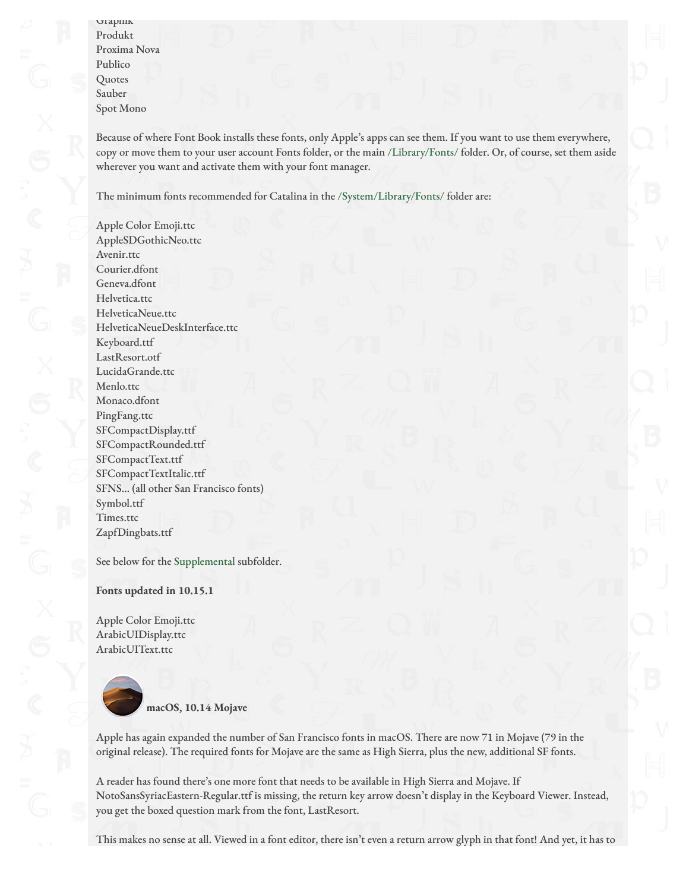Graphik
Produkt
Proxima Nova
Publico
Quotes
Sauber
Spot Mono

Because of where Font Book installs these fonts, only Apple's apps can see them. If you want to use them everywhere, copy or move them to your user account Fonts folder, or the main /Library/Fonts/ folder. Or, of course, set them aside wherever you want and activate them with your font manager.

The minimum fonts recommended for Catalina in the /System/Library/Fonts/ folder are:

Apple Color Emoji.ttc
AppleSDGothicNeo.ttc
Avenir.ttc
Courier.dfont
Geneva.dfont
Helvetica.ttc
HelveticaNeue.ttc
HelveticaNeueDeskInterface.ttc
Keyboard.ttf
LastResort.otf
LucidaGrande.ttc
Menlo.ttc
Monaco.dfont
PingFang.ttc
SFCompactDisplay.ttf
SFCompactRounded.ttf
SFCompactText.ttf
SFCompactTextItalic.ttf
SFNS... (all other San Francisco fonts)
Symbol.ttf
Times.ttc
ZapfDingbats.ttf

See below for the Supplemental subfolder.

**Fonts updated in 10.15.1**

Apple Color Emoji.ttc
ArabicUIDisplay.ttc
ArabicUIText.ttc

**macOS, 10.14 Mojave**

Apple has again expanded the number of San Francisco fonts in macOS. There are now 71 in Mojave (79 in the original release). The required fonts for Mojave are the same as High Sierra, plus the new, additional SF fonts.

A reader has found there's one more font that needs to be available in High Sierra and Mojave. If NotoSansSyriacEastern-Regular.ttf is missing, the return key arrow doesn't display in the Keyboard Viewer. Instead, you get the boxed question mark from the font, LastResort.

This makes no sense at all. Viewed in a font editor, there isn't even a return arrow glyph in that font! And yet, it has to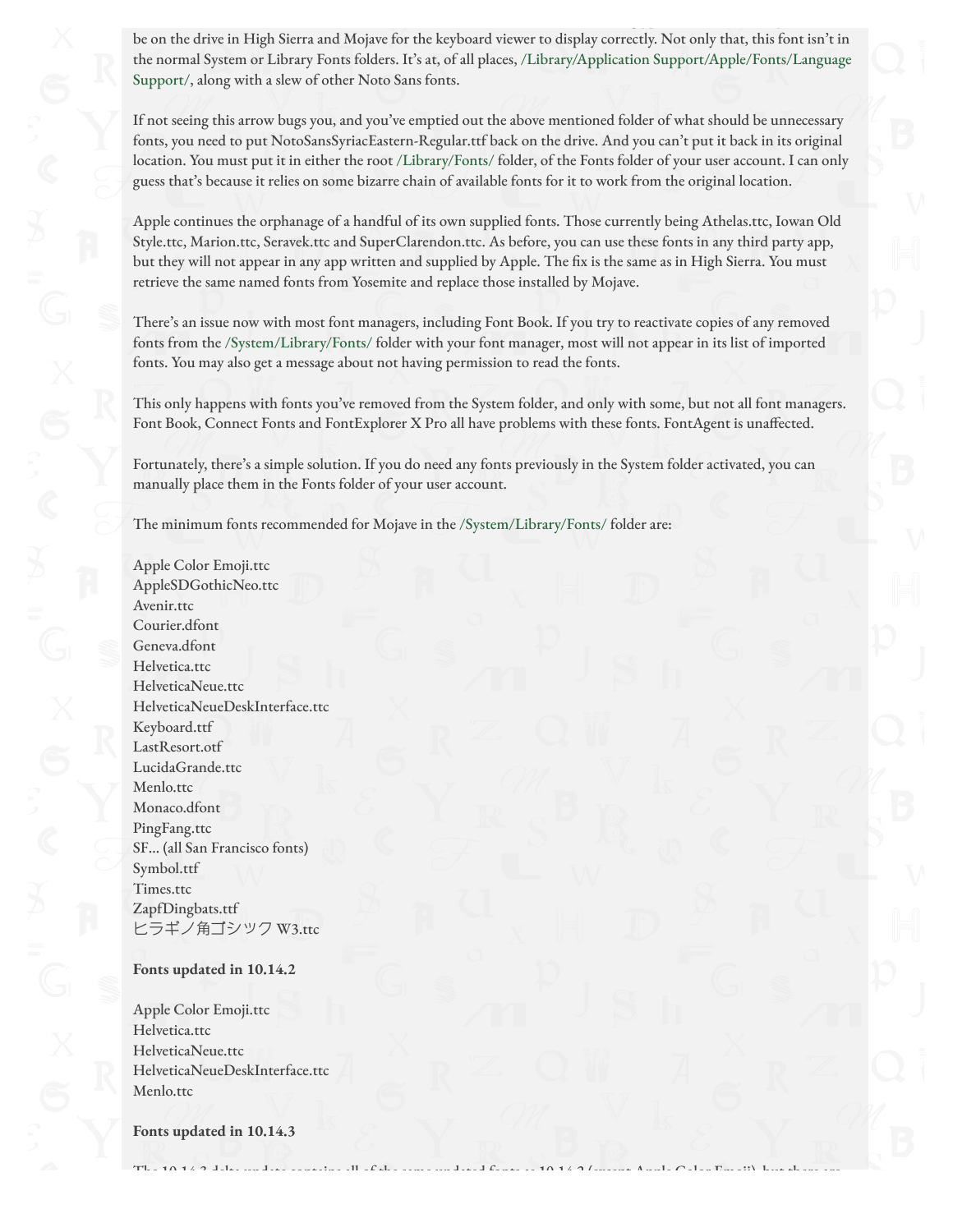be on the drive in High Sierra and Mojave for the keyboard viewer to display correctly. Not only that, this font isn't in the normal System or Library Fonts folders. It's at, of all places, /Library/Application Support/Apple/Fonts/Language Support/, along with a slew of other Noto Sans fonts.

If not seeing this arrow bugs you, and you've emptied out the above mentioned folder of what should be unnecessary fonts, you need to put NotoSansSyriacEastern-Regular.ttf back on the drive. And you can't put it back in its original location. You must put it in either the root /Library/Fonts/ folder, of the Fonts folder of your user account. I can only guess that's because it relies on some bizarre chain of available fonts for it to work from the original location.

Apple continues the orphanage of a handful of its own supplied fonts. Those currently being Athelas.ttc, Iowan Old Style.ttc, Marion.ttc, Seravek.ttc and SuperClarendon.ttc. As before, you can use these fonts in any third party app, but they will not appear in any app written and supplied by Apple. The fix is the same as in High Sierra. You must retrieve the same named fonts from Yosemite and replace those installed by Mojave.

There's an issue now with most font managers, including Font Book. If you try to reactivate copies of any removed fonts from the /System/Library/Fonts/ folder with your font manager, most will not appear in its list of imported fonts. You may also get a message about not having permission to read the fonts.

This only happens with fonts you've removed from the System folder, and only with some, but not all font managers. Font Book, Connect Fonts and FontExplorer X Pro all have problems with these fonts. FontAgent is unaffected.

Fortunately, there's a simple solution. If you do need any fonts previously in the System folder activated, you can manually place them in the Fonts folder of your user account.

The minimum fonts recommended for Mojave in the /System/Library/Fonts/ folder are:

Apple Color Emoji.ttc
AppleSDGothicNeo.ttc
Avenir.ttc
Courier.dfont
Geneva.dfont
Helvetica.ttc
HelveticaNeue.ttc
HelveticaNeueDeskInterface.ttc
Keyboard.ttf
LastResort.otf
LucidaGrande.ttc
Menlo.ttc
Monaco.dfont
PingFang.ttc
SF… (all San Francisco fonts)
Symbol.ttf
Times.ttc
ZapfDingbats.ttf
ヒラギノ角ゴシック W3.ttc

**Fonts updated in 10.14.2**

Apple Color Emoji.ttc
Helvetica.ttc
HelveticaNeue.ttc
HelveticaNeueDeskInterface.ttc
Menlo.ttc

**Fonts updated in 10.14.3**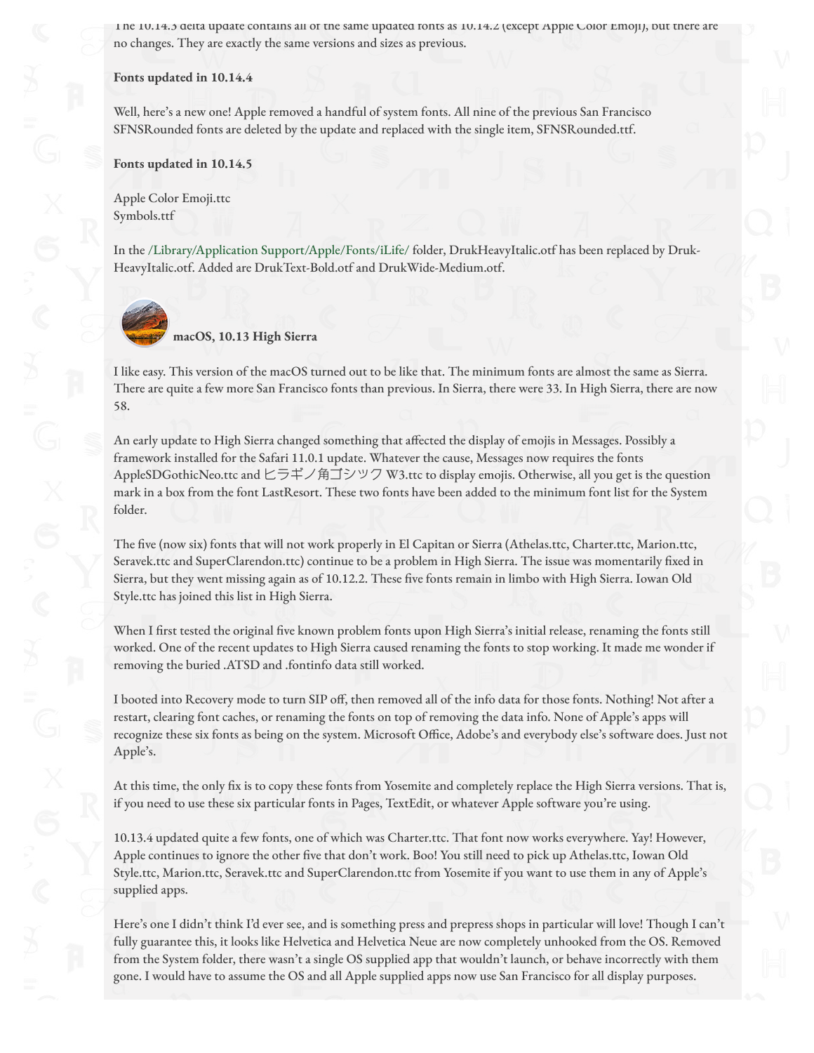The 10.14.3 delta update contains all of the same updated fonts as 10.14.2 (except Apple Color Emoji), but there are no changes. They are exactly the same versions and sizes as previous.

**Fonts updated in 10.14.4**

Well, here's a new one! Apple removed a handful of system fonts. All nine of the previous San Francisco SFNSRounded fonts are deleted by the update and replaced with the single item, SFNSRounded.ttf.

**Fonts updated in 10.14.5**

Apple Color Emoji.ttc
Symbols.ttf

In the /Library/Application Support/Apple/Fonts/iLife/ folder, DrukHeavyItalic.otf has been replaced by Druk-HeavyItalic.otf. Added are DrukText-Bold.otf and DrukWide-Medium.otf.

**macOS, 10.13 High Sierra**

I like easy. This version of the macOS turned out to be like that. The minimum fonts are almost the same as Sierra. There are quite a few more San Francisco fonts than previous. In Sierra, there were 33. In High Sierra, there are now 58.

An early update to High Sierra changed something that affected the display of emojis in Messages. Possibly a framework installed for the Safari 11.0.1 update. Whatever the cause, Messages now requires the fonts AppleSDGothicNeo.ttc and ヒラギノ角ゴシック W3.ttc to display emojis. Otherwise, all you get is the question mark in a box from the font LastResort. These two fonts have been added to the minimum font list for the System folder.

The five (now six) fonts that will not work properly in El Capitan or Sierra (Athelas.ttc, Charter.ttc, Marion.ttc, Seravek.ttc and SuperClarendon.ttc) continue to be a problem in High Sierra. The issue was momentarily fixed in Sierra, but they went missing again as of 10.12.2. These five fonts remain in limbo with High Sierra. Iowan Old Style.ttc has joined this list in High Sierra.

When I first tested the original five known problem fonts upon High Sierra's initial release, renaming the fonts still worked. One of the recent updates to High Sierra caused renaming the fonts to stop working. It made me wonder if removing the buried .ATSD and .fontinfo data still worked.

I booted into Recovery mode to turn SIP off, then removed all of the info data for those fonts. Nothing! Not after a restart, clearing font caches, or renaming the fonts on top of removing the data info. None of Apple's apps will recognize these six fonts as being on the system. Microsoft Office, Adobe's and everybody else's software does. Just not Apple's.

At this time, the only fix is to copy these fonts from Yosemite and completely replace the High Sierra versions. That is, if you need to use these six particular fonts in Pages, TextEdit, or whatever Apple software you're using.

10.13.4 updated quite a few fonts, one of which was Charter.ttc. That font now works everywhere. Yay! However, Apple continues to ignore the other five that don't work. Boo! You still need to pick up Athelas.ttc, Iowan Old Style.ttc, Marion.ttc, Seravek.ttc and SuperClarendon.ttc from Yosemite if you want to use them in any of Apple's supplied apps.

Here's one I didn't think I'd ever see, and is something press and prepress shops in particular will love! Though I can't fully guarantee this, it looks like Helvetica and Helvetica Neue are now completely unhooked from the OS. Removed from the System folder, there wasn't a single OS supplied app that wouldn't launch, or behave incorrectly with them gone. I would have to assume the OS and all Apple supplied apps now use San Francisco for all display purposes.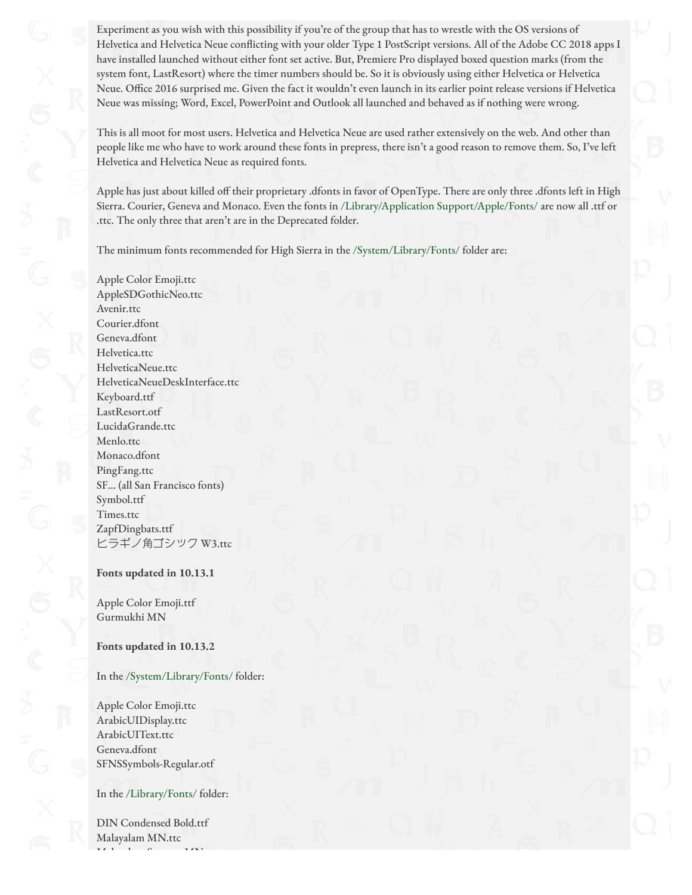Experiment as you wish with this possibility if you're of the group that has to wrestle with the OS versions of Helvetica and Helvetica Neue conflicting with your older Type 1 PostScript versions. All of the Adobe CC 2018 apps I have installed launched without either font set active. But, Premiere Pro displayed boxed question marks (from the system font, LastResort) where the timer numbers should be. So it is obviously using either Helvetica or Helvetica Neue. Office 2016 surprised me. Given the fact it wouldn't even launch in its earlier point release versions if Helvetica Neue was missing; Word, Excel, PowerPoint and Outlook all launched and behaved as if nothing were wrong.

This is all moot for most users. Helvetica and Helvetica Neue are used rather extensively on the web. And other than people like me who have to work around these fonts in prepress, there isn't a good reason to remove them. So, I've left Helvetica and Helvetica Neue as required fonts.

Apple has just about killed off their proprietary .dfonts in favor of OpenType. There are only three .dfonts left in High Sierra. Courier, Geneva and Monaco. Even the fonts in /Library/Application Support/Apple/Fonts/ are now all .ttf or .ttc. The only three that aren't are in the Deprecated folder.

The minimum fonts recommended for High Sierra in the /System/Library/Fonts/ folder are:

Apple Color Emoji.ttc
AppleSDGothicNeo.ttc
Avenir.ttc
Courier.dfont
Geneva.dfont
Helvetica.ttc
HelveticaNeue.ttc
HelveticaNeueDeskInterface.ttc
Keyboard.ttf
LastResort.otf
LucidaGrande.ttc
Menlo.ttc
Monaco.dfont
PingFang.ttc
SF... (all San Francisco fonts)
Symbol.ttf
Times.ttc
ZapfDingbats.ttf
ヒラギノ角ゴシック W3.ttc

**Fonts updated in 10.13.1**

Apple Color Emoji.ttf
Gurmukhi MN

**Fonts updated in 10.13.2**

In the /System/Library/Fonts/ folder:

Apple Color Emoji.ttc
ArabicUIDisplay.ttc
ArabicUIText.ttc
Geneva.dfont
SFNSSymbols-Regular.otf

In the /Library/Fonts/ folder:

DIN Condensed Bold.ttf
Malayalam MN.ttc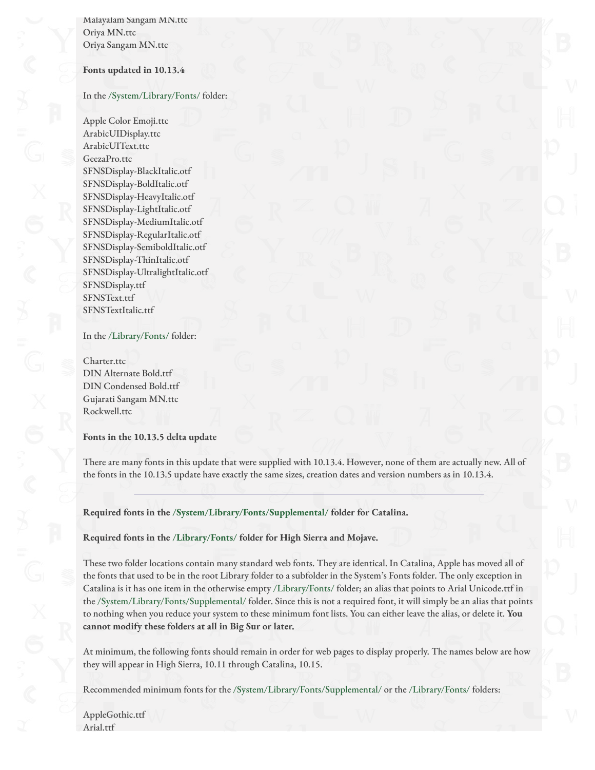Malayalam Sangam MN.ttc
Oriya MN.ttc
Oriya Sangam MN.ttc

**Fonts updated in 10.13.4**

In the /System/Library/Fonts/ folder:

Apple Color Emoji.ttc
ArabicUIDisplay.ttc
ArabicUIText.ttc
GeezaPro.ttc
SFNSDisplay-BlackItalic.otf
SFNSDisplay-BoldItalic.otf
SFNSDisplay-HeavyItalic.otf
SFNSDisplay-LightItalic.otf
SFNSDisplay-MediumItalic.otf
SFNSDisplay-RegularItalic.otf
SFNSDisplay-SemiboldItalic.otf
SFNSDisplay-ThinItalic.otf
SFNSDisplay-UltralightItalic.otf
SFNSDisplay.ttf
SFNSText.ttf
SFNSTextItalic.ttf

In the /Library/Fonts/ folder:

Charter.ttc
DIN Alternate Bold.ttf
DIN Condensed Bold.ttf
Gujarati Sangam MN.ttc
Rockwell.ttc

**Fonts in the 10.13.5 delta update**

There are many fonts in this update that were supplied with 10.13.4. However, none of them are actually new. All of the fonts in the 10.13.5 update have exactly the same sizes, creation dates and version numbers as in 10.13.4.

---

**Required fonts in the /System/Library/Fonts/Supplemental/ folder for Catalina.**

**Required fonts in the /Library/Fonts/ folder for High Sierra and Mojave.**

These two folder locations contain many standard web fonts. They are identical. In Catalina, Apple has moved all of the fonts that used to be in the root Library folder to a subfolder in the System's Fonts folder. The only exception in Catalina is it has one item in the otherwise empty /Library/Fonts/ folder; an alias that points to Arial Unicode.ttf in the /System/Library/Fonts/Supplemental/ folder. Since this is not a required font, it will simply be an alias that points to nothing when you reduce your system to these minimum font lists. You can either leave the alias, or delete it. **You cannot modify these folders at all in Big Sur or later.**

At minimum, the following fonts should remain in order for web pages to display properly. The names below are how they will appear in High Sierra, 10.11 through Catalina, 10.15.

Recommended minimum fonts for the /System/Library/Fonts/Supplemental/ or the /Library/Fonts/ folders:

AppleGothic.ttf
Arial.ttf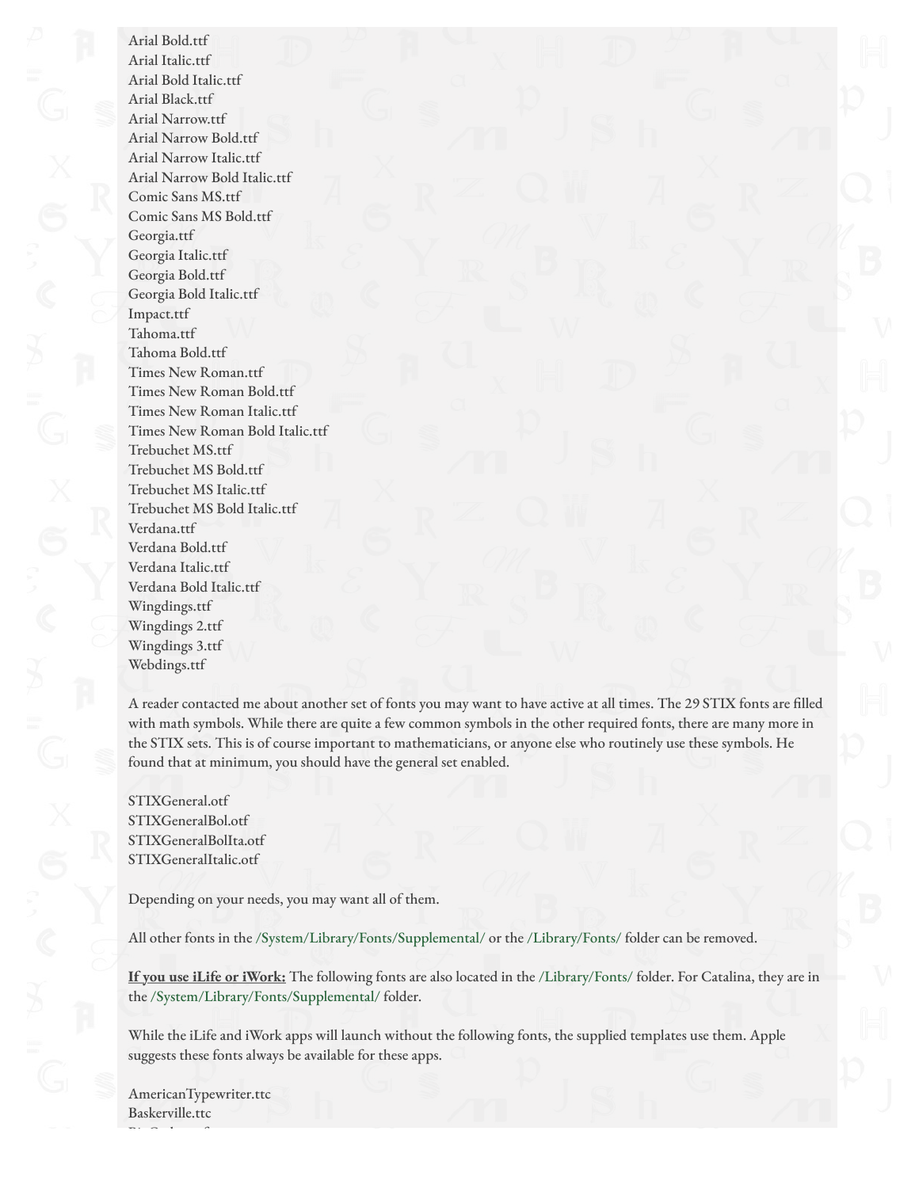Arial Bold.ttf
Arial Italic.ttf
Arial Bold Italic.ttf
Arial Black.ttf
Arial Narrow.ttf
Arial Narrow Bold.ttf
Arial Narrow Italic.ttf
Arial Narrow Bold Italic.ttf
Comic Sans MS.ttf
Comic Sans MS Bold.ttf
Georgia.ttf
Georgia Italic.ttf
Georgia Bold.ttf
Georgia Bold Italic.ttf
Impact.ttf
Tahoma.ttf
Tahoma Bold.ttf
Times New Roman.ttf
Times New Roman Bold.ttf
Times New Roman Italic.ttf
Times New Roman Bold Italic.ttf
Trebuchet MS.ttf
Trebuchet MS Bold.ttf
Trebuchet MS Italic.ttf
Trebuchet MS Bold Italic.ttf
Verdana.ttf
Verdana Bold.ttf
Verdana Italic.ttf
Verdana Bold Italic.ttf
Wingdings.ttf
Wingdings 2.ttf
Wingdings 3.ttf
Webdings.ttf

A reader contacted me about another set of fonts you may want to have active at all times. The 29 STIX fonts are filled with math symbols. While there are quite a few common symbols in the other required fonts, there are many more in the STIX sets. This is of course important to mathematicians, or anyone else who routinely use these symbols. He found that at minimum, you should have the general set enabled.

STIXGeneral.otf
STIXGeneralBol.otf
STIXGeneralBolIta.otf
STIXGeneralItalic.otf

Depending on your needs, you may want all of them.

All other fonts in the /System/Library/Fonts/Supplemental/ or the /Library/Fonts/ folder can be removed.

**If you use iLife or iWork:** The following fonts are also located in the /Library/Fonts/ folder. For Catalina, they are in the /System/Library/Fonts/Supplemental/ folder.

While the iLife and iWork apps will launch without the following fonts, the supplied templates use them. Apple suggests these fonts always be available for these apps.

AmericanTypewriter.ttc
Baskerville.ttc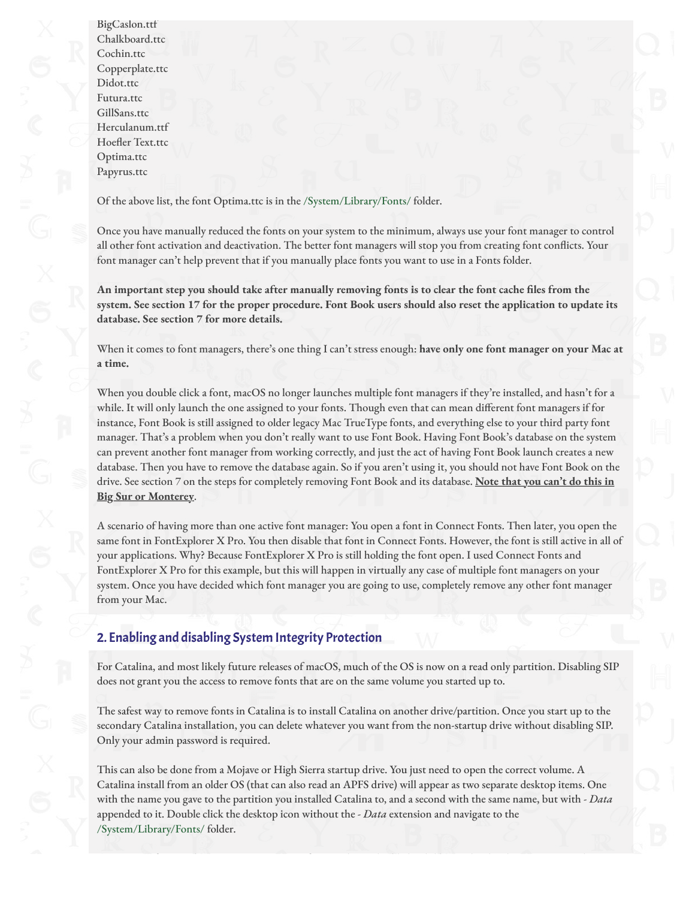BigCaslon.ttf
Chalkboard.ttc
Cochin.ttc
Copperplate.ttc
Didot.ttc
Futura.ttc
GillSans.ttc
Herculanum.ttf
Hoefler Text.ttc
Optima.ttc
Papyrus.ttc

Of the above list, the font Optima.ttc is in the /System/Library/Fonts/ folder.

Once you have manually reduced the fonts on your system to the minimum, always use your font manager to control all other font activation and deactivation. The better font managers will stop you from creating font conflicts. Your font manager can't help prevent that if you manually place fonts you want to use in a Fonts folder.

**An important step you should take after manually removing fonts is to clear the font cache files from the system. See section 17 for the proper procedure. Font Book users should also reset the application to update its database. See section 7 for more details.**

When it comes to font managers, there's one thing I can't stress enough: **have only one font manager on your Mac at a time.**

When you double click a font, macOS no longer launches multiple font managers if they're installed, and hasn't for a while. It will only launch the one assigned to your fonts. Though even that can mean different font managers if for instance, Font Book is still assigned to older legacy Mac TrueType fonts, and everything else to your third party font manager. That's a problem when you don't really want to use Font Book. Having Font Book's database on the system can prevent another font manager from working correctly, and just the act of having Font Book launch creates a new database. Then you have to remove the database again. So if you aren't using it, you should not have Font Book on the drive. See section 7 on the steps for completely removing Font Book and its database. **Note that you can't do this in Big Sur or Monterey**.

A scenario of having more than one active font manager: You open a font in Connect Fonts. Then later, you open the same font in FontExplorer X Pro. You then disable that font in Connect Fonts. However, the font is still active in all of your applications. Why? Because FontExplorer X Pro is still holding the font open. I used Connect Fonts and FontExplorer X Pro for this example, but this will happen in virtually any case of multiple font managers on your system. Once you have decided which font manager you are going to use, completely remove any other font manager from your Mac.

## 2. Enabling and disabling System Integrity Protection

For Catalina, and most likely future releases of macOS, much of the OS is now on a read only partition. Disabling SIP does not grant you the access to remove fonts that are on the same volume you started up to.

The safest way to remove fonts in Catalina is to install Catalina on another drive/partition. Once you start up to the secondary Catalina installation, you can delete whatever you want from the non-startup drive without disabling SIP. Only your admin password is required.

This can also be done from a Mojave or High Sierra startup drive. You just need to open the correct volume. A Catalina install from an older OS (that can also read an APFS drive) will appear as two separate desktop items. One with the name you gave to the partition you installed Catalina to, and a second with the same name, but with *- Data* appended to it. Double click the desktop icon without the *- Data* extension and navigate to the /System/Library/Fonts/ folder.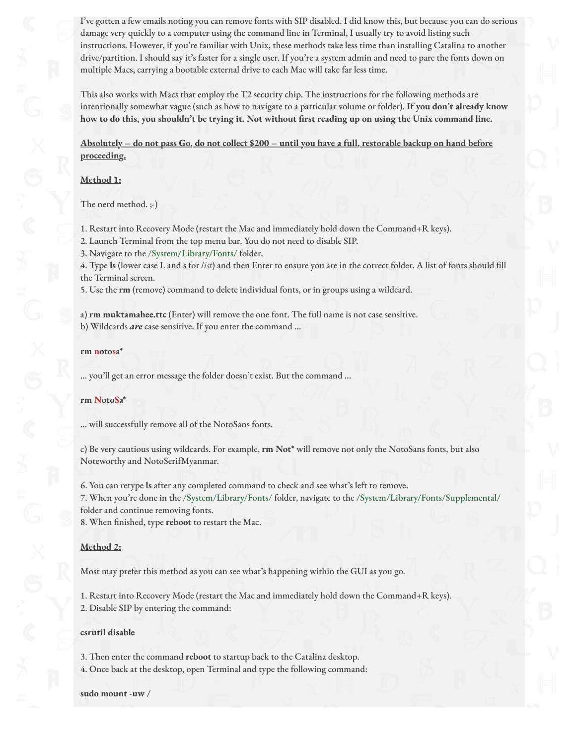I've gotten a few emails noting you can remove fonts with SIP disabled. I did know this, but because you can do serious damage very quickly to a computer using the command line in Terminal, I usually try to avoid listing such instructions. However, if you're familiar with Unix, these methods take less time than installing Catalina to another drive/partition. I should say it's faster for a single user. If you're a system admin and need to pare the fonts down on multiple Macs, carrying a bootable external drive to each Mac will take far less time.

This also works with Macs that employ the T2 security chip. The instructions for the following methods are intentionally somewhat vague (such as how to navigate to a particular volume or folder). **If you don't already know how to do this, you shouldn't be trying it. Not without first reading up on using the Unix command line.**

**Absolutely – do not pass Go, do not collect $200 – until you have a full, restorable backup on hand before proceeding.**

**Method 1:**

The nerd method. ;-)

1. Restart into Recovery Mode (restart the Mac and immediately hold down the Command+R keys).
2. Launch Terminal from the top menu bar. You do not need to disable SIP.
3. Navigate to the /System/Library/Fonts/ folder.
4. Type **ls** (lower case L and s for *list*) and then Enter to ensure you are in the correct folder. A list of fonts should fill the Terminal screen.
5. Use the **rm** (remove) command to delete individual fonts, or in groups using a wildcard.

a) **rm muktamahee.ttc** (Enter) will remove the one font. The full name is not case sensitive.
b) Wildcards ***are*** case sensitive. If you enter the command …

**rm notosa***

… you'll get an error message the folder doesn't exist. But the command …

**rm NotoSa***

… will successfully remove all of the NotoSans fonts.

c) Be very cautious using wildcards. For example, **rm Not*** will remove not only the NotoSans fonts, but also Noteworthy and NotoSerifMyanmar.

6. You can retype **ls** after any completed command to check and see what's left to remove.
7. When you're done in the /System/Library/Fonts/ folder, navigate to the /System/Library/Fonts/Supplemental/ folder and continue removing fonts.
8. When finished, type **reboot** to restart the Mac.

**Method 2:**

Most may prefer this method as you can see what's happening within the GUI as you go.

1. Restart into Recovery Mode (restart the Mac and immediately hold down the Command+R keys).
2. Disable SIP by entering the command:

**csrutil disable**

3. Then enter the command **reboot** to startup back to the Catalina desktop.
4. Once back at the desktop, open Terminal and type the following command:

**sudo mount -uw /**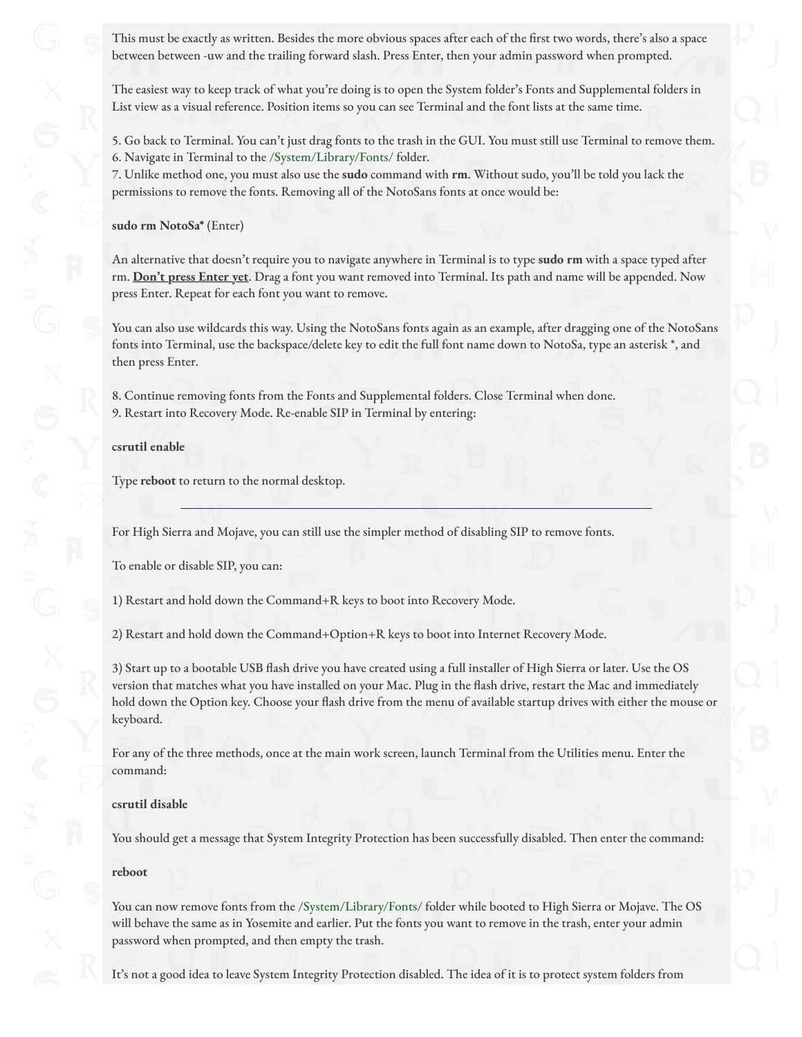This must be exactly as written. Besides the more obvious spaces after each of the first two words, there's also a space between between -uw and the trailing forward slash. Press Enter, then your admin password when prompted.

The easiest way to keep track of what you're doing is to open the System folder's Fonts and Supplemental folders in List view as a visual reference. Position items so you can see Terminal and the font lists at the same time.

5. Go back to Terminal. You can't just drag fonts to the trash in the GUI. You must still use Terminal to remove them.
6. Navigate in Terminal to the /System/Library/Fonts/ folder.
7. Unlike method one, you must also use the **sudo** command with **rm**. Without sudo, you'll be told you lack the permissions to remove the fonts. Removing all of the NotoSans fonts at once would be:

**sudo rm NotoSa*** (Enter)

An alternative that doesn't require you to navigate anywhere in Terminal is to type **sudo rm** with a space typed after rm. **Don't press Enter yet**. Drag a font you want removed into Terminal. Its path and name will be appended. Now press Enter. Repeat for each font you want to remove.

You can also use wildcards this way. Using the NotoSans fonts again as an example, after dragging one of the NotoSans fonts into Terminal, use the backspace/delete key to edit the full font name down to NotoSa, type an asterisk *, and then press Enter.

8. Continue removing fonts from the Fonts and Supplemental folders. Close Terminal when done.
9. Restart into Recovery Mode. Re-enable SIP in Terminal by entering:

**csrutil enable**

Type **reboot** to return to the normal desktop.

---

For High Sierra and Mojave, you can still use the simpler method of disabling SIP to remove fonts.

To enable or disable SIP, you can:

1) Restart and hold down the Command+R keys to boot into Recovery Mode.

2) Restart and hold down the Command+Option+R keys to boot into Internet Recovery Mode.

3) Start up to a bootable USB flash drive you have created using a full installer of High Sierra or later. Use the OS version that matches what you have installed on your Mac. Plug in the flash drive, restart the Mac and immediately hold down the Option key. Choose your flash drive from the menu of available startup drives with either the mouse or keyboard.

For any of the three methods, once at the main work screen, launch Terminal from the Utilities menu. Enter the command:

**csrutil disable**

You should get a message that System Integrity Protection has been successfully disabled. Then enter the command:

**reboot**

You can now remove fonts from the /System/Library/Fonts/ folder while booted to High Sierra or Mojave. The OS will behave the same as in Yosemite and earlier. Put the fonts you want to remove in the trash, enter your admin password when prompted, and then empty the trash.

It's not a good idea to leave System Integrity Protection disabled. The idea of it is to protect system folders from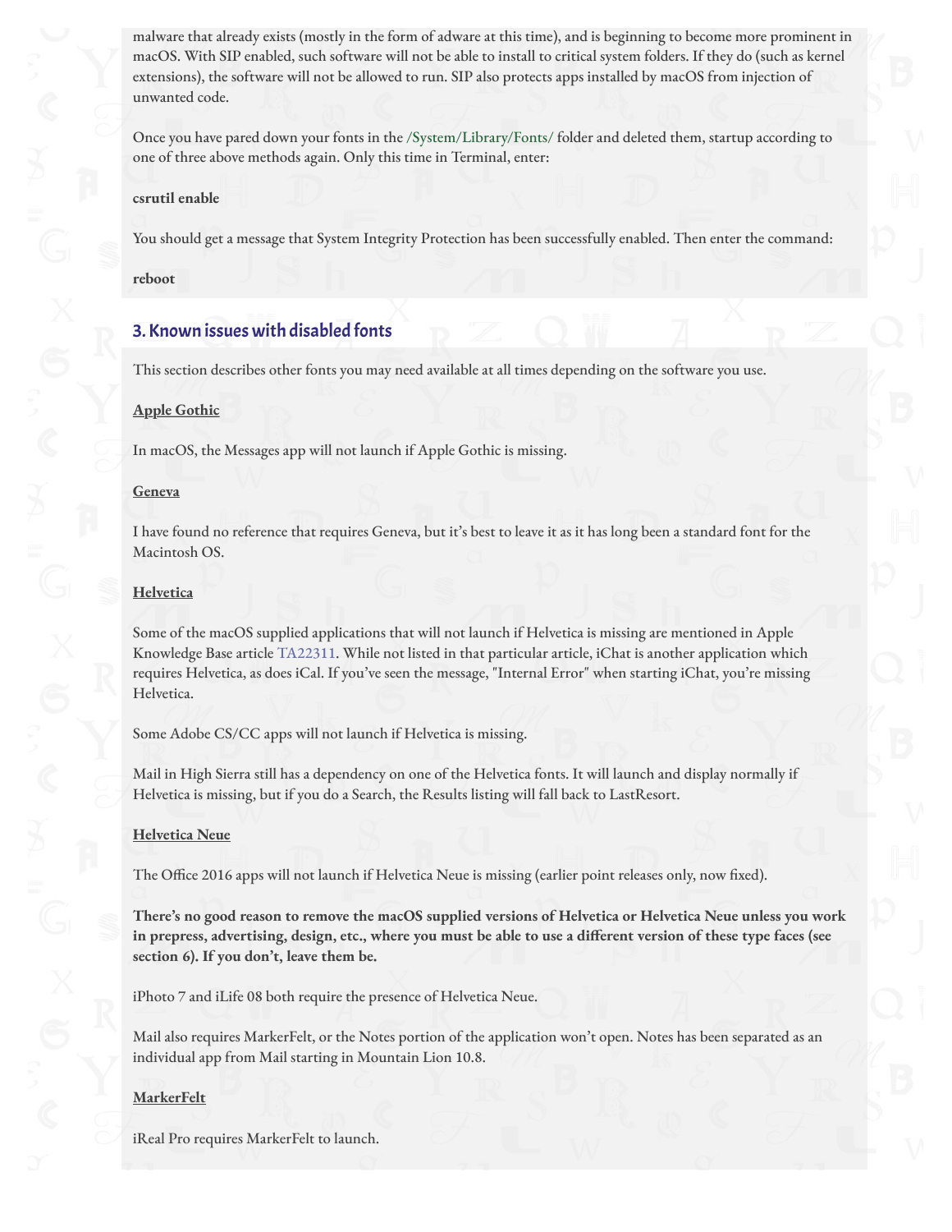malware that already exists (mostly in the form of adware at this time), and is beginning to become more prominent in macOS. With SIP enabled, such software will not be able to install to critical system folders. If they do (such as kernel extensions), the software will not be allowed to run. SIP also protects apps installed by macOS from injection of unwanted code.

Once you have pared down your fonts in the /System/Library/Fonts/ folder and deleted them, startup according to one of three above methods again. Only this time in Terminal, enter:

**csrutil enable**

You should get a message that System Integrity Protection has been successfully enabled. Then enter the command:

**reboot**

## 3. Known issues with disabled fonts

This section describes other fonts you may need available at all times depending on the software you use.

**Apple Gothic**

In macOS, the Messages app will not launch if Apple Gothic is missing.

**Geneva**

I have found no reference that requires Geneva, but it's best to leave it as it has long been a standard font for the Macintosh OS.

**Helvetica**

Some of the macOS supplied applications that will not launch if Helvetica is missing are mentioned in Apple Knowledge Base article TA22311. While not listed in that particular article, iChat is another application which requires Helvetica, as does iCal. If you've seen the message, "Internal Error" when starting iChat, you're missing Helvetica.

Some Adobe CS/CC apps will not launch if Helvetica is missing.

Mail in High Sierra still has a dependency on one of the Helvetica fonts. It will launch and display normally if Helvetica is missing, but if you do a Search, the Results listing will fall back to LastResort.

**Helvetica Neue**

The Office 2016 apps will not launch if Helvetica Neue is missing (earlier point releases only, now fixed).

**There's no good reason to remove the macOS supplied versions of Helvetica or Helvetica Neue unless you work in prepress, advertising, design, etc., where you must be able to use a different version of these type faces (see section 6). If you don't, leave them be.**

iPhoto 7 and iLife 08 both require the presence of Helvetica Neue.

Mail also requires MarkerFelt, or the Notes portion of the application won't open. Notes has been separated as an individual app from Mail starting in Mountain Lion 10.8.

**MarkerFelt**

iReal Pro requires MarkerFelt to launch.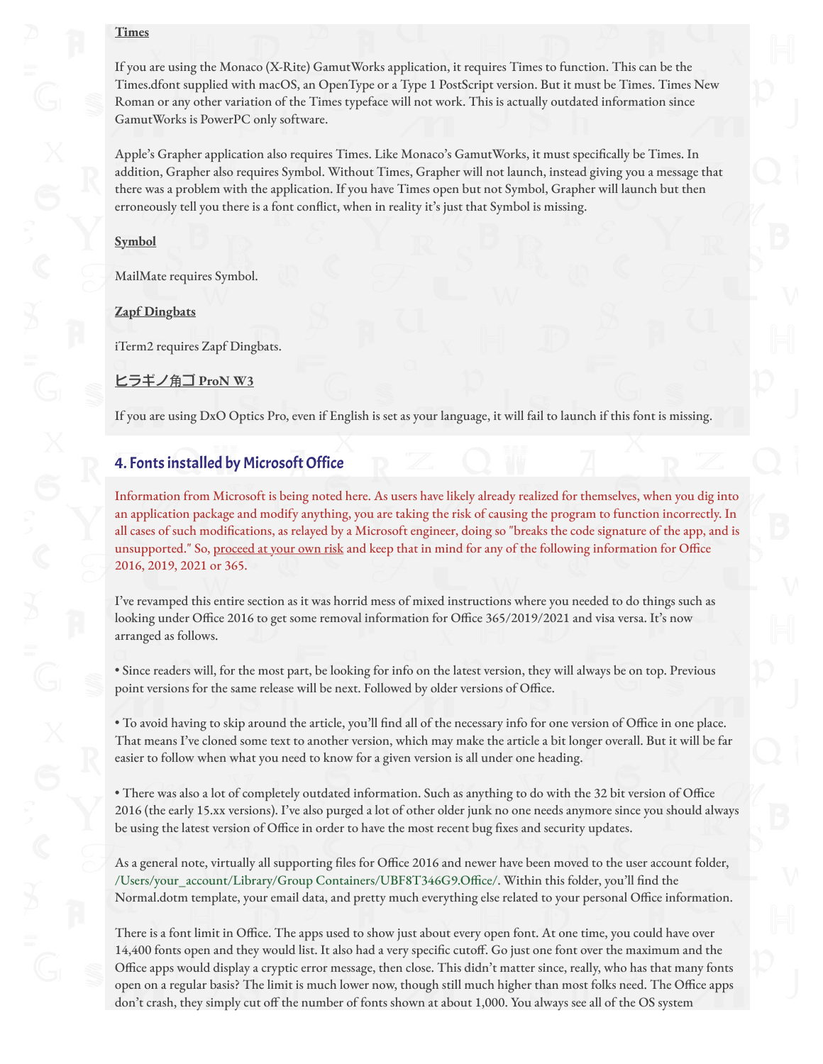**Times**

If you are using the Monaco (X-Rite) GamutWorks application, it requires Times to function. This can be the Times.dfont supplied with macOS, an OpenType or a Type 1 PostScript version. But it must be Times. Times New Roman or any other variation of the Times typeface will not work. This is actually outdated information since GamutWorks is PowerPC only software.

Apple's Grapher application also requires Times. Like Monaco's GamutWorks, it must specifically be Times. In addition, Grapher also requires Symbol. Without Times, Grapher will not launch, instead giving you a message that there was a problem with the application. If you have Times open but not Symbol, Grapher will launch but then erroneously tell you there is a font conflict, when in reality it's just that Symbol is missing.

**Symbol**

MailMate requires Symbol.

**Zapf Dingbats**

iTerm2 requires Zapf Dingbats.

**ヒラギノ角ゴ ProN W3**

If you are using DxO Optics Pro, even if English is set as your language, it will fail to launch if this font is missing.

## 4. Fonts installed by Microsoft Office

Information from Microsoft is being noted here. As users have likely already realized for themselves, when you dig into an application package and modify anything, you are taking the risk of causing the program to function incorrectly. In all cases of such modifications, as relayed by a Microsoft engineer, doing so "breaks the code signature of the app, and is unsupported." So, proceed at your own risk and keep that in mind for any of the following information for Office 2016, 2019, 2021 or 365.

I've revamped this entire section as it was horrid mess of mixed instructions where you needed to do things such as looking under Office 2016 to get some removal information for Office 365/2019/2021 and visa versa. It's now arranged as follows.

• Since readers will, for the most part, be looking for info on the latest version, they will always be on top. Previous point versions for the same release will be next. Followed by older versions of Office.

• To avoid having to skip around the article, you'll find all of the necessary info for one version of Office in one place. That means I've cloned some text to another version, which may make the article a bit longer overall. But it will be far easier to follow when what you need to know for a given version is all under one heading.

• There was also a lot of completely outdated information. Such as anything to do with the 32 bit version of Office 2016 (the early 15.xx versions). I've also purged a lot of other older junk no one needs anymore since you should always be using the latest version of Office in order to have the most recent bug fixes and security updates.

As a general note, virtually all supporting files for Office 2016 and newer have been moved to the user account folder, /Users/your_account/Library/Group Containers/UBF8T346G9.Office/. Within this folder, you'll find the Normal.dotm template, your email data, and pretty much everything else related to your personal Office information.

There is a font limit in Office. The apps used to show just about every open font. At one time, you could have over 14,400 fonts open and they would list. It also had a very specific cutoff. Go just one font over the maximum and the Office apps would display a cryptic error message, then close. This didn't matter since, really, who has that many fonts open on a regular basis? The limit is much lower now, though still much higher than most folks need. The Office apps don't crash, they simply cut off the number of fonts shown at about 1,000. You always see all of the OS system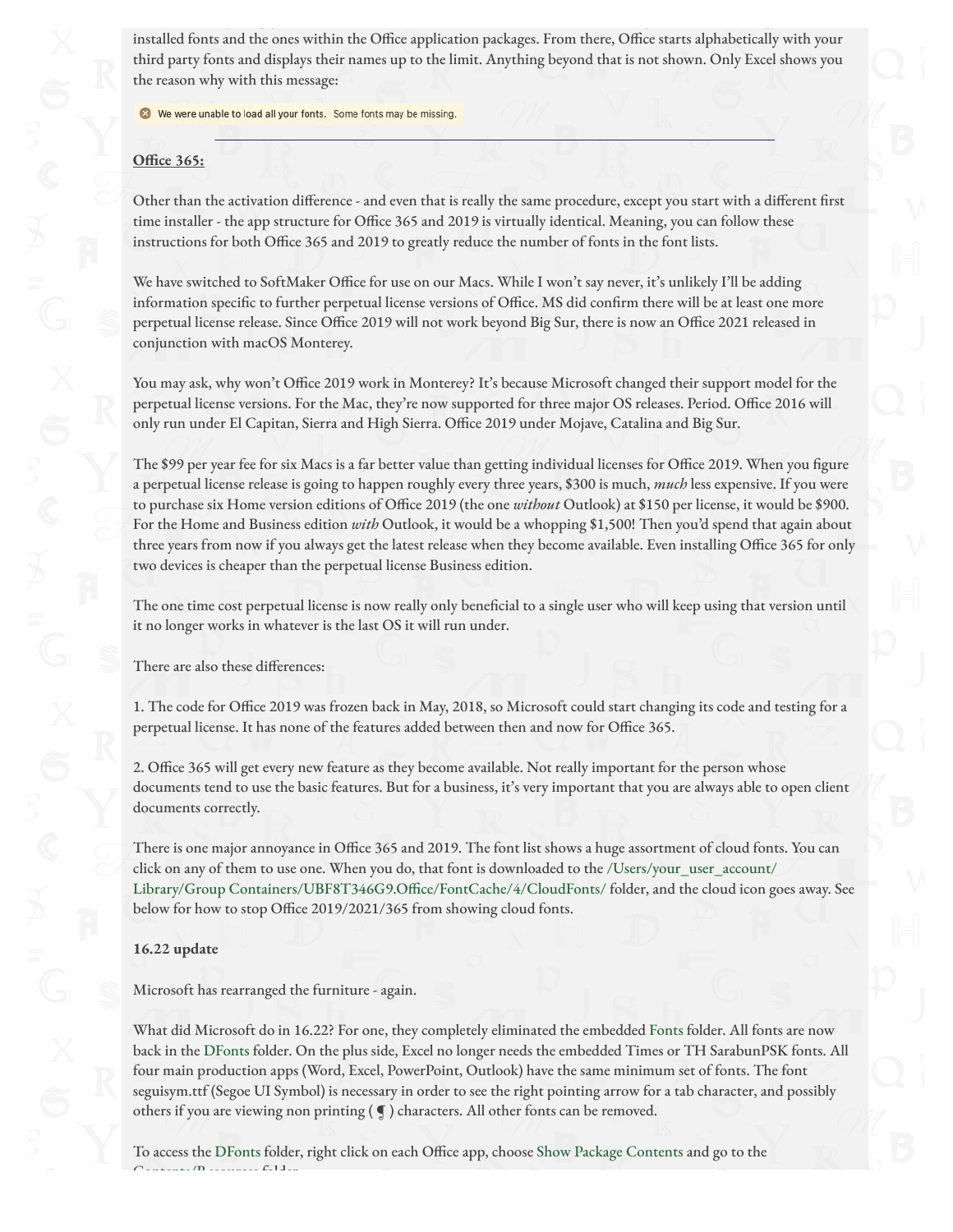installed fonts and the ones within the Office application packages. From there, Office starts alphabetically with your third party fonts and displays their names up to the limit. Anything beyond that is not shown. Only Excel shows you the reason why with this message:

We were unable to load all your fonts. Some fonts may be missing.

---

**Office 365:**

Other than the activation difference - and even that is really the same procedure, except you start with a different first time installer - the app structure for Office 365 and 2019 is virtually identical. Meaning, you can follow these instructions for both Office 365 and 2019 to greatly reduce the number of fonts in the font lists.

We have switched to SoftMaker Office for use on our Macs. While I won't say never, it's unlikely I'll be adding information specific to further perpetual license versions of Office. MS did confirm there will be at least one more perpetual license release. Since Office 2019 will not work beyond Big Sur, there is now an Office 2021 released in conjunction with macOS Monterey.

You may ask, why won't Office 2019 work in Monterey? It's because Microsoft changed their support model for the perpetual license versions. For the Mac, they're now supported for three major OS releases. Period. Office 2016 will only run under El Capitan, Sierra and High Sierra. Office 2019 under Mojave, Catalina and Big Sur.

The $99 per year fee for six Macs is a far better value than getting individual licenses for Office 2019. When you figure a perpetual license release is going to happen roughly every three years, $300 is much, *much* less expensive. If you were to purchase six Home version editions of Office 2019 (the one *without* Outlook) at $150 per license, it would be $900. For the Home and Business edition *with* Outlook, it would be a whopping $1,500! Then you'd spend that again about three years from now if you always get the latest release when they become available. Even installing Office 365 for only two devices is cheaper than the perpetual license Business edition.

The one time cost perpetual license is now really only beneficial to a single user who will keep using that version until it no longer works in whatever is the last OS it will run under.

There are also these differences:

1. The code for Office 2019 was frozen back in May, 2018, so Microsoft could start changing its code and testing for a perpetual license. It has none of the features added between then and now for Office 365.

2. Office 365 will get every new feature as they become available. Not really important for the person whose documents tend to use the basic features. But for a business, it's very important that you are always able to open client documents correctly.

There is one major annoyance in Office 365 and 2019. The font list shows a huge assortment of cloud fonts. You can click on any of them to use one. When you do, that font is downloaded to the /Users/your_user_account/Library/Group Containers/UBF8T346G9.Office/FontCache/4/CloudFonts/ folder, and the cloud icon goes away. See below for how to stop Office 2019/2021/365 from showing cloud fonts.

**16.22 update**

Microsoft has rearranged the furniture - again.

What did Microsoft do in 16.22? For one, they completely eliminated the embedded Fonts folder. All fonts are now back in the DFonts folder. On the plus side, Excel no longer needs the embedded Times or TH SarabunPSK fonts. All four main production apps (Word, Excel, PowerPoint, Outlook) have the same minimum set of fonts. The font seguisym.ttf (Segoe UI Symbol) is necessary in order to see the right pointing arrow for a tab character, and possibly others if you are viewing non printing ( ¶ ) characters. All other fonts can be removed.

To access the DFonts folder, right click on each Office app, choose Show Package Contents and go to the Contents/Resources folder.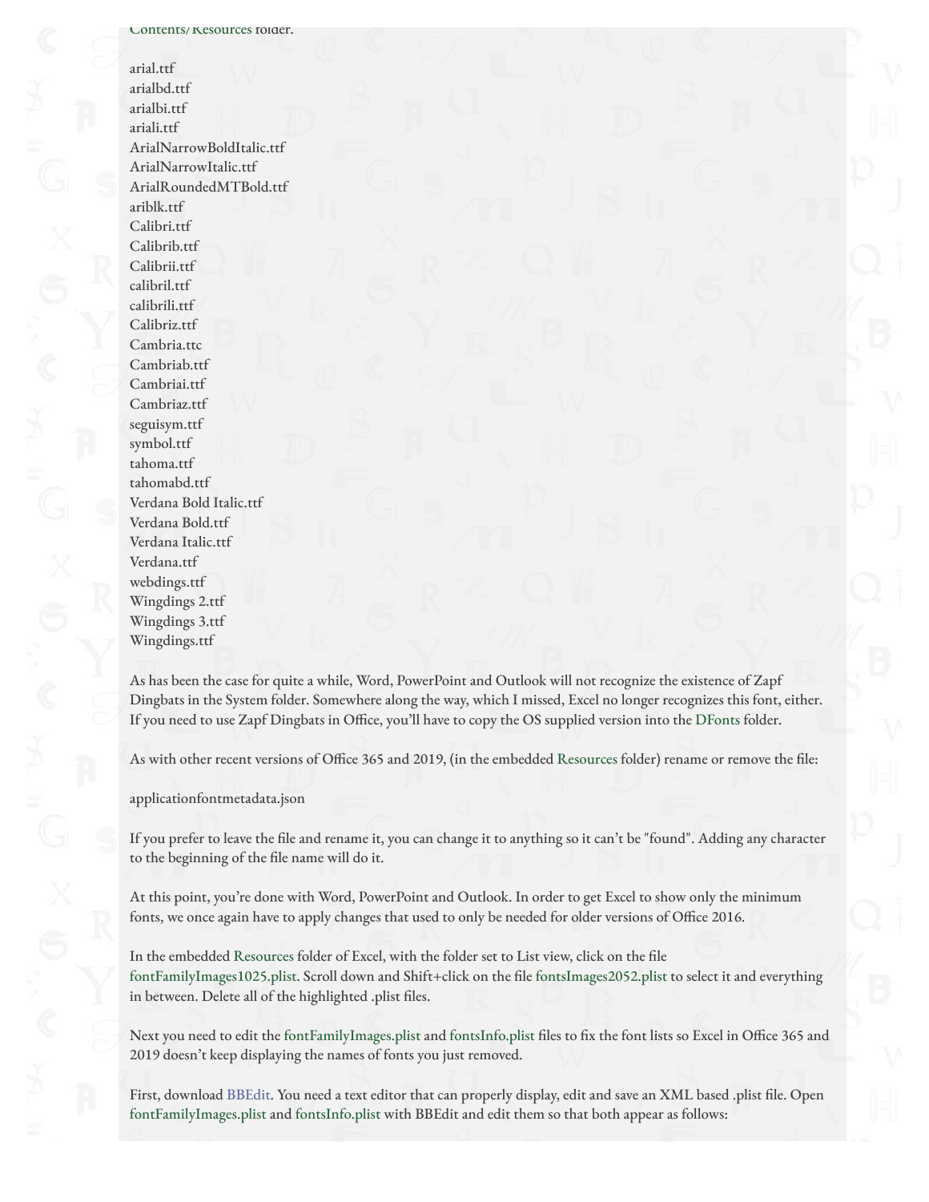Contents/Resources folder.

arial.ttf
arialbd.ttf
arialbi.ttf
ariali.ttf
ArialNarrowBoldItalic.ttf
ArialNarrowItalic.ttf
ArialRoundedMTBold.ttf
ariblk.ttf
Calibri.ttf
Calibrib.ttf
Calibrii.ttf
calibril.ttf
calibrili.ttf
Calibriz.ttf
Cambria.ttc
Cambriab.ttf
Cambriai.ttf
Cambriaz.ttf
seguisym.ttf
symbol.ttf
tahoma.ttf
tahomabd.ttf
Verdana Bold Italic.ttf
Verdana Bold.ttf
Verdana Italic.ttf
Verdana.ttf
webdings.ttf
Wingdings 2.ttf
Wingdings 3.ttf
Wingdings.ttf

As has been the case for quite a while, Word, PowerPoint and Outlook will not recognize the existence of Zapf Dingbats in the System folder. Somewhere along the way, which I missed, Excel no longer recognizes this font, either. If you need to use Zapf Dingbats in Office, you'll have to copy the OS supplied version into the DFonts folder.

As with other recent versions of Office 365 and 2019, (in the embedded Resources folder) rename or remove the file:

applicationfontmetadata.json

If you prefer to leave the file and rename it, you can change it to anything so it can't be "found". Adding any character to the beginning of the file name will do it.

At this point, you're done with Word, PowerPoint and Outlook. In order to get Excel to show only the minimum fonts, we once again have to apply changes that used to only be needed for older versions of Office 2016.

In the embedded Resources folder of Excel, with the folder set to List view, click on the file fontFamilyImages1025.plist. Scroll down and Shift+click on the file fontsImages2052.plist to select it and everything in between. Delete all of the highlighted .plist files.

Next you need to edit the fontFamilyImages.plist and fontsInfo.plist files to fix the font lists so Excel in Office 365 and 2019 doesn't keep displaying the names of fonts you just removed.

First, download BBEdit. You need a text editor that can properly display, edit and save an XML based .plist file. Open fontFamilyImages.plist and fontsInfo.plist with BBEdit and edit them so that both appear as follows: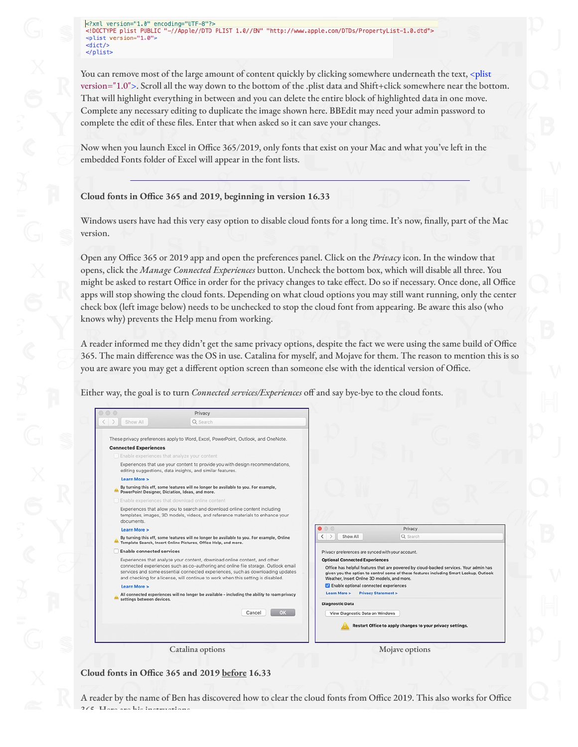```
<?xml version="1.0" encoding="UTF-8"?>
<!DOCTYPE plist PUBLIC "-//Apple//DTD PLIST 1.0//EN" "http://www.apple.com/DTDs/PropertyList-1.0.dtd">
<plist version="1.0">
<dict/>
</plist>
```

You can remove most of the large amount of content quickly by clicking somewhere underneath the text, <plist version="1.0">. Scroll all the way down to the bottom of the .plist data and Shift+click somewhere near the bottom. That will highlight everything in between and you can delete the entire block of highlighted data in one move. Complete any necessary editing to duplicate the image shown here. BBEdit may need your admin password to complete the edit of these files. Enter that when asked so it can save your changes.

Now when you launch Excel in Office 365/2019, only fonts that exist on your Mac and what you've left in the embedded Fonts folder of Excel will appear in the font lists.

---

**Cloud fonts in Office 365 and 2019, beginning in version 16.33**

Windows users have had this very easy option to disable cloud fonts for a long time. It's now, finally, part of the Mac version.

Open any Office 365 or 2019 app and open the preferences panel. Click on the *Privacy* icon. In the window that opens, click the *Manage Connected Experiences* button. Uncheck the bottom box, which will disable all three. You might be asked to restart Office in order for the privacy changes to take effect. Do so if necessary. Once done, all Office apps will stop showing the cloud fonts. Depending on what cloud options you may still want running, only the center check box (left image below) needs to be unchecked to stop the cloud font from appearing. Be aware this also (who knows why) prevents the Help menu from working.

A reader informed me they didn't get the same privacy options, despite the fact we were using the same build of Office 365. The main difference was the OS in use. Catalina for myself, and Mojave for them. The reason to mention this is so you are aware you may get a different option screen than someone else with the identical version of Office.

Either way, the goal is to turn *Connected services/Experiences* off and say bye-bye to the cloud fonts.

Catalina options

Mojave options

**Cloud fonts in Office 365 and 2019 before 16.33**

A reader by the name of Ben has discovered how to clear the cloud fonts from Office 2019. This also works for Office 365. Here are his instructions.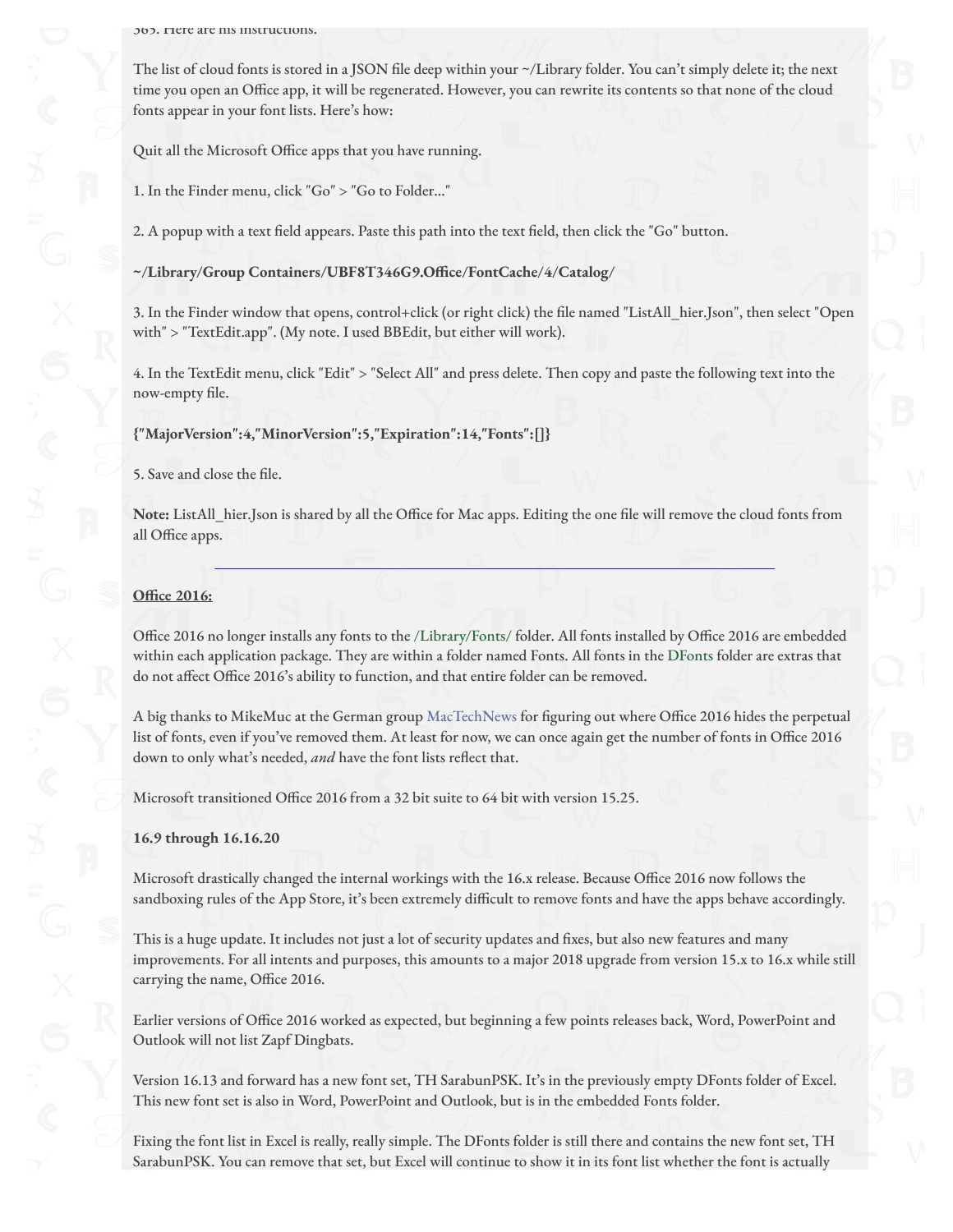365. Here are his instructions:

The list of cloud fonts is stored in a JSON file deep within your ~/Library folder. You can't simply delete it; the next time you open an Office app, it will be regenerated. However, you can rewrite its contents so that none of the cloud fonts appear in your font lists. Here's how:

Quit all the Microsoft Office apps that you have running.

1. In the Finder menu, click "Go" > "Go to Folder..."

2. A popup with a text field appears. Paste this path into the text field, then click the "Go" button.

**~/Library/Group Containers/UBF8T346G9.Office/FontCache/4/Catalog/**

3. In the Finder window that opens, control+click (or right click) the file named "ListAll_hier.Json", then select "Open with" > "TextEdit.app". (My note. I used BBEdit, but either will work).

4. In the TextEdit menu, click "Edit" > "Select All" and press delete. Then copy and paste the following text into the now-empty file.

**{"MajorVersion":4,"MinorVersion":5,"Expiration":14,"Fonts":[]}**

5. Save and close the file.

**Note:** ListAll_hier.Json is shared by all the Office for Mac apps. Editing the one file will remove the cloud fonts from all Office apps.

---

**Office 2016:**

Office 2016 no longer installs any fonts to the /Library/Fonts/ folder. All fonts installed by Office 2016 are embedded within each application package. They are within a folder named Fonts. All fonts in the DFonts folder are extras that do not affect Office 2016's ability to function, and that entire folder can be removed.

A big thanks to MikeMuc at the German group MacTechNews for figuring out where Office 2016 hides the perpetual list of fonts, even if you've removed them. At least for now, we can once again get the number of fonts in Office 2016 down to only what's needed, *and* have the font lists reflect that.

Microsoft transitioned Office 2016 from a 32 bit suite to 64 bit with version 15.25.

**16.9 through 16.16.20**

Microsoft drastically changed the internal workings with the 16.x release. Because Office 2016 now follows the sandboxing rules of the App Store, it's been extremely difficult to remove fonts and have the apps behave accordingly.

This is a huge update. It includes not just a lot of security updates and fixes, but also new features and many improvements. For all intents and purposes, this amounts to a major 2018 upgrade from version 15.x to 16.x while still carrying the name, Office 2016.

Earlier versions of Office 2016 worked as expected, but beginning a few points releases back, Word, PowerPoint and Outlook will not list Zapf Dingbats.

Version 16.13 and forward has a new font set, TH SarabunPSK. It's in the previously empty DFonts folder of Excel. This new font set is also in Word, PowerPoint and Outlook, but is in the embedded Fonts folder.

Fixing the font list in Excel is really, really simple. The DFonts folder is still there and contains the new font set, TH SarabunPSK. You can remove that set, but Excel will continue to show it in its font list whether the font is actually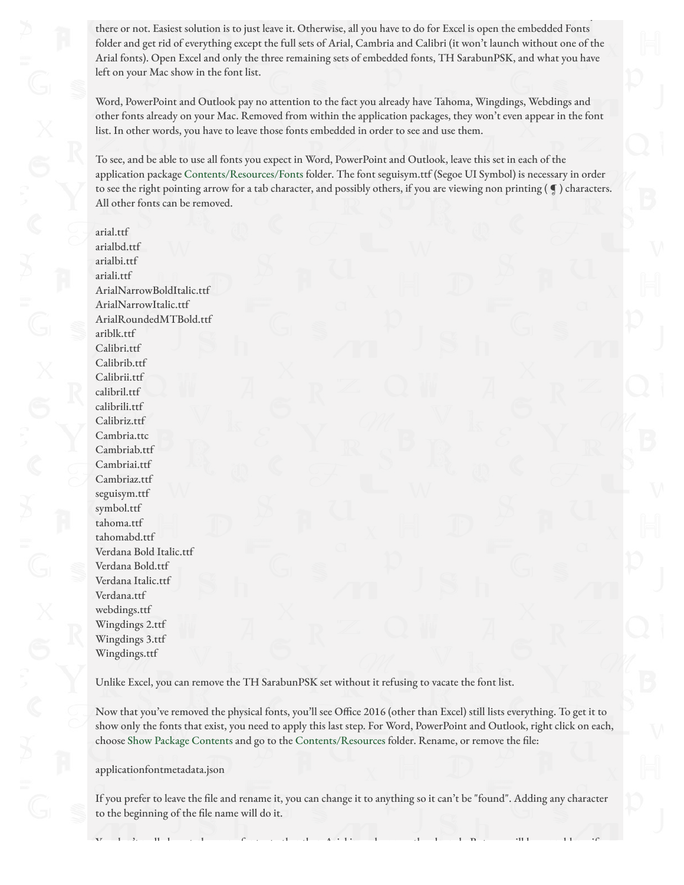there or not. Easiest solution is to just leave it. Otherwise, all you have to do for Excel is open the embedded Fonts folder and get rid of everything except the full sets of Arial, Cambria and Calibri (it won't launch without one of the Arial fonts). Open Excel and only the three remaining sets of embedded fonts, TH SarabunPSK, and what you have left on your Mac show in the font list.

Word, PowerPoint and Outlook pay no attention to the fact you already have Tahoma, Wingdings, Webdings and other fonts already on your Mac. Removed from within the application packages, they won't even appear in the font list. In other words, you have to leave those fonts embedded in order to see and use them.

To see, and be able to use all fonts you expect in Word, PowerPoint and Outlook, leave this set in each of the application package Contents/Resources/Fonts folder. The font seguisym.ttf (Segoe UI Symbol) is necessary in order to see the right pointing arrow for a tab character, and possibly others, if you are viewing non printing ( ¶ ) characters. All other fonts can be removed.

arial.ttf
arialbd.ttf
arialbi.ttf
ariali.ttf
ArialNarrowBoldItalic.ttf
ArialNarrowItalic.ttf
ArialRoundedMTBold.ttf
ariblk.ttf
Calibri.ttf
Calibrib.ttf
Calibrii.ttf
calibril.ttf
calibrili.ttf
Calibriz.ttf
Cambria.ttc
Cambriab.ttf
Cambriai.ttf
Cambriaz.ttf
seguisym.ttf
symbol.ttf
tahoma.ttf
tahomabd.ttf
Verdana Bold Italic.ttf
Verdana Bold.ttf
Verdana Italic.ttf
Verdana.ttf
webdings.ttf
Wingdings 2.ttf
Wingdings 3.ttf
Wingdings.ttf

Unlike Excel, you can remove the TH SarabunPSK set without it refusing to vacate the font list.

Now that you've removed the physical fonts, you'll see Office 2016 (other than Excel) still lists everything. To get it to show only the fonts that exist, you need to apply this last step. For Word, PowerPoint and Outlook, right click on each, choose Show Package Contents and go to the Contents/Resources folder. Rename, or remove the file:

applicationfontmetadata.json

If you prefer to leave the file and rename it, you can change it to anything so it can't be "found". Adding any character to the beginning of the file name will do it.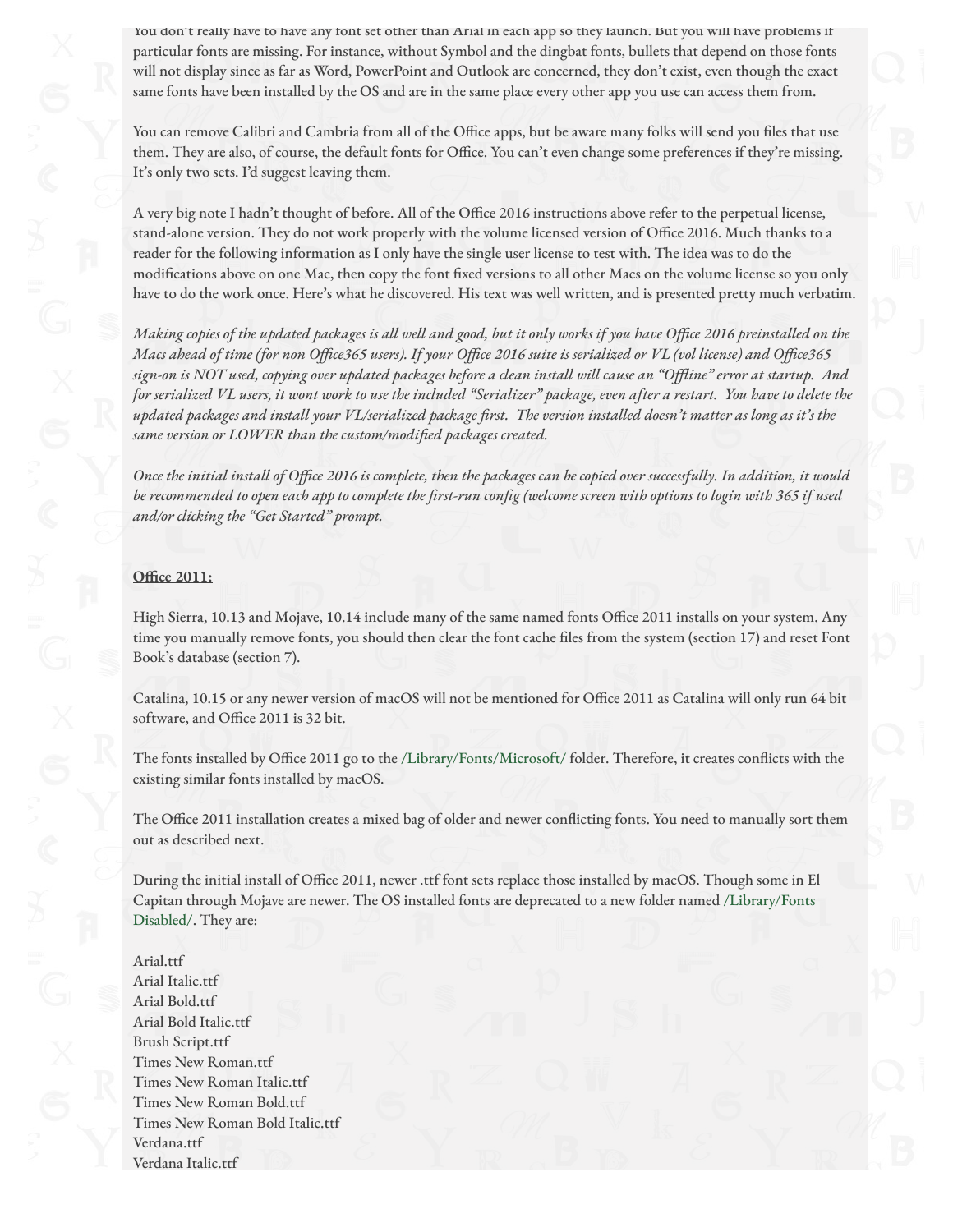You don't really have to have any font set other than Arial in each app so they launch. But you will have problems if particular fonts are missing. For instance, without Symbol and the dingbat fonts, bullets that depend on those fonts will not display since as far as Word, PowerPoint and Outlook are concerned, they don't exist, even though the exact same fonts have been installed by the OS and are in the same place every other app you use can access them from.

You can remove Calibri and Cambria from all of the Office apps, but be aware many folks will send you files that use them. They are also, of course, the default fonts for Office. You can't even change some preferences if they're missing. It's only two sets. I'd suggest leaving them.

A very big note I hadn't thought of before. All of the Office 2016 instructions above refer to the perpetual license, stand-alone version. They do not work properly with the volume licensed version of Office 2016. Much thanks to a reader for the following information as I only have the single user license to test with. The idea was to do the modifications above on one Mac, then copy the font fixed versions to all other Macs on the volume license so you only have to do the work once. Here's what he discovered. His text was well written, and is presented pretty much verbatim.

*Making copies of the updated packages is all well and good, but it only works if you have Office 2016 preinstalled on the Macs ahead of time (for non Office365 users). If your Office 2016 suite is serialized or VL (vol license) and Office365 sign-on is NOT used, copying over updated packages before a clean install will cause an "Offline" error at startup. And for serialized VL users, it wont work to use the included "Serializer" package, even after a restart. You have to delete the updated packages and install your VL/serialized package first. The version installed doesn't matter as long as it's the same version or LOWER than the custom/modified packages created.*

*Once the initial install of Office 2016 is complete, then the packages can be copied over successfully. In addition, it would be recommended to open each app to complete the first-run config (welcome screen with options to login with 365 if used and/or clicking the "Get Started" prompt.*

---

**Office 2011:**

High Sierra, 10.13 and Mojave, 10.14 include many of the same named fonts Office 2011 installs on your system. Any time you manually remove fonts, you should then clear the font cache files from the system (section 17) and reset Font Book's database (section 7).

Catalina, 10.15 or any newer version of macOS will not be mentioned for Office 2011 as Catalina will only run 64 bit software, and Office 2011 is 32 bit.

The fonts installed by Office 2011 go to the /Library/Fonts/Microsoft/ folder. Therefore, it creates conflicts with the existing similar fonts installed by macOS.

The Office 2011 installation creates a mixed bag of older and newer conflicting fonts. You need to manually sort them out as described next.

During the initial install of Office 2011, newer .ttf font sets replace those installed by macOS. Though some in El Capitan through Mojave are newer. The OS installed fonts are deprecated to a new folder named /Library/Fonts Disabled/. They are:

Arial.ttf
Arial Italic.ttf
Arial Bold.ttf
Arial Bold Italic.ttf
Brush Script.ttf
Times New Roman.ttf
Times New Roman Italic.ttf
Times New Roman Bold.ttf
Times New Roman Bold Italic.ttf
Verdana.ttf
Verdana Italic.ttf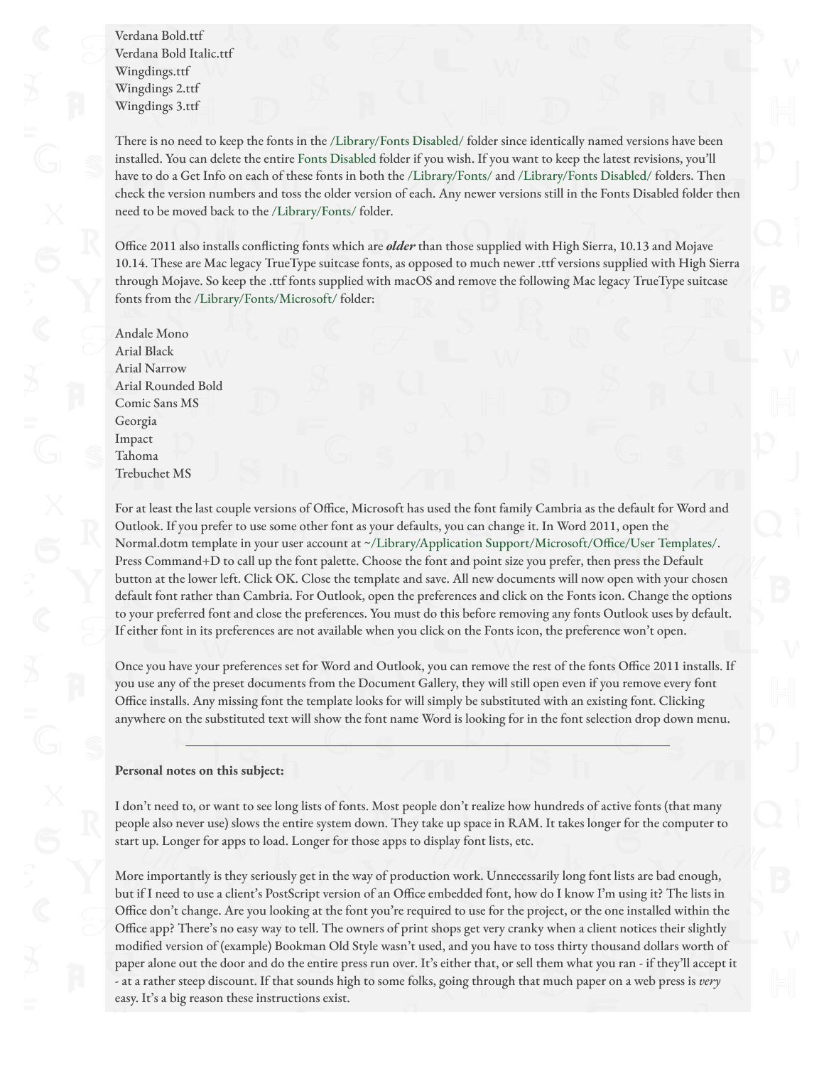Verdana Bold.ttf
Verdana Bold Italic.ttf
Wingdings.ttf
Wingdings 2.ttf
Wingdings 3.ttf

There is no need to keep the fonts in the /Library/Fonts Disabled/ folder since identically named versions have been installed. You can delete the entire Fonts Disabled folder if you wish. If you want to keep the latest revisions, you'll have to do a Get Info on each of these fonts in both the /Library/Fonts/ and /Library/Fonts Disabled/ folders. Then check the version numbers and toss the older version of each. Any newer versions still in the Fonts Disabled folder then need to be moved back to the /Library/Fonts/ folder.

Office 2011 also installs conflicting fonts which are ***older*** than those supplied with High Sierra, 10.13 and Mojave 10.14. These are Mac legacy TrueType suitcase fonts, as opposed to much newer .ttf versions supplied with High Sierra through Mojave. So keep the .ttf fonts supplied with macOS and remove the following Mac legacy TrueType suitcase fonts from the /Library/Fonts/Microsoft/ folder:

Andale Mono
Arial Black
Arial Narrow
Arial Rounded Bold
Comic Sans MS
Georgia
Impact
Tahoma
Trebuchet MS

For at least the last couple versions of Office, Microsoft has used the font family Cambria as the default for Word and Outlook. If you prefer to use some other font as your defaults, you can change it. In Word 2011, open the Normal.dotm template in your user account at ~/Library/Application Support/Microsoft/Office/User Templates/. Press Command+D to call up the font palette. Choose the font and point size you prefer, then press the Default button at the lower left. Click OK. Close the template and save. All new documents will now open with your chosen default font rather than Cambria. For Outlook, open the preferences and click on the Fonts icon. Change the options to your preferred font and close the preferences. You must do this before removing any fonts Outlook uses by default. If either font in its preferences are not available when you click on the Fonts icon, the preference won't open.

Once you have your preferences set for Word and Outlook, you can remove the rest of the fonts Office 2011 installs. If you use any of the preset documents from the Document Gallery, they will still open even if you remove every font Office installs. Any missing font the template looks for will simply be substituted with an existing font. Clicking anywhere on the substituted text will show the font name Word is looking for in the font selection drop down menu.

---

**Personal notes on this subject:**

I don't need to, or want to see long lists of fonts. Most people don't realize how hundreds of active fonts (that many people also never use) slows the entire system down. They take up space in RAM. It takes longer for the computer to start up. Longer for apps to load. Longer for those apps to display font lists, etc.

More importantly is they seriously get in the way of production work. Unnecessarily long font lists are bad enough, but if I need to use a client's PostScript version of an Office embedded font, how do I know I'm using it? The lists in Office don't change. Are you looking at the font you're required to use for the project, or the one installed within the Office app? There's no easy way to tell. The owners of print shops get very cranky when a client notices their slightly modified version of (example) Bookman Old Style wasn't used, and you have to toss thirty thousand dollars worth of paper alone out the door and do the entire press run over. It's either that, or sell them what you ran - if they'll accept it - at a rather steep discount. If that sounds high to some folks, going through that much paper on a web press is *very* easy. It's a big reason these instructions exist.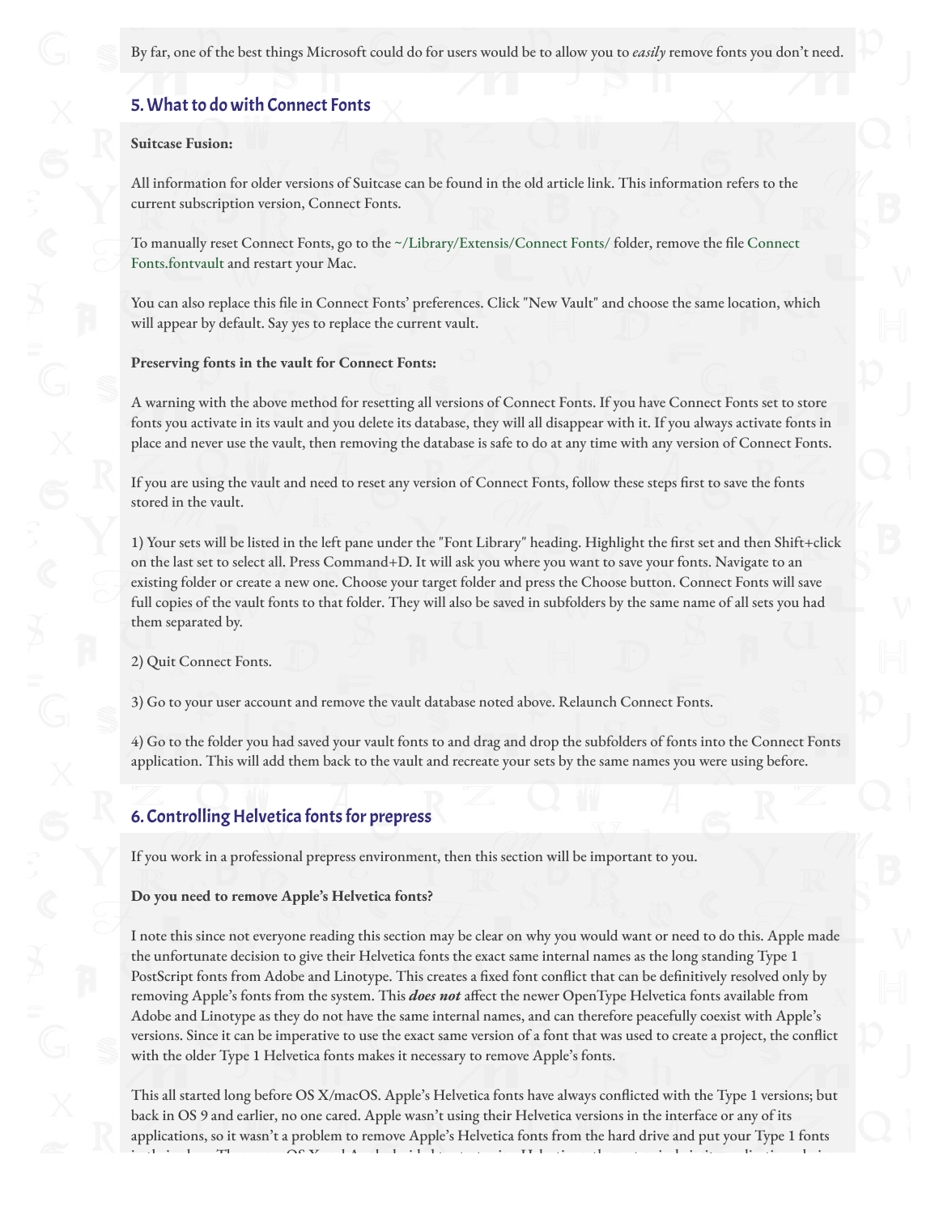By far, one of the best things Microsoft could do for users would be to allow you to *easily* remove fonts you don't need.

## 5. What to do with Connect Fonts

**Suitcase Fusion:**

All information for older versions of Suitcase can be found in the old article link. This information refers to the current subscription version, Connect Fonts.

To manually reset Connect Fonts, go to the ~/Library/Extensis/Connect Fonts/ folder, remove the file Connect Fonts.fontvault and restart your Mac.

You can also replace this file in Connect Fonts' preferences. Click "New Vault" and choose the same location, which will appear by default. Say yes to replace the current vault.

**Preserving fonts in the vault for Connect Fonts:**

A warning with the above method for resetting all versions of Connect Fonts. If you have Connect Fonts set to store fonts you activate in its vault and you delete its database, they will all disappear with it. If you always activate fonts in place and never use the vault, then removing the database is safe to do at any time with any version of Connect Fonts.

If you are using the vault and need to reset any version of Connect Fonts, follow these steps first to save the fonts stored in the vault.

1) Your sets will be listed in the left pane under the "Font Library" heading. Highlight the first set and then Shift+click on the last set to select all. Press Command+D. It will ask you where you want to save your fonts. Navigate to an existing folder or create a new one. Choose your target folder and press the Choose button. Connect Fonts will save full copies of the vault fonts to that folder. They will also be saved in subfolders by the same name of all sets you had them separated by.

2) Quit Connect Fonts.

3) Go to your user account and remove the vault database noted above. Relaunch Connect Fonts.

4) Go to the folder you had saved your vault fonts to and drag and drop the subfolders of fonts into the Connect Fonts application. This will add them back to the vault and recreate your sets by the same names you were using before.

## 6. Controlling Helvetica fonts for prepress

If you work in a professional prepress environment, then this section will be important to you.

**Do you need to remove Apple's Helvetica fonts?**

I note this since not everyone reading this section may be clear on why you would want or need to do this. Apple made the unfortunate decision to give their Helvetica fonts the exact same internal names as the long standing Type 1 PostScript fonts from Adobe and Linotype. This creates a fixed font conflict that can be definitively resolved only by removing Apple's fonts from the system. This ***does not*** affect the newer OpenType Helvetica fonts available from Adobe and Linotype as they do not have the same internal names, and can therefore peacefully coexist with Apple's versions. Since it can be imperative to use the exact same version of a font that was used to create a project, the conflict with the older Type 1 Helvetica fonts makes it necessary to remove Apple's fonts.

This all started long before OS X/macOS. Apple's Helvetica fonts have always conflicted with the Type 1 versions; but back in OS 9 and earlier, no one cared. Apple wasn't using their Helvetica versions in the interface or any of its applications, so it wasn't a problem to remove Apple's Helvetica fonts from the hard drive and put your Type 1 fonts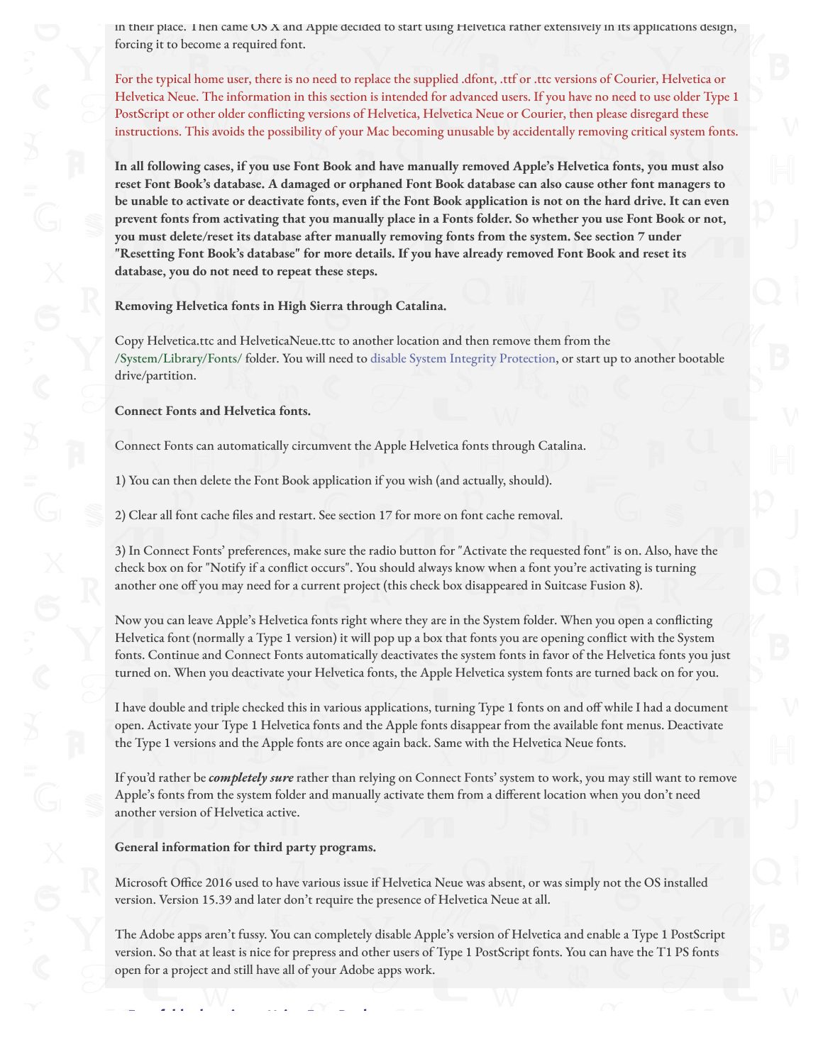in their place. Then came OS X and Apple decided to start using Helvetica rather extensively in its applications design, forcing it to become a required font.

For the typical home user, there is no need to replace the supplied .dfont, .ttf or .ttc versions of Courier, Helvetica or Helvetica Neue. The information in this section is intended for advanced users. If you have no need to use older Type 1 PostScript or other older conflicting versions of Helvetica, Helvetica Neue or Courier, then please disregard these instructions. This avoids the possibility of your Mac becoming unusable by accidentally removing critical system fonts.

**In all following cases, if you use Font Book and have manually removed Apple's Helvetica fonts, you must also reset Font Book's database. A damaged or orphaned Font Book database can also cause other font managers to be unable to activate or deactivate fonts, even if the Font Book application is not on the hard drive. It can even prevent fonts from activating that you manually place in a Fonts folder. So whether you use Font Book or not, you must delete/reset its database after manually removing fonts from the system. See section 7 under "Resetting Font Book's database" for more details. If you have already removed Font Book and reset its database, you do not need to repeat these steps.**

**Removing Helvetica fonts in High Sierra through Catalina.**

Copy Helvetica.ttc and HelveticaNeue.ttc to another location and then remove them from the /System/Library/Fonts/ folder. You will need to disable System Integrity Protection, or start up to another bootable drive/partition.

**Connect Fonts and Helvetica fonts.**

Connect Fonts can automatically circumvent the Apple Helvetica fonts through Catalina.

1) You can then delete the Font Book application if you wish (and actually, should).

2) Clear all font cache files and restart. See section 17 for more on font cache removal.

3) In Connect Fonts' preferences, make sure the radio button for "Activate the requested font" is on. Also, have the check box on for "Notify if a conflict occurs". You should always know when a font you're activating is turning another one off you may need for a current project (this check box disappeared in Suitcase Fusion 8).

Now you can leave Apple's Helvetica fonts right where they are in the System folder. When you open a conflicting Helvetica font (normally a Type 1 version) it will pop up a box that fonts you are opening conflict with the System fonts. Continue and Connect Fonts automatically deactivates the system fonts in favor of the Helvetica fonts you just turned on. When you deactivate your Helvetica fonts, the Apple Helvetica system fonts are turned back on for you.

I have double and triple checked this in various applications, turning Type 1 fonts on and off while I had a document open. Activate your Type 1 Helvetica fonts and the Apple fonts disappear from the available font menus. Deactivate the Type 1 versions and the Apple fonts are once again back. Same with the Helvetica Neue fonts.

If you'd rather be ***completely sure*** rather than relying on Connect Fonts' system to work, you may still want to remove Apple's fonts from the system folder and manually activate them from a different location when you don't need another version of Helvetica active.

**General information for third party programs.**

Microsoft Office 2016 used to have various issue if Helvetica Neue was absent, or was simply not the OS installed version. Version 15.39 and later don't require the presence of Helvetica Neue at all.

The Adobe apps aren't fussy. You can completely disable Apple's version of Helvetica and enable a Type 1 PostScript version. So that at least is nice for prepress and other users of Type 1 PostScript fonts. You can have the T1 PS fonts open for a project and still have all of your Adobe apps work.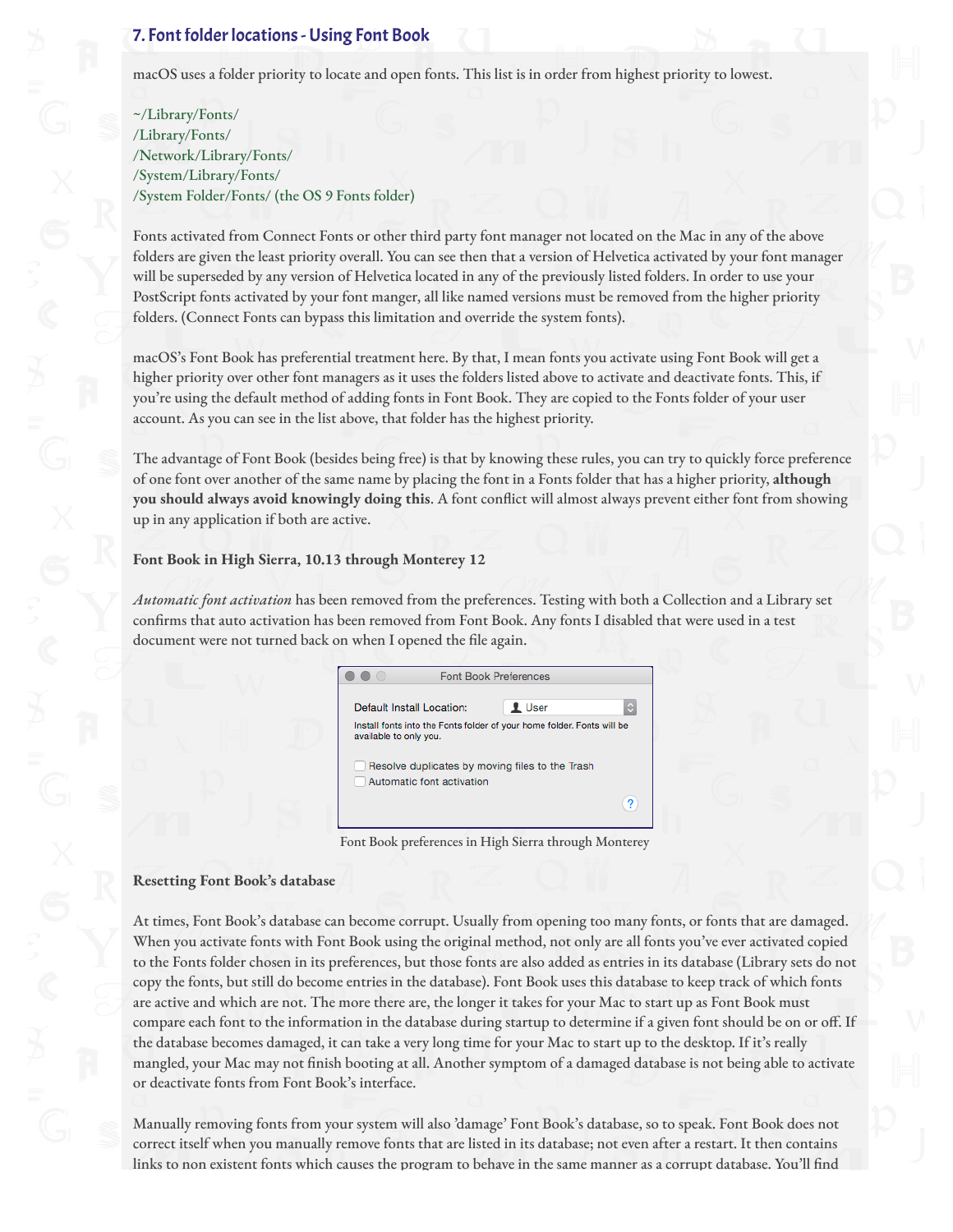## 7. Font folder locations - Using Font Book

macOS uses a folder priority to locate and open fonts. This list is in order from highest priority to lowest.

~/Library/Fonts/
/Library/Fonts/
/Network/Library/Fonts/
/System/Library/Fonts/
/System Folder/Fonts/ (the OS 9 Fonts folder)

Fonts activated from Connect Fonts or other third party font manager not located on the Mac in any of the above folders are given the least priority overall. You can see then that a version of Helvetica activated by your font manager will be superseded by any version of Helvetica located in any of the previously listed folders. In order to use your PostScript fonts activated by your font manger, all like named versions must be removed from the higher priority folders. (Connect Fonts can bypass this limitation and override the system fonts).

macOS's Font Book has preferential treatment here. By that, I mean fonts you activate using Font Book will get a higher priority over other font managers as it uses the folders listed above to activate and deactivate fonts. This, if you're using the default method of adding fonts in Font Book. They are copied to the Fonts folder of your user account. As you can see in the list above, that folder has the highest priority.

The advantage of Font Book (besides being free) is that by knowing these rules, you can try to quickly force preference of one font over another of the same name by placing the font in a Fonts folder that has a higher priority, **although you should always avoid knowingly doing this**. A font conflict will almost always prevent either font from showing up in any application if both are active.

### Font Book in High Sierra, 10.13 through Monterey 12

*Automatic font activation* has been removed from the preferences. Testing with both a Collection and a Library set confirms that auto activation has been removed from Font Book. Any fonts I disabled that were used in a test document were not turned back on when I opened the file again.

Font Book preferences in High Sierra through Monterey

### Resetting Font Book's database

At times, Font Book's database can become corrupt. Usually from opening too many fonts, or fonts that are damaged. When you activate fonts with Font Book using the original method, not only are all fonts you've ever activated copied to the Fonts folder chosen in its preferences, but those fonts are also added as entries in its database (Library sets do not copy the fonts, but still do become entries in the database). Font Book uses this database to keep track of which fonts are active and which are not. The more there are, the longer it takes for your Mac to start up as Font Book must compare each font to the information in the database during startup to determine if a given font should be on or off. If the database becomes damaged, it can take a very long time for your Mac to start up to the desktop. If it's really mangled, your Mac may not finish booting at all. Another symptom of a damaged database is not being able to activate or deactivate fonts from Font Book's interface.

Manually removing fonts from your system will also 'damage' Font Book's database, so to speak. Font Book does not correct itself when you manually remove fonts that are listed in its database; not even after a restart. It then contains links to non existent fonts which causes the program to behave in the same manner as a corrupt database. You'll find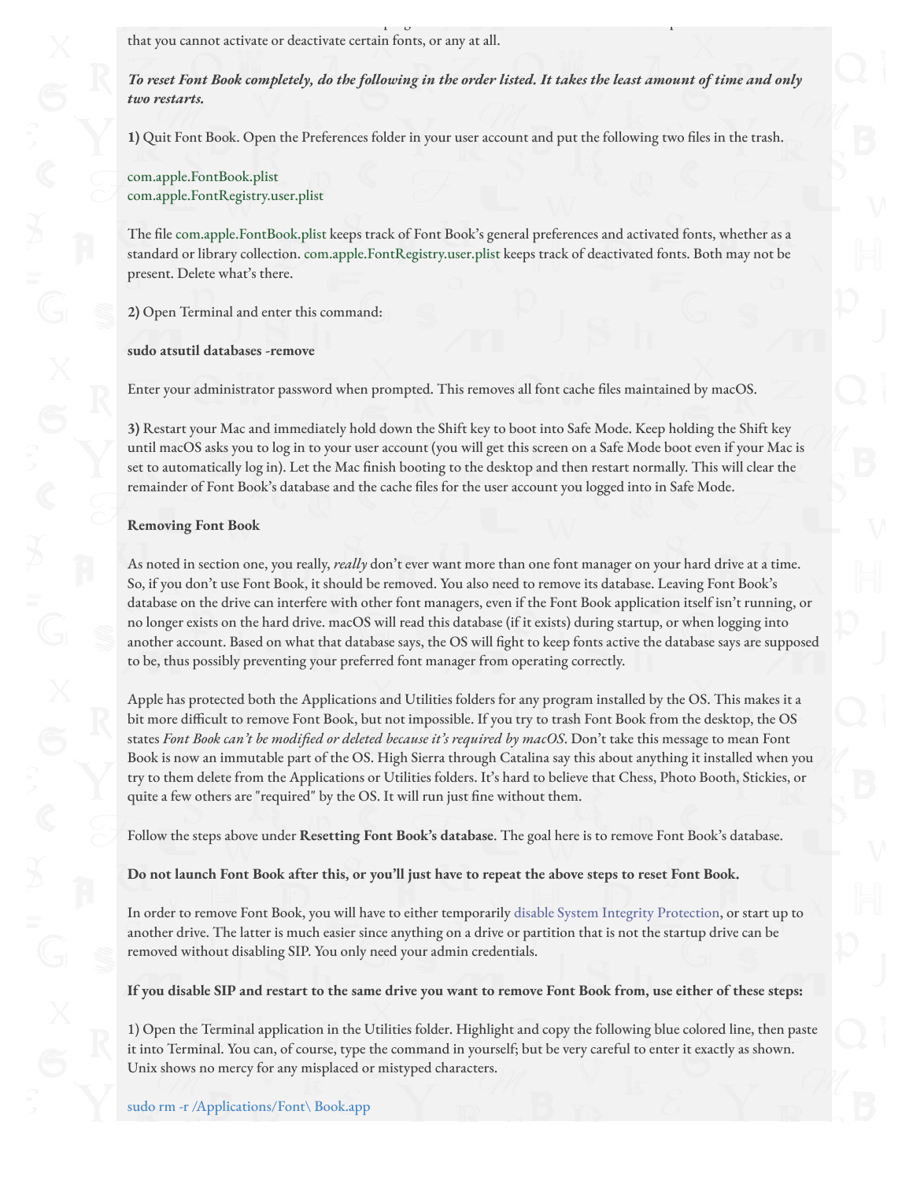that you cannot activate or deactivate certain fonts, or any at all.

***To reset Font Book completely, do the following in the order listed. It takes the least amount of time and only two restarts.***

**1)** Quit Font Book. Open the Preferences folder in your user account and put the following two files in the trash.

com.apple.FontBook.plist
com.apple.FontRegistry.user.plist

The file com.apple.FontBook.plist keeps track of Font Book's general preferences and activated fonts, whether as a standard or library collection. com.apple.FontRegistry.user.plist keeps track of deactivated fonts. Both may not be present. Delete what's there.

**2)** Open Terminal and enter this command:

**sudo atsutil databases -remove**

Enter your administrator password when prompted. This removes all font cache files maintained by macOS.

**3)** Restart your Mac and immediately hold down the Shift key to boot into Safe Mode. Keep holding the Shift key until macOS asks you to log in to your user account (you will get this screen on a Safe Mode boot even if your Mac is set to automatically log in). Let the Mac finish booting to the desktop and then restart normally. This will clear the remainder of Font Book's database and the cache files for the user account you logged into in Safe Mode.

**Removing Font Book**

As noted in section one, you really, *really* don't ever want more than one font manager on your hard drive at a time. So, if you don't use Font Book, it should be removed. You also need to remove its database. Leaving Font Book's database on the drive can interfere with other font managers, even if the Font Book application itself isn't running, or no longer exists on the hard drive. macOS will read this database (if it exists) during startup, or when logging into another account. Based on what that database says, the OS will fight to keep fonts active the database says are supposed to be, thus possibly preventing your preferred font manager from operating correctly.

Apple has protected both the Applications and Utilities folders for any program installed by the OS. This makes it a bit more difficult to remove Font Book, but not impossible. If you try to trash Font Book from the desktop, the OS states *Font Book can't be modified or deleted because it's required by macOS*. Don't take this message to mean Font Book is now an immutable part of the OS. High Sierra through Catalina say this about anything it installed when you try to them delete from the Applications or Utilities folders. It's hard to believe that Chess, Photo Booth, Stickies, or quite a few others are "required" by the OS. It will run just fine without them.

Follow the steps above under **Resetting Font Book's database**. The goal here is to remove Font Book's database.

**Do not launch Font Book after this, or you'll just have to repeat the above steps to reset Font Book.**

In order to remove Font Book, you will have to either temporarily disable System Integrity Protection, or start up to another drive. The latter is much easier since anything on a drive or partition that is not the startup drive can be removed without disabling SIP. You only need your admin credentials.

**If you disable SIP and restart to the same drive you want to remove Font Book from, use either of these steps:**

1) Open the Terminal application in the Utilities folder. Highlight and copy the following blue colored line, then paste it into Terminal. You can, of course, type the command in yourself; but be very careful to enter it exactly as shown. Unix shows no mercy for any misplaced or mistyped characters.

sudo rm -r /Applications/Font\ Book.app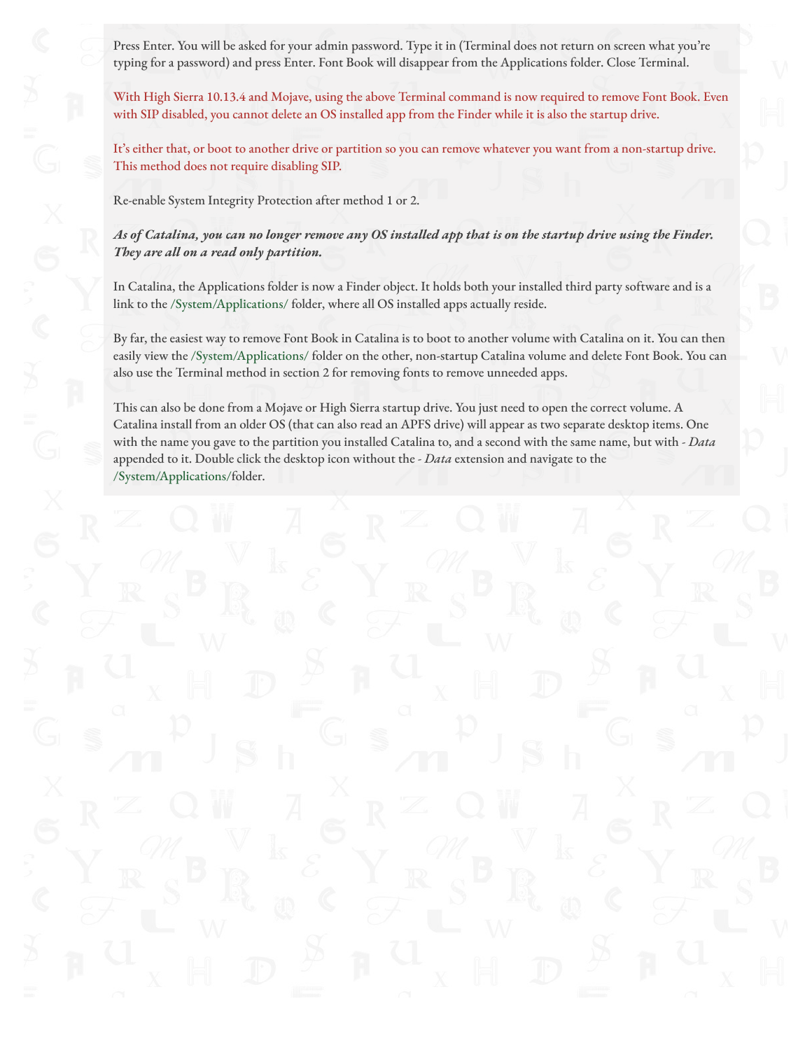Press Enter. You will be asked for your admin password. Type it in (Terminal does not return on screen what you're typing for a password) and press Enter. Font Book will disappear from the Applications folder. Close Terminal.

With High Sierra 10.13.4 and Mojave, using the above Terminal command is now required to remove Font Book. Even with SIP disabled, you cannot delete an OS installed app from the Finder while it is also the startup drive.

It's either that, or boot to another drive or partition so you can remove whatever you want from a non-startup drive. This method does not require disabling SIP.

Re-enable System Integrity Protection after method 1 or 2.

***As of Catalina, you can no longer remove any OS installed app that is on the startup drive using the Finder. They are all on a read only partition.***

In Catalina, the Applications folder is now a Finder object. It holds both your installed third party software and is a link to the /System/Applications/ folder, where all OS installed apps actually reside.

By far, the easiest way to remove Font Book in Catalina is to boot to another volume with Catalina on it. You can then easily view the /System/Applications/ folder on the other, non-startup Catalina volume and delete Font Book. You can also use the Terminal method in section 2 for removing fonts to remove unneeded apps.

This can also be done from a Mojave or High Sierra startup drive. You just need to open the correct volume. A Catalina install from an older OS (that can also read an APFS drive) will appear as two separate desktop items. One with the name you gave to the partition you installed Catalina to, and a second with the same name, but with *- Data* appended to it. Double click the desktop icon without the *- Data* extension and navigate to the /System/Applications/folder.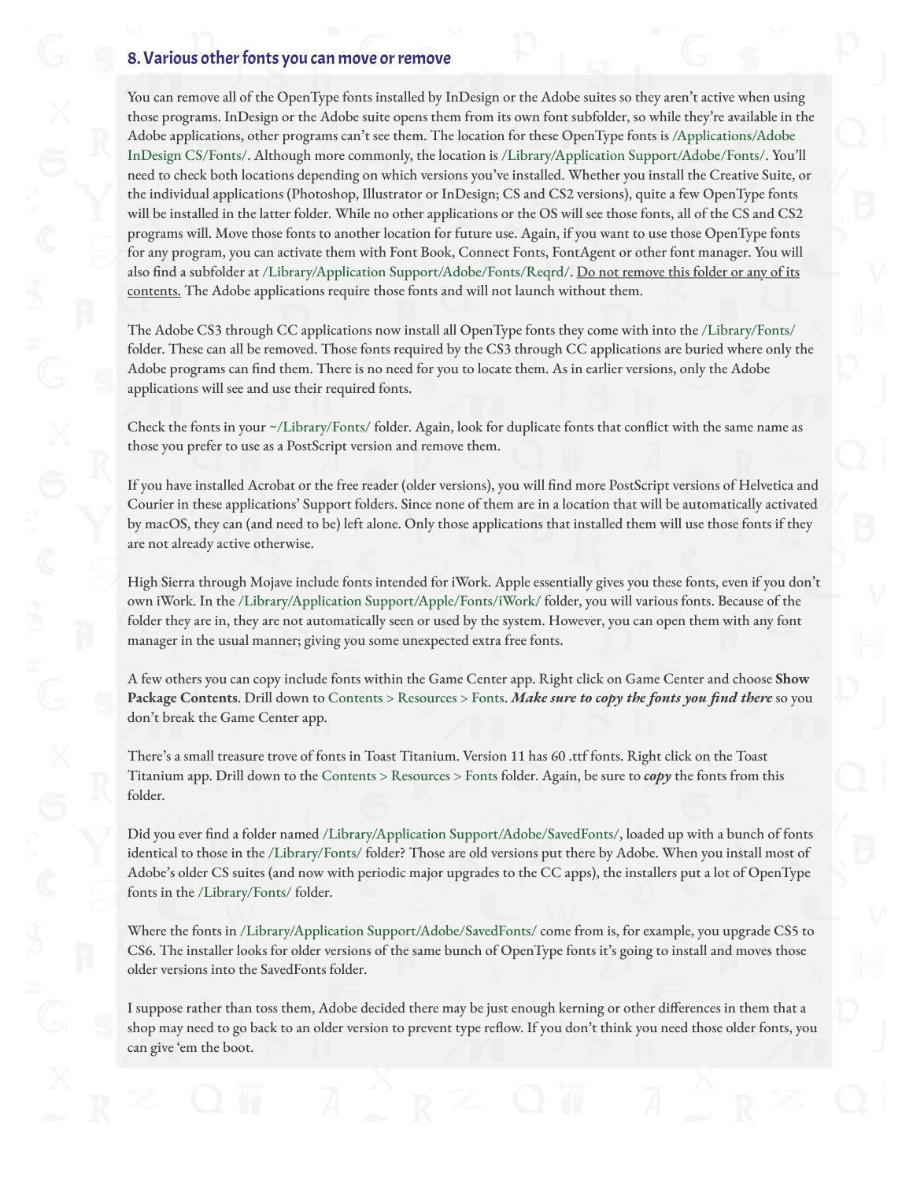## 8. Various other fonts you can move or remove

You can remove all of the OpenType fonts installed by InDesign or the Adobe suites so they aren't active when using those programs. InDesign or the Adobe suite opens them from its own font subfolder, so while they're available in the Adobe applications, other programs can't see them. The location for these OpenType fonts is /Applications/Adobe InDesign CS/Fonts/. Although more commonly, the location is /Library/Application Support/Adobe/Fonts/. You'll need to check both locations depending on which versions you've installed. Whether you install the Creative Suite, or the individual applications (Photoshop, Illustrator or InDesign; CS and CS2 versions), quite a few OpenType fonts will be installed in the latter folder. While no other applications or the OS will see those fonts, all of the CS and CS2 programs will. Move those fonts to another location for future use. Again, if you want to use those OpenType fonts for any program, you can activate them with Font Book, Connect Fonts, FontAgent or other font manager. You will also find a subfolder at /Library/Application Support/Adobe/Fonts/Reqrd/. Do not remove this folder or any of its contents. The Adobe applications require those fonts and will not launch without them.

The Adobe CS3 through CC applications now install all OpenType fonts they come with into the /Library/Fonts/ folder. These can all be removed. Those fonts required by the CS3 through CC applications are buried where only the Adobe programs can find them. There is no need for you to locate them. As in earlier versions, only the Adobe applications will see and use their required fonts.

Check the fonts in your ~/Library/Fonts/ folder. Again, look for duplicate fonts that conflict with the same name as those you prefer to use as a PostScript version and remove them.

If you have installed Acrobat or the free reader (older versions), you will find more PostScript versions of Helvetica and Courier in these applications' Support folders. Since none of them are in a location that will be automatically activated by macOS, they can (and need to be) left alone. Only those applications that installed them will use those fonts if they are not already active otherwise.

High Sierra through Mojave include fonts intended for iWork. Apple essentially gives you these fonts, even if you don't own iWork. In the /Library/Application Support/Apple/Fonts/iWork/ folder, you will various fonts. Because of the folder they are in, they are not automatically seen or used by the system. However, you can open them with any font manager in the usual manner; giving you some unexpected extra free fonts.

A few others you can copy include fonts within the Game Center app. Right click on Game Center and choose **Show Package Contents**. Drill down to Contents > Resources > Fonts. ***Make sure to copy the fonts you find there*** so you don't break the Game Center app.

There's a small treasure trove of fonts in Toast Titanium. Version 11 has 60 .ttf fonts. Right click on the Toast Titanium app. Drill down to the Contents > Resources > Fonts folder. Again, be sure to ***copy*** the fonts from this folder.

Did you ever find a folder named /Library/Application Support/Adobe/SavedFonts/, loaded up with a bunch of fonts identical to those in the /Library/Fonts/ folder? Those are old versions put there by Adobe. When you install most of Adobe's older CS suites (and now with periodic major upgrades to the CC apps), the installers put a lot of OpenType fonts in the /Library/Fonts/ folder.

Where the fonts in /Library/Application Support/Adobe/SavedFonts/ come from is, for example, you upgrade CS5 to CS6. The installer looks for older versions of the same bunch of OpenType fonts it's going to install and moves those older versions into the SavedFonts folder.

I suppose rather than toss them, Adobe decided there may be just enough kerning or other differences in them that a shop may need to go back to an older version to prevent type reflow. If you don't think you need those older fonts, you can give 'em the boot.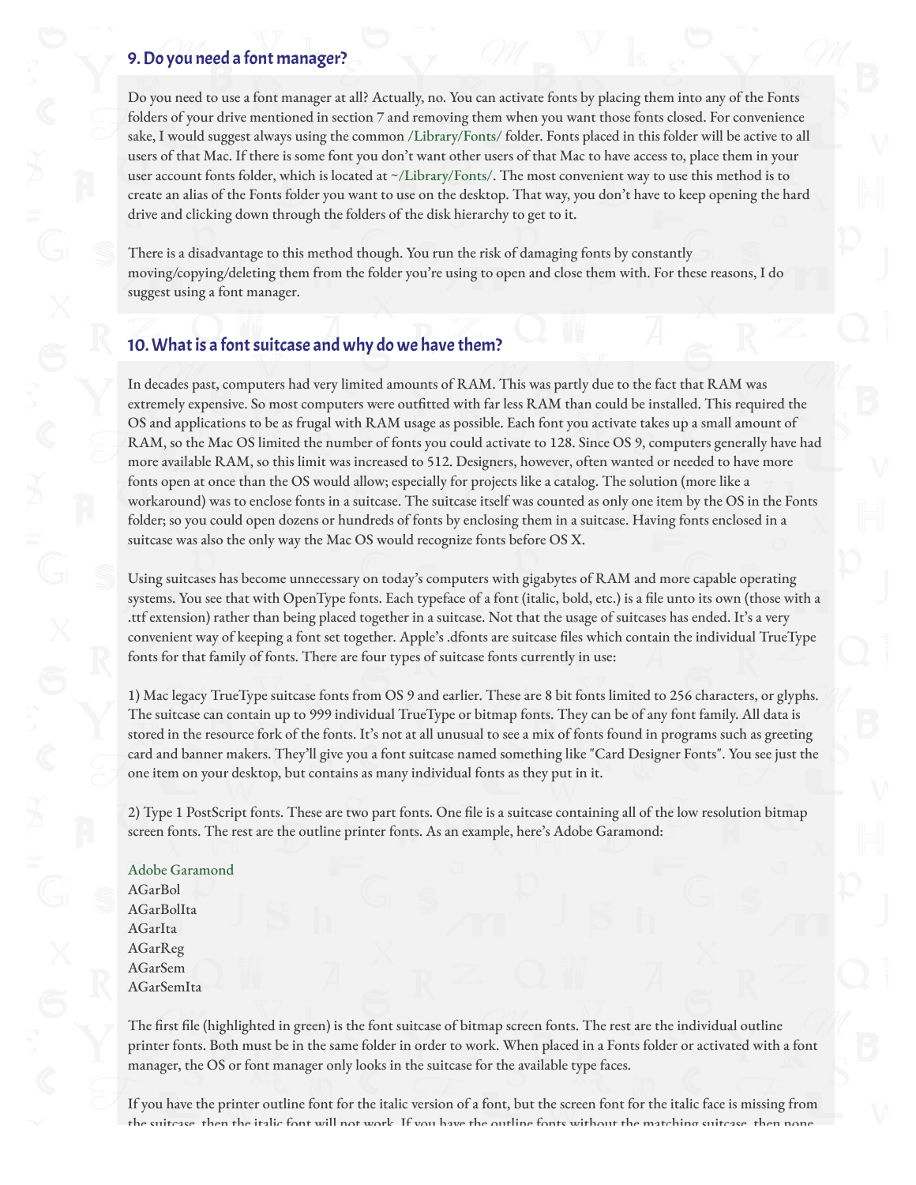## 9. Do you need a font manager?

Do you need to use a font manager at all? Actually, no. You can activate fonts by placing them into any of the Fonts folders of your drive mentioned in section 7 and removing them when you want those fonts closed. For convenience sake, I would suggest always using the common /Library/Fonts/ folder. Fonts placed in this folder will be active to all users of that Mac. If there is some font you don't want other users of that Mac to have access to, place them in your user account fonts folder, which is located at ~/Library/Fonts/. The most convenient way to use this method is to create an alias of the Fonts folder you want to use on the desktop. That way, you don't have to keep opening the hard drive and clicking down through the folders of the disk hierarchy to get to it.

There is a disadvantage to this method though. You run the risk of damaging fonts by constantly moving/copying/deleting them from the folder you're using to open and close them with. For these reasons, I do suggest using a font manager.

## 10. What is a font suitcase and why do we have them?

In decades past, computers had very limited amounts of RAM. This was partly due to the fact that RAM was extremely expensive. So most computers were outfitted with far less RAM than could be installed. This required the OS and applications to be as frugal with RAM usage as possible. Each font you activate takes up a small amount of RAM, so the Mac OS limited the number of fonts you could activate to 128. Since OS 9, computers generally have had more available RAM, so this limit was increased to 512. Designers, however, often wanted or needed to have more fonts open at once than the OS would allow; especially for projects like a catalog. The solution (more like a workaround) was to enclose fonts in a suitcase. The suitcase itself was counted as only one item by the OS in the Fonts folder; so you could open dozens or hundreds of fonts by enclosing them in a suitcase. Having fonts enclosed in a suitcase was also the only way the Mac OS would recognize fonts before OS X.

Using suitcases has become unnecessary on today's computers with gigabytes of RAM and more capable operating systems. You see that with OpenType fonts. Each typeface of a font (italic, bold, etc.) is a file unto its own (those with a .ttf extension) rather than being placed together in a suitcase. Not that the usage of suitcases has ended. It's a very convenient way of keeping a font set together. Apple's .dfonts are suitcase files which contain the individual TrueType fonts for that family of fonts. There are four types of suitcase fonts currently in use:

1) Mac legacy TrueType suitcase fonts from OS 9 and earlier. These are 8 bit fonts limited to 256 characters, or glyphs. The suitcase can contain up to 999 individual TrueType or bitmap fonts. They can be of any font family. All data is stored in the resource fork of the fonts. It's not at all unusual to see a mix of fonts found in programs such as greeting card and banner makers. They'll give you a font suitcase named something like "Card Designer Fonts". You see just the one item on your desktop, but contains as many individual fonts as they put in it.

2) Type 1 PostScript fonts. These are two part fonts. One file is a suitcase containing all of the low resolution bitmap screen fonts. The rest are the outline printer fonts. As an example, here's Adobe Garamond:

Adobe Garamond
AGarBol
AGarBolIta
AGarIta
AGarReg
AGarSem
AGarSemIta

The first file (highlighted in green) is the font suitcase of bitmap screen fonts. The rest are the individual outline printer fonts. Both must be in the same folder in order to work. When placed in a Fonts folder or activated with a font manager, the OS or font manager only looks in the suitcase for the available type faces.

If you have the printer outline font for the italic version of a font, but the screen font for the italic face is missing from the suitcase, then the italic font will not work. If you have the outline fonts without the matching suitcase, then none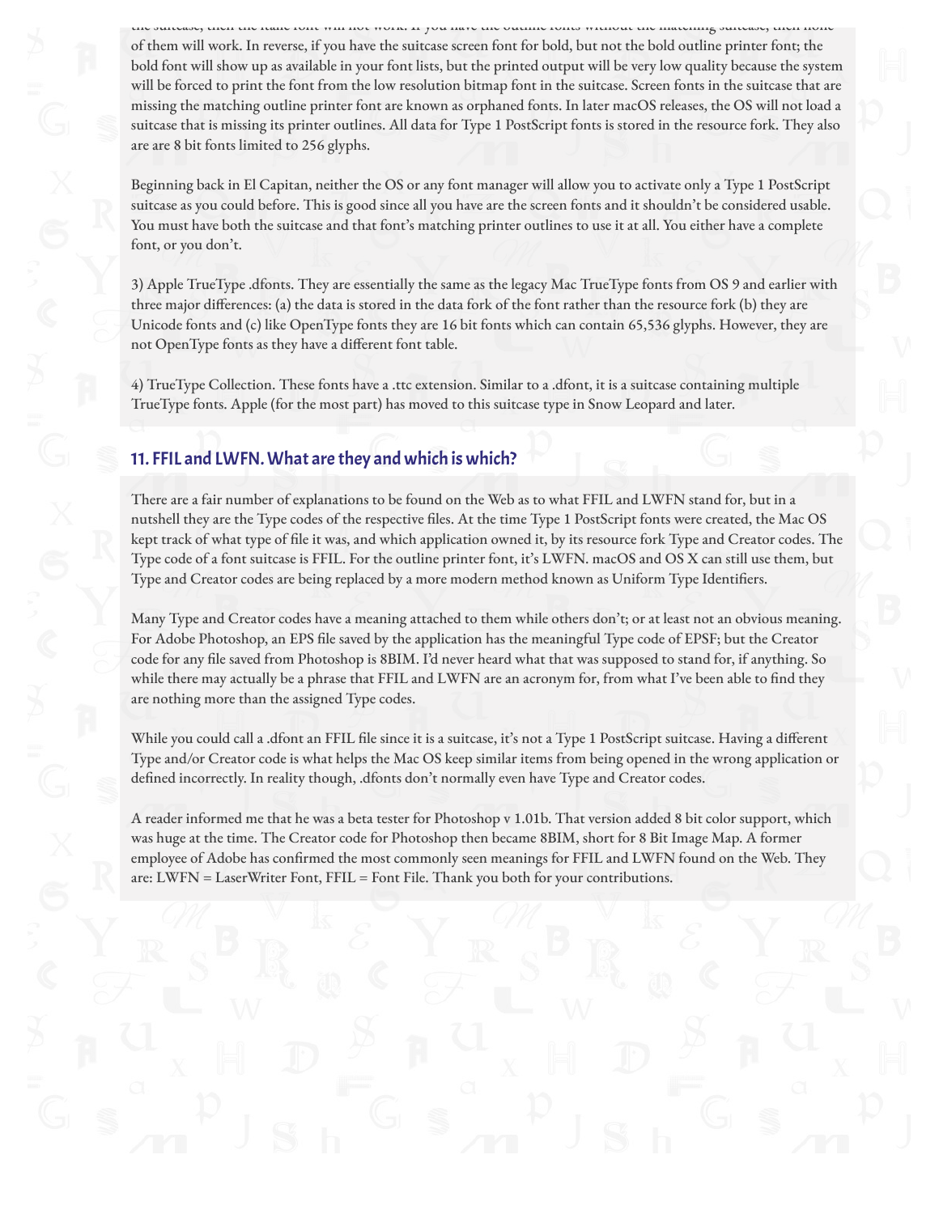of them will work. In reverse, if you have the suitcase screen font for bold, but not the bold outline printer font; the bold font will show up as available in your font lists, but the printed output will be very low quality because the system will be forced to print the font from the low resolution bitmap font in the suitcase. Screen fonts in the suitcase that are missing the matching outline printer font are known as orphaned fonts. In later macOS releases, the OS will not load a suitcase that is missing its printer outlines. All data for Type 1 PostScript fonts is stored in the resource fork. They also are are 8 bit fonts limited to 256 glyphs.

Beginning back in El Capitan, neither the OS or any font manager will allow you to activate only a Type 1 PostScript suitcase as you could before. This is good since all you have are the screen fonts and it shouldn't be considered usable. You must have both the suitcase and that font's matching printer outlines to use it at all. You either have a complete font, or you don't.

3) Apple TrueType .dfonts. They are essentially the same as the legacy Mac TrueType fonts from OS 9 and earlier with three major differences: (a) the data is stored in the data fork of the font rather than the resource fork (b) they are Unicode fonts and (c) like OpenType fonts they are 16 bit fonts which can contain 65,536 glyphs. However, they are not OpenType fonts as they have a different font table.

4) TrueType Collection. These fonts have a .ttc extension. Similar to a .dfont, it is a suitcase containing multiple TrueType fonts. Apple (for the most part) has moved to this suitcase type in Snow Leopard and later.

### 11. FFIL and LWFN. What are they and which is which?

There are a fair number of explanations to be found on the Web as to what FFIL and LWFN stand for, but in a nutshell they are the Type codes of the respective files. At the time Type 1 PostScript fonts were created, the Mac OS kept track of what type of file it was, and which application owned it, by its resource fork Type and Creator codes. The Type code of a font suitcase is FFIL. For the outline printer font, it's LWFN. macOS and OS X can still use them, but Type and Creator codes are being replaced by a more modern method known as Uniform Type Identifiers.

Many Type and Creator codes have a meaning attached to them while others don't; or at least not an obvious meaning. For Adobe Photoshop, an EPS file saved by the application has the meaningful Type code of EPSF; but the Creator code for any file saved from Photoshop is 8BIM. I'd never heard what that was supposed to stand for, if anything. So while there may actually be a phrase that FFIL and LWFN are an acronym for, from what I've been able to find they are nothing more than the assigned Type codes.

While you could call a .dfont an FFIL file since it is a suitcase, it's not a Type 1 PostScript suitcase. Having a different Type and/or Creator code is what helps the Mac OS keep similar items from being opened in the wrong application or defined incorrectly. In reality though, .dfonts don't normally even have Type and Creator codes.

A reader informed me that he was a beta tester for Photoshop v 1.01b. That version added 8 bit color support, which was huge at the time. The Creator code for Photoshop then became 8BIM, short for 8 Bit Image Map. A former employee of Adobe has confirmed the most commonly seen meanings for FFIL and LWFN found on the Web. They are: LWFN = LaserWriter Font, FFIL = Font File. Thank you both for your contributions.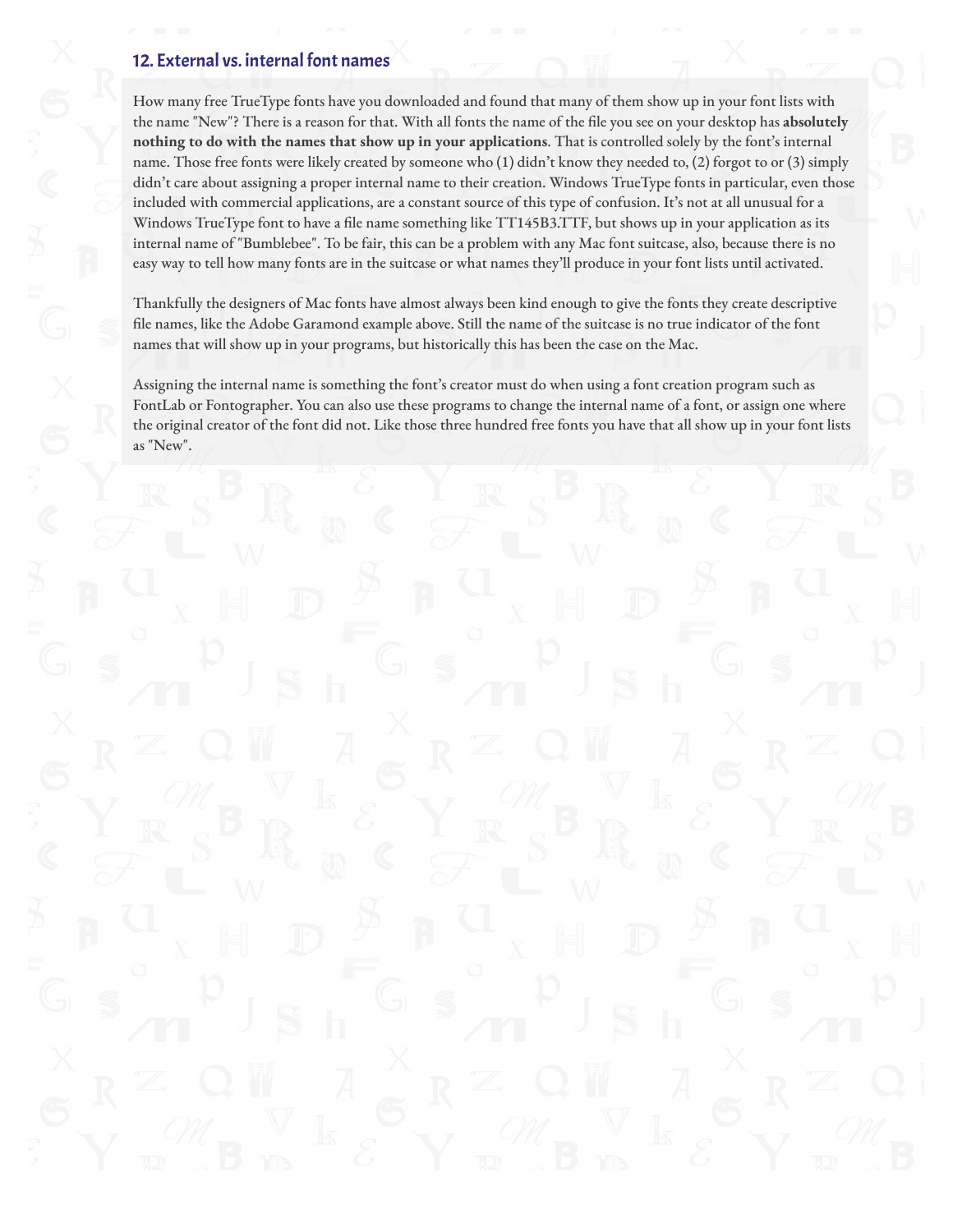## 12. External vs. internal font names

How many free TrueType fonts have you downloaded and found that many of them show up in your font lists with the name "New"? There is a reason for that. With all fonts the name of the file you see on your desktop has **absolutely nothing to do with the names that show up in your applications**. That is controlled solely by the font's internal name. Those free fonts were likely created by someone who (1) didn't know they needed to, (2) forgot to or (3) simply didn't care about assigning a proper internal name to their creation. Windows TrueType fonts in particular, even those included with commercial applications, are a constant source of this type of confusion. It's not at all unusual for a Windows TrueType font to have a file name something like TT145B3.TTF, but shows up in your application as its internal name of "Bumblebee". To be fair, this can be a problem with any Mac font suitcase, also, because there is no easy way to tell how many fonts are in the suitcase or what names they'll produce in your font lists until activated.

Thankfully the designers of Mac fonts have almost always been kind enough to give the fonts they create descriptive file names, like the Adobe Garamond example above. Still the name of the suitcase is no true indicator of the font names that will show up in your programs, but historically this has been the case on the Mac.

Assigning the internal name is something the font's creator must do when using a font creation program such as FontLab or Fontographer. You can also use these programs to change the internal name of a font, or assign one where the original creator of the font did not. Like those three hundred free fonts you have that all show up in your font lists as "New".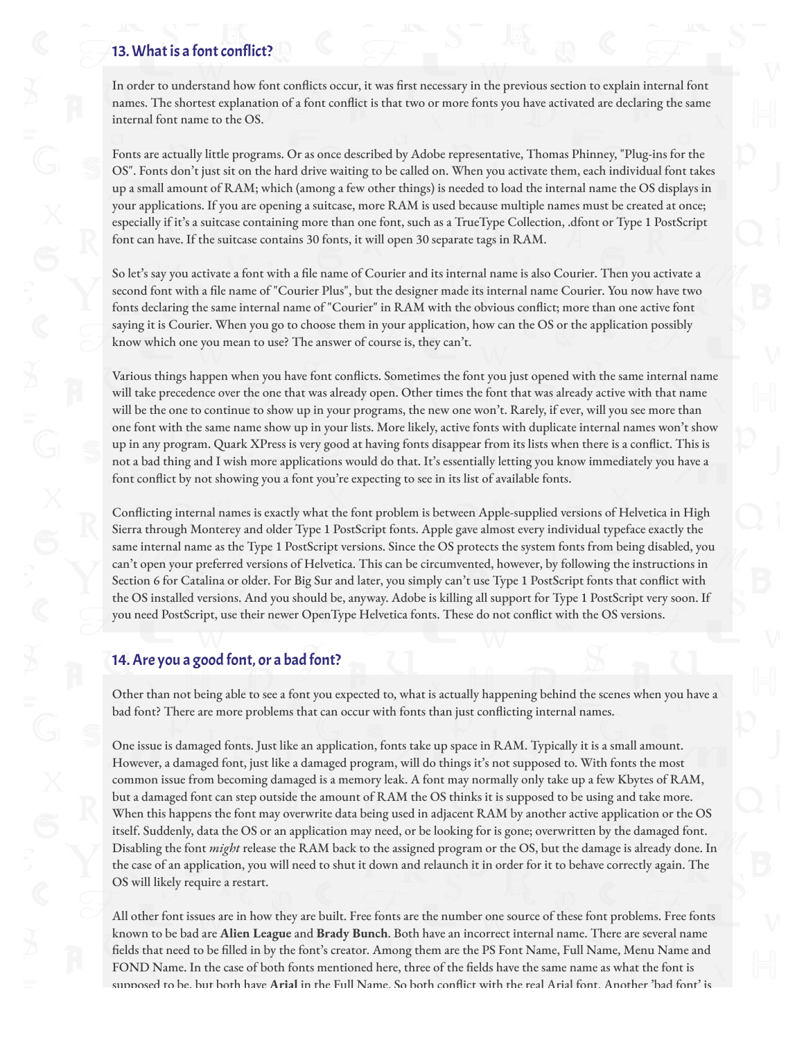## 13. What is a font conflict?

In order to understand how font conflicts occur, it was first necessary in the previous section to explain internal font names. The shortest explanation of a font conflict is that two or more fonts you have activated are declaring the same internal font name to the OS.

Fonts are actually little programs. Or as once described by Adobe representative, Thomas Phinney, "Plug-ins for the OS". Fonts don't just sit on the hard drive waiting to be called on. When you activate them, each individual font takes up a small amount of RAM; which (among a few other things) is needed to load the internal name the OS displays in your applications. If you are opening a suitcase, more RAM is used because multiple names must be created at once; especially if it's a suitcase containing more than one font, such as a TrueType Collection, .dfont or Type 1 PostScript font can have. If the suitcase contains 30 fonts, it will open 30 separate tags in RAM.

So let's say you activate a font with a file name of Courier and its internal name is also Courier. Then you activate a second font with a file name of "Courier Plus", but the designer made its internal name Courier. You now have two fonts declaring the same internal name of "Courier" in RAM with the obvious conflict; more than one active font saying it is Courier. When you go to choose them in your application, how can the OS or the application possibly know which one you mean to use? The answer of course is, they can't.

Various things happen when you have font conflicts. Sometimes the font you just opened with the same internal name will take precedence over the one that was already open. Other times the font that was already active with that name will be the one to continue to show up in your programs, the new one won't. Rarely, if ever, will you see more than one font with the same name show up in your lists. More likely, active fonts with duplicate internal names won't show up in any program. Quark XPress is very good at having fonts disappear from its lists when there is a conflict. This is not a bad thing and I wish more applications would do that. It's essentially letting you know immediately you have a font conflict by not showing you a font you're expecting to see in its list of available fonts.

Conflicting internal names is exactly what the font problem is between Apple-supplied versions of Helvetica in High Sierra through Monterey and older Type 1 PostScript fonts. Apple gave almost every individual typeface exactly the same internal name as the Type 1 PostScript versions. Since the OS protects the system fonts from being disabled, you can't open your preferred versions of Helvetica. This can be circumvented, however, by following the instructions in Section 6 for Catalina or older. For Big Sur and later, you simply can't use Type 1 PostScript fonts that conflict with the OS installed versions. And you should be, anyway. Adobe is killing all support for Type 1 PostScript very soon. If you need PostScript, use their newer OpenType Helvetica fonts. These do not conflict with the OS versions.

## 14. Are you a good font, or a bad font?

Other than not being able to see a font you expected to, what is actually happening behind the scenes when you have a bad font? There are more problems that can occur with fonts than just conflicting internal names.

One issue is damaged fonts. Just like an application, fonts take up space in RAM. Typically it is a small amount. However, a damaged font, just like a damaged program, will do things it's not supposed to. With fonts the most common issue from becoming damaged is a memory leak. A font may normally only take up a few Kbytes of RAM, but a damaged font can step outside the amount of RAM the OS thinks it is supposed to be using and take more. When this happens the font may overwrite data being used in adjacent RAM by another active application or the OS itself. Suddenly, data the OS or an application may need, or be looking for is gone; overwritten by the damaged font. Disabling the font *might* release the RAM back to the assigned program or the OS, but the damage is already done. In the case of an application, you will need to shut it down and relaunch it in order for it to behave correctly again. The OS will likely require a restart.

All other font issues are in how they are built. Free fonts are the number one source of these font problems. Free fonts known to be bad are **Alien League** and **Brady Bunch**. Both have an incorrect internal name. There are several name fields that need to be filled in by the font's creator. Among them are the PS Font Name, Full Name, Menu Name and FOND Name. In the case of both fonts mentioned here, three of the fields have the same name as what the font is supposed to be, but both have **Arial** in the Full Name. So both conflict with the real Arial font. Another 'bad font' is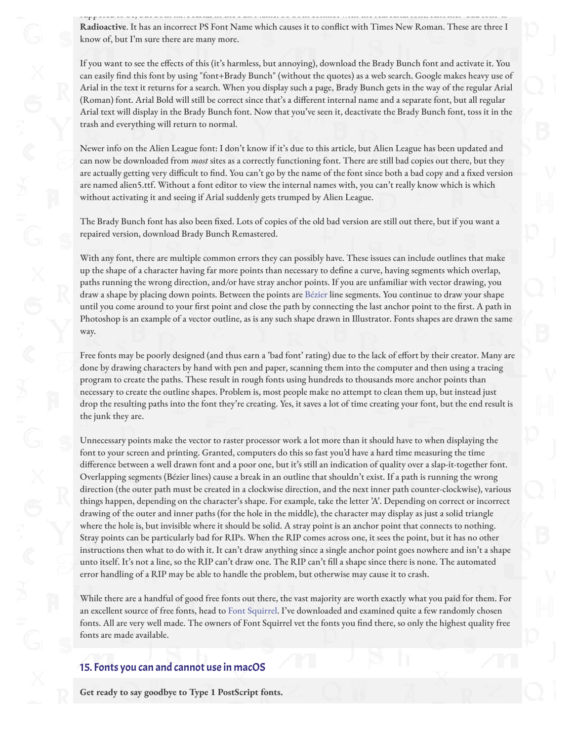**Radioactive**. It has an incorrect PS Font Name which causes it to conflict with Times New Roman. These are three I know of, but I'm sure there are many more.

If you want to see the effects of this (it's harmless, but annoying), download the Brady Bunch font and activate it. You can easily find this font by using "font+Brady Bunch" (without the quotes) as a web search. Google makes heavy use of Arial in the text it returns for a search. When you display such a page, Brady Bunch gets in the way of the regular Arial (Roman) font. Arial Bold will still be correct since that's a different internal name and a separate font, but all regular Arial text will display in the Brady Bunch font. Now that you've seen it, deactivate the Brady Bunch font, toss it in the trash and everything will return to normal.

Newer info on the Alien League font: I don't know if it's due to this article, but Alien League has been updated and can now be downloaded from *most* sites as a correctly functioning font. There are still bad copies out there, but they are actually getting very difficult to find. You can't go by the name of the font since both a bad copy and a fixed version are named alien5.ttf. Without a font editor to view the internal names with, you can't really know which is which without activating it and seeing if Arial suddenly gets trumped by Alien League.

The Brady Bunch font has also been fixed. Lots of copies of the old bad version are still out there, but if you want a repaired version, download Brady Bunch Remastered.

With any font, there are multiple common errors they can possibly have. These issues can include outlines that make up the shape of a character having far more points than necessary to define a curve, having segments which overlap, paths running the wrong direction, and/or have stray anchor points. If you are unfamiliar with vector drawing, you draw a shape by placing down points. Between the points are Bézier line segments. You continue to draw your shape until you come around to your first point and close the path by connecting the last anchor point to the first. A path in Photoshop is an example of a vector outline, as is any such shape drawn in Illustrator. Fonts shapes are drawn the same way.

Free fonts may be poorly designed (and thus earn a 'bad font' rating) due to the lack of effort by their creator. Many are done by drawing characters by hand with pen and paper, scanning them into the computer and then using a tracing program to create the paths. These result in rough fonts using hundreds to thousands more anchor points than necessary to create the outline shapes. Problem is, most people make no attempt to clean them up, but instead just drop the resulting paths into the font they're creating. Yes, it saves a lot of time creating your font, but the end result is the junk they are.

Unnecessary points make the vector to raster processor work a lot more than it should have to when displaying the font to your screen and printing. Granted, computers do this so fast you'd have a hard time measuring the time difference between a well drawn font and a poor one, but it's still an indication of quality over a slap-it-together font. Overlapping segments (Bézier lines) cause a break in an outline that shouldn't exist. If a path is running the wrong direction (the outer path must be created in a clockwise direction, and the next inner path counter-clockwise), various things happen, depending on the character's shape. For example, take the letter 'A'. Depending on correct or incorrect drawing of the outer and inner paths (for the hole in the middle), the character may display as just a solid triangle where the hole is, but invisible where it should be solid. A stray point is an anchor point that connects to nothing. Stray points can be particularly bad for RIPs. When the RIP comes across one, it sees the point, but it has no other instructions then what to do with it. It can't draw anything since a single anchor point goes nowhere and isn't a shape unto itself. It's not a line, so the RIP can't draw one. The RIP can't fill a shape since there is none. The automated error handling of a RIP may be able to handle the problem, but otherwise may cause it to crash.

While there are a handful of good free fonts out there, the vast majority are worth exactly what you paid for them. For an excellent source of free fonts, head to Font Squirrel. I've downloaded and examined quite a few randomly chosen fonts. All are very well made. The owners of Font Squirrel vet the fonts you find there, so only the highest quality free fonts are made available.

## 15. Fonts you can and cannot use in macOS

**Get ready to say goodbye to Type 1 PostScript fonts.**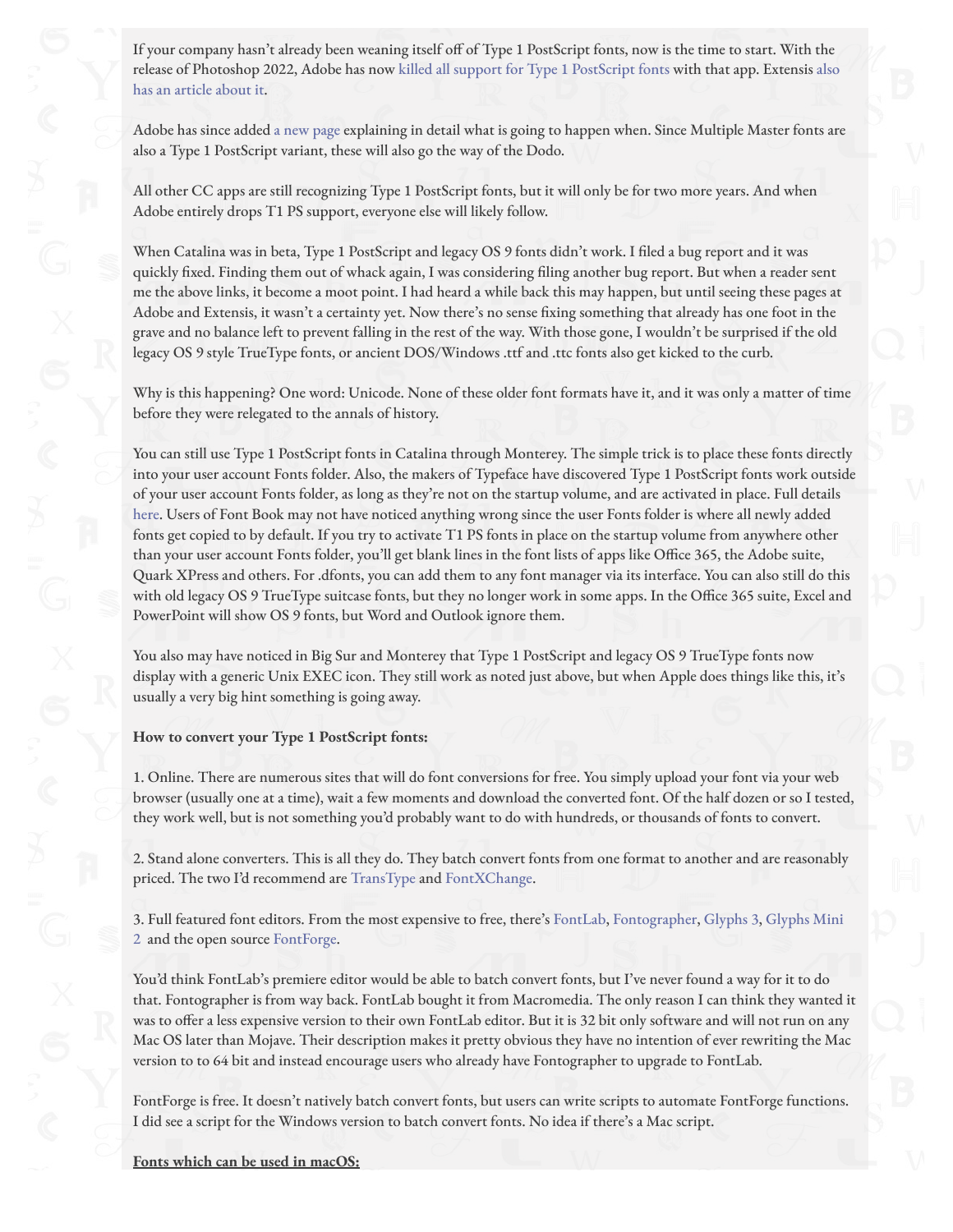If your company hasn't already been weaning itself off of Type 1 PostScript fonts, now is the time to start. With the release of Photoshop 2022, Adobe has now killed all support for Type 1 PostScript fonts with that app. Extensis also has an article about it.

Adobe has since added a new page explaining in detail what is going to happen when. Since Multiple Master fonts are also a Type 1 PostScript variant, these will also go the way of the Dodo.

All other CC apps are still recognizing Type 1 PostScript fonts, but it will only be for two more years. And when Adobe entirely drops T1 PS support, everyone else will likely follow.

When Catalina was in beta, Type 1 PostScript and legacy OS 9 fonts didn't work. I filed a bug report and it was quickly fixed. Finding them out of whack again, I was considering filing another bug report. But when a reader sent me the above links, it become a moot point. I had heard a while back this may happen, but until seeing these pages at Adobe and Extensis, it wasn't a certainty yet. Now there's no sense fixing something that already has one foot in the grave and no balance left to prevent falling in the rest of the way. With those gone, I wouldn't be surprised if the old legacy OS 9 style TrueType fonts, or ancient DOS/Windows .ttf and .ttc fonts also get kicked to the curb.

Why is this happening? One word: Unicode. None of these older font formats have it, and it was only a matter of time before they were relegated to the annals of history.

You can still use Type 1 PostScript fonts in Catalina through Monterey. The simple trick is to place these fonts directly into your user account Fonts folder. Also, the makers of Typeface have discovered Type 1 PostScript fonts work outside of your user account Fonts folder, as long as they're not on the startup volume, and are activated in place. Full details here. Users of Font Book may not have noticed anything wrong since the user Fonts folder is where all newly added fonts get copied to by default. If you try to activate T1 PS fonts in place on the startup volume from anywhere other than your user account Fonts folder, you'll get blank lines in the font lists of apps like Office 365, the Adobe suite, Quark XPress and others. For .dfonts, you can add them to any font manager via its interface. You can also still do this with old legacy OS 9 TrueType suitcase fonts, but they no longer work in some apps. In the Office 365 suite, Excel and PowerPoint will show OS 9 fonts, but Word and Outlook ignore them.

You also may have noticed in Big Sur and Monterey that Type 1 PostScript and legacy OS 9 TrueType fonts now display with a generic Unix EXEC icon. They still work as noted just above, but when Apple does things like this, it's usually a very big hint something is going away.

**How to convert your Type 1 PostScript fonts:**

1. Online. There are numerous sites that will do font conversions for free. You simply upload your font via your web browser (usually one at a time), wait a few moments and download the converted font. Of the half dozen or so I tested, they work well, but is not something you'd probably want to do with hundreds, or thousands of fonts to convert.

2. Stand alone converters. This is all they do. They batch convert fonts from one format to another and are reasonably priced. The two I'd recommend are TransType and FontXChange.

3. Full featured font editors. From the most expensive to free, there's FontLab, Fontographer, Glyphs 3, Glyphs Mini 2 and the open source FontForge.

You'd think FontLab's premiere editor would be able to batch convert fonts, but I've never found a way for it to do that. Fontographer is from way back. FontLab bought it from Macromedia. The only reason I can think they wanted it was to offer a less expensive version to their own FontLab editor. But it is 32 bit only software and will not run on any Mac OS later than Mojave. Their description makes it pretty obvious they have no intention of ever rewriting the Mac version to to 64 bit and instead encourage users who already have Fontographer to upgrade to FontLab.

FontForge is free. It doesn't natively batch convert fonts, but users can write scripts to automate FontForge functions. I did see a script for the Windows version to batch convert fonts. No idea if there's a Mac script.

**Fonts which can be used in macOS:**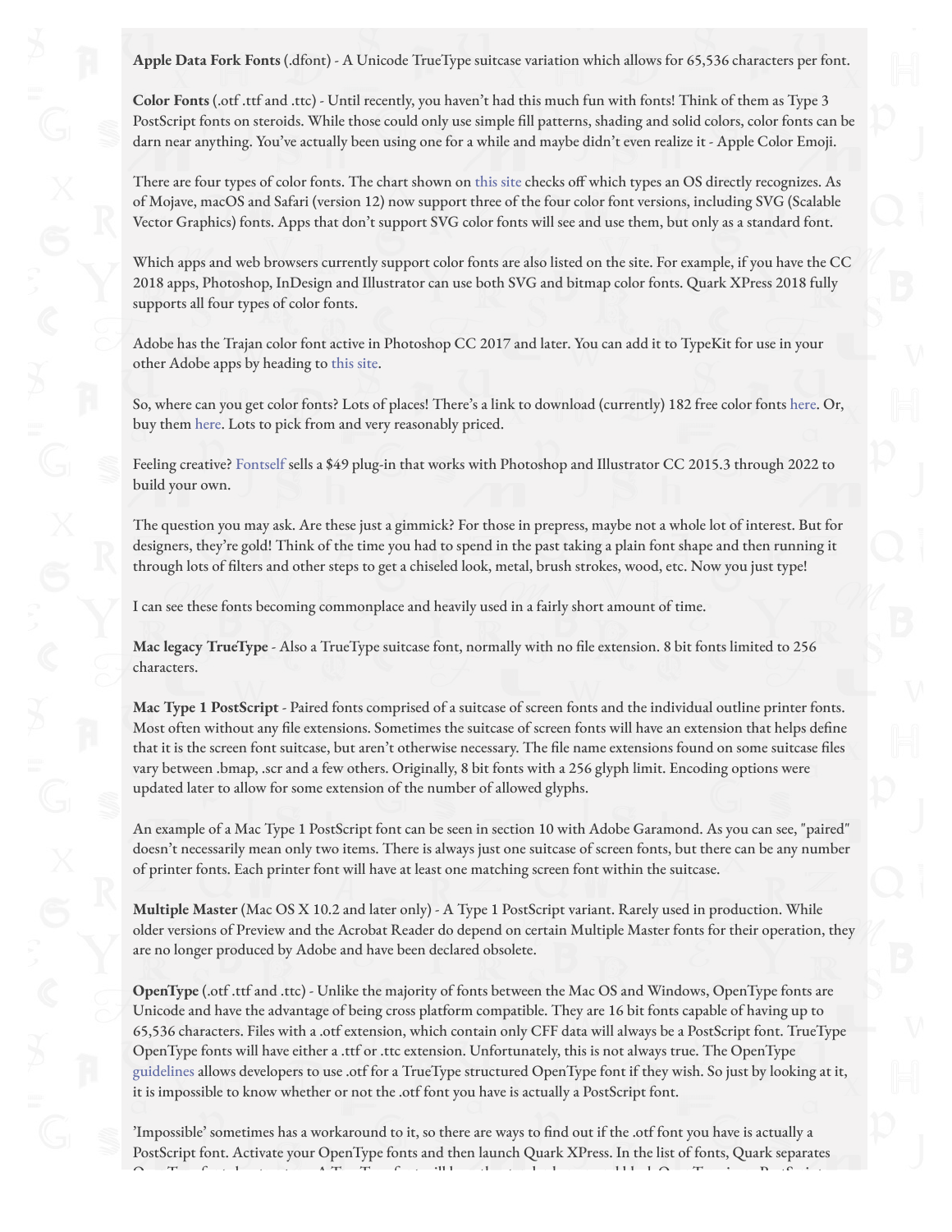**Apple Data Fork Fonts** (.dfont) - A Unicode TrueType suitcase variation which allows for 65,536 characters per font.

**Color Fonts** (.otf .ttf and .ttc) - Until recently, you haven't had this much fun with fonts! Think of them as Type 3 PostScript fonts on steroids. While those could only use simple fill patterns, shading and solid colors, color fonts can be darn near anything. You've actually been using one for a while and maybe didn't even realize it - Apple Color Emoji.

There are four types of color fonts. The chart shown on this site checks off which types an OS directly recognizes. As of Mojave, macOS and Safari (version 12) now support three of the four color font versions, including SVG (Scalable Vector Graphics) fonts. Apps that don't support SVG color fonts will see and use them, but only as a standard font.

Which apps and web browsers currently support color fonts are also listed on the site. For example, if you have the CC 2018 apps, Photoshop, InDesign and Illustrator can use both SVG and bitmap color fonts. Quark XPress 2018 fully supports all four types of color fonts.

Adobe has the Trajan color font active in Photoshop CC 2017 and later. You can add it to TypeKit for use in your other Adobe apps by heading to this site.

So, where can you get color fonts? Lots of places! There's a link to download (currently) 182 free color fonts here. Or, buy them here. Lots to pick from and very reasonably priced.

Feeling creative? Fontself sells a $49 plug-in that works with Photoshop and Illustrator CC 2015.3 through 2022 to build your own.

The question you may ask. Are these just a gimmick? For those in prepress, maybe not a whole lot of interest. But for designers, they're gold! Think of the time you had to spend in the past taking a plain font shape and then running it through lots of filters and other steps to get a chiseled look, metal, brush strokes, wood, etc. Now you just type!

I can see these fonts becoming commonplace and heavily used in a fairly short amount of time.

**Mac legacy TrueType** - Also a TrueType suitcase font, normally with no file extension. 8 bit fonts limited to 256 characters.

**Mac Type 1 PostScript** - Paired fonts comprised of a suitcase of screen fonts and the individual outline printer fonts. Most often without any file extensions. Sometimes the suitcase of screen fonts will have an extension that helps define that it is the screen font suitcase, but aren't otherwise necessary. The file name extensions found on some suitcase files vary between .bmap, .scr and a few others. Originally, 8 bit fonts with a 256 glyph limit. Encoding options were updated later to allow for some extension of the number of allowed glyphs.

An example of a Mac Type 1 PostScript font can be seen in section 10 with Adobe Garamond. As you can see, "paired" doesn't necessarily mean only two items. There is always just one suitcase of screen fonts, but there can be any number of printer fonts. Each printer font will have at least one matching screen font within the suitcase.

**Multiple Master** (Mac OS X 10.2 and later only) - A Type 1 PostScript variant. Rarely used in production. While older versions of Preview and the Acrobat Reader do depend on certain Multiple Master fonts for their operation, they are no longer produced by Adobe and have been declared obsolete.

**OpenType** (.otf .ttf and .ttc) - Unlike the majority of fonts between the Mac OS and Windows, OpenType fonts are Unicode and have the advantage of being cross platform compatible. They are 16 bit fonts capable of having up to 65,536 characters. Files with a .otf extension, which contain only CFF data will always be a PostScript font. TrueType OpenType fonts will have either a .ttf or .ttc extension. Unfortunately, this is not always true. The OpenType guidelines allows developers to use .otf for a TrueType structured OpenType font if they wish. So just by looking at it, it is impossible to know whether or not the .otf font you have is actually a PostScript font.

'Impossible' sometimes has a workaround to it, so there are ways to find out if the .otf font you have is actually a PostScript font. Activate your OpenType fonts and then launch Quark XPress. In the list of fonts, Quark separates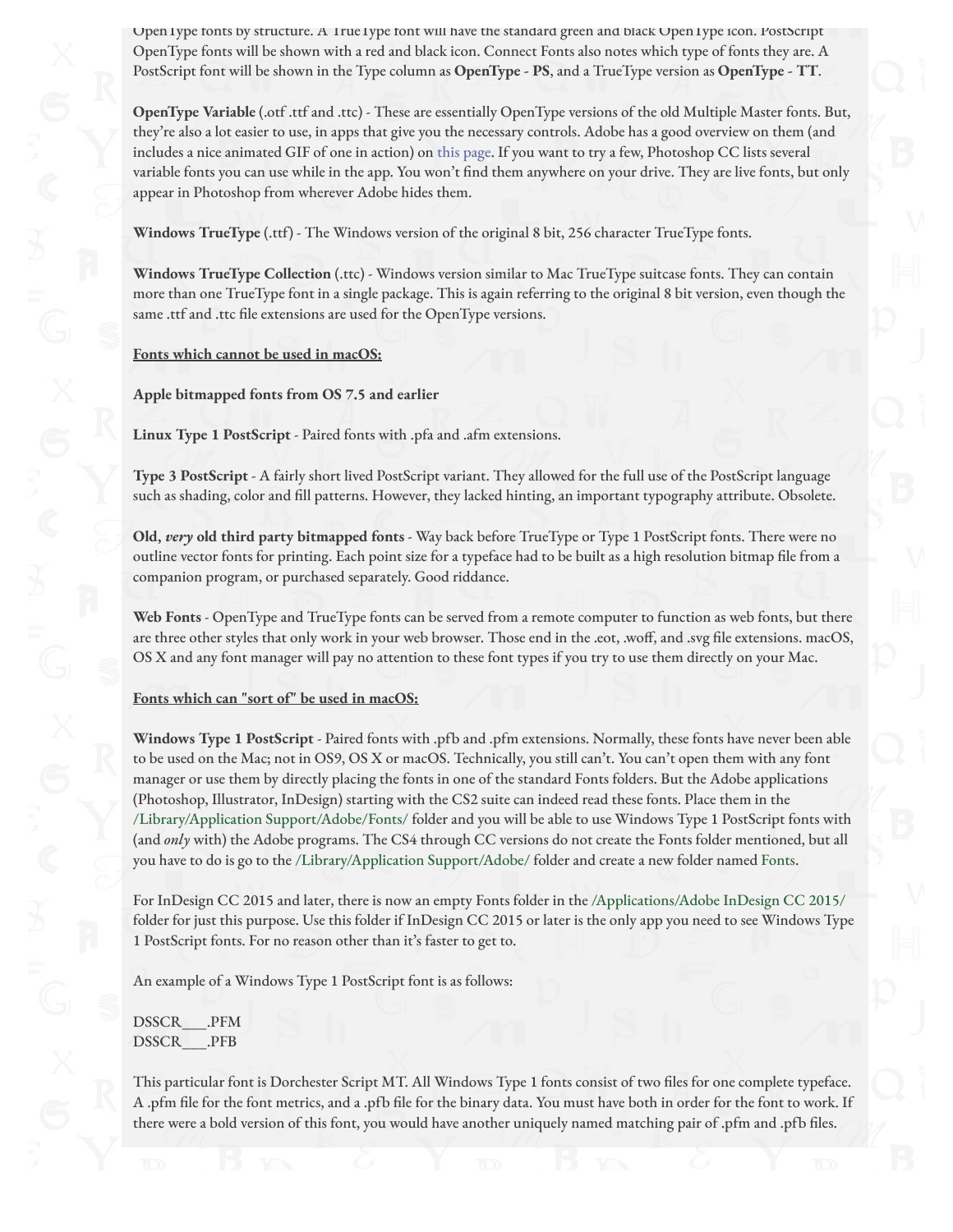OpenType fonts by structure. A TrueType font will have the standard green and black OpenType icon. PostScript OpenType fonts will be shown with a red and black icon. Connect Fonts also notes which type of fonts they are. A PostScript font will be shown in the Type column as **OpenType - PS**, and a TrueType version as **OpenType - TT**.

**OpenType Variable** (.otf .ttf and .ttc) - These are essentially OpenType versions of the old Multiple Master fonts. But, they're also a lot easier to use, in apps that give you the necessary controls. Adobe has a good overview on them (and includes a nice animated GIF of one in action) on this page. If you want to try a few, Photoshop CC lists several variable fonts you can use while in the app. You won't find them anywhere on your drive. They are live fonts, but only appear in Photoshop from wherever Adobe hides them.

**Windows TrueType** (.ttf) - The Windows version of the original 8 bit, 256 character TrueType fonts.

**Windows TrueType Collection** (.ttc) - Windows version similar to Mac TrueType suitcase fonts. They can contain more than one TrueType font in a single package. This is again referring to the original 8 bit version, even though the same .ttf and .ttc file extensions are used for the OpenType versions.

**Fonts which cannot be used in macOS:**

**Apple bitmapped fonts from OS 7.5 and earlier**

**Linux Type 1 PostScript** - Paired fonts with .pfa and .afm extensions.

**Type 3 PostScript** - A fairly short lived PostScript variant. They allowed for the full use of the PostScript language such as shading, color and fill patterns. However, they lacked hinting, an important typography attribute. Obsolete.

**Old, *very* old third party bitmapped fonts** - Way back before TrueType or Type 1 PostScript fonts. There were no outline vector fonts for printing. Each point size for a typeface had to be built as a high resolution bitmap file from a companion program, or purchased separately. Good riddance.

**Web Fonts** - OpenType and TrueType fonts can be served from a remote computer to function as web fonts, but there are three other styles that only work in your web browser. Those end in the .eot, .woff, and .svg file extensions. macOS, OS X and any font manager will pay no attention to these font types if you try to use them directly on your Mac.

**Fonts which can "sort of" be used in macOS:**

**Windows Type 1 PostScript** - Paired fonts with .pfb and .pfm extensions. Normally, these fonts have never been able to be used on the Mac; not in OS9, OS X or macOS. Technically, you still can't. You can't open them with any font manager or use them by directly placing the fonts in one of the standard Fonts folders. But the Adobe applications (Photoshop, Illustrator, InDesign) starting with the CS2 suite can indeed read these fonts. Place them in the /Library/Application Support/Adobe/Fonts/ folder and you will be able to use Windows Type 1 PostScript fonts with (and *only* with) the Adobe programs. The CS4 through CC versions do not create the Fonts folder mentioned, but all you have to do is go to the /Library/Application Support/Adobe/ folder and create a new folder named Fonts.

For InDesign CC 2015 and later, there is now an empty Fonts folder in the /Applications/Adobe InDesign CC 2015/ folder for just this purpose. Use this folder if InDesign CC 2015 or later is the only app you need to see Windows Type 1 PostScript fonts. For no reason other than it's faster to get to.

An example of a Windows Type 1 PostScript font is as follows:

DSSCR___.PFM
DSSCR___.PFB

This particular font is Dorchester Script MT. All Windows Type 1 fonts consist of two files for one complete typeface. A .pfm file for the font metrics, and a .pfb file for the binary data. You must have both in order for the font to work. If there were a bold version of this font, you would have another uniquely named matching pair of .pfm and .pfb files.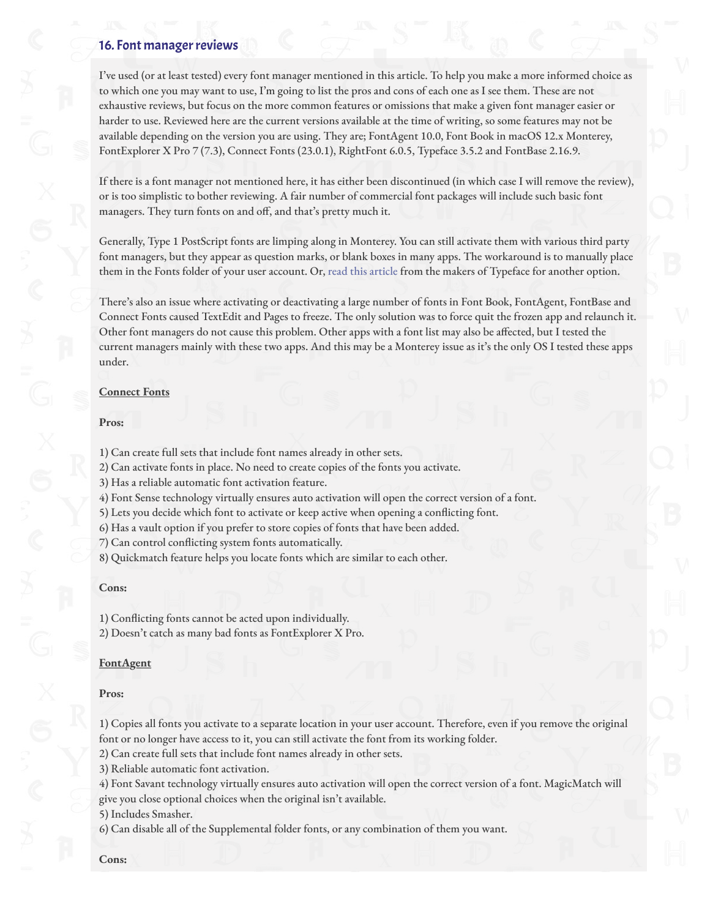## 16. Font manager reviews

I've used (or at least tested) every font manager mentioned in this article. To help you make a more informed choice as to which one you may want to use, I'm going to list the pros and cons of each one as I see them. These are not exhaustive reviews, but focus on the more common features or omissions that make a given font manager easier or harder to use. Reviewed here are the current versions available at the time of writing, so some features may not be available depending on the version you are using. They are; FontAgent 10.0, Font Book in macOS 12.x Monterey, FontExplorer X Pro 7 (7.3), Connect Fonts (23.0.1), RightFont 6.0.5, Typeface 3.5.2 and FontBase 2.16.9.

If there is a font manager not mentioned here, it has either been discontinued (in which case I will remove the review), or is too simplistic to bother reviewing. A fair number of commercial font packages will include such basic font managers. They turn fonts on and off, and that's pretty much it.

Generally, Type 1 PostScript fonts are limping along in Monterey. You can still activate them with various third party font managers, but they appear as question marks, or blank boxes in many apps. The workaround is to manually place them in the Fonts folder of your user account. Or, read this article from the makers of Typeface for another option.

There's also an issue where activating or deactivating a large number of fonts in Font Book, FontAgent, FontBase and Connect Fonts caused TextEdit and Pages to freeze. The only solution was to force quit the frozen app and relaunch it. Other font managers do not cause this problem. Other apps with a font list may also be affected, but I tested the current managers mainly with these two apps. And this may be a Monterey issue as it's the only OS I tested these apps under.

### Connect Fonts

**Pros:**

1) Can create full sets that include font names already in other sets.
2) Can activate fonts in place. No need to create copies of the fonts you activate.
3) Has a reliable automatic font activation feature.
4) Font Sense technology virtually ensures auto activation will open the correct version of a font.
5) Lets you decide which font to activate or keep active when opening a conflicting font.
6) Has a vault option if you prefer to store copies of fonts that have been added.
7) Can control conflicting system fonts automatically.
8) Quickmatch feature helps you locate fonts which are similar to each other.

**Cons:**

1) Conflicting fonts cannot be acted upon individually.
2) Doesn't catch as many bad fonts as FontExplorer X Pro.

### FontAgent

**Pros:**

1) Copies all fonts you activate to a separate location in your user account. Therefore, even if you remove the original font or no longer have access to it, you can still activate the font from its working folder.
2) Can create full sets that include font names already in other sets.
3) Reliable automatic font activation.
4) Font Savant technology virtually ensures auto activation will open the correct version of a font. MagicMatch will give you close optional choices when the original isn't available.
5) Includes Smasher.
6) Can disable all of the Supplemental folder fonts, or any combination of them you want.

**Cons:**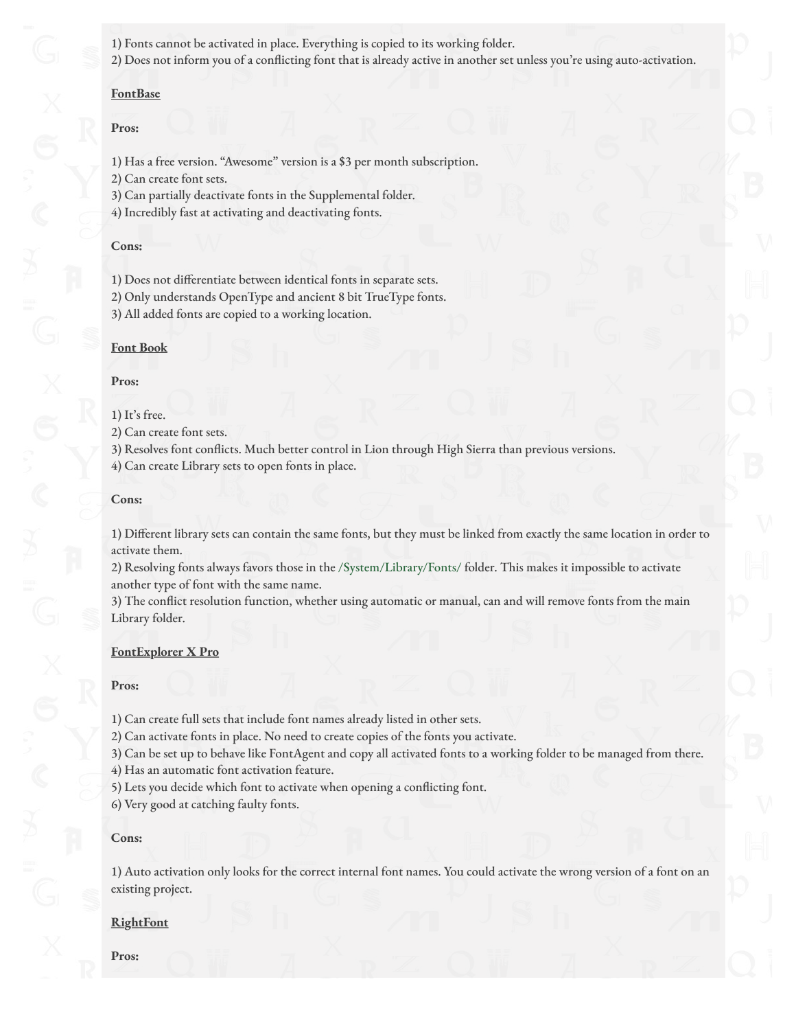1) Fonts cannot be activated in place. Everything is copied to its working folder.
2) Does not inform you of a conflicting font that is already active in another set unless you're using auto-activation.

**FontBase**

**Pros:**

1) Has a free version. "Awesome" version is a $3 per month subscription.
2) Can create font sets.
3) Can partially deactivate fonts in the Supplemental folder.
4) Incredibly fast at activating and deactivating fonts.

**Cons:**

1) Does not differentiate between identical fonts in separate sets.
2) Only understands OpenType and ancient 8 bit TrueType fonts.
3) All added fonts are copied to a working location.

**Font Book**

**Pros:**

1) It's free.
2) Can create font sets.
3) Resolves font conflicts. Much better control in Lion through High Sierra than previous versions.
4) Can create Library sets to open fonts in place.

**Cons:**

1) Different library sets can contain the same fonts, but they must be linked from exactly the same location in order to activate them.
2) Resolving fonts always favors those in the /System/Library/Fonts/ folder. This makes it impossible to activate another type of font with the same name.
3) The conflict resolution function, whether using automatic or manual, can and will remove fonts from the main Library folder.

**FontExplorer X Pro**

**Pros:**

1) Can create full sets that include font names already listed in other sets.
2) Can activate fonts in place. No need to create copies of the fonts you activate.
3) Can be set up to behave like FontAgent and copy all activated fonts to a working folder to be managed from there.
4) Has an automatic font activation feature.
5) Lets you decide which font to activate when opening a conflicting font.
6) Very good at catching faulty fonts.

**Cons:**

1) Auto activation only looks for the correct internal font names. You could activate the wrong version of a font on an existing project.

**RightFont**

**Pros:**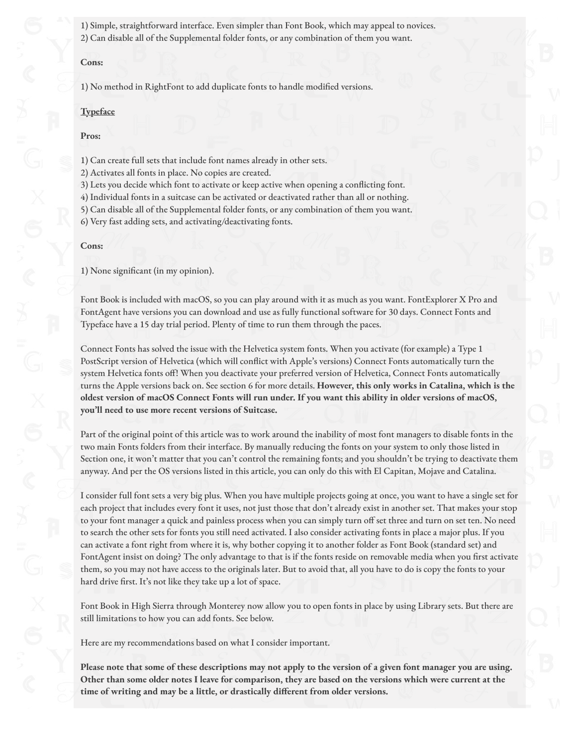1) Simple, straightforward interface. Even simpler than Font Book, which may appeal to novices.
2) Can disable all of the Supplemental folder fonts, or any combination of them you want.

**Cons:**

1) No method in RightFont to add duplicate fonts to handle modified versions.

<u>Typeface</u>

**Pros:**

1) Can create full sets that include font names already in other sets.
2) Activates all fonts in place. No copies are created.
3) Lets you decide which font to activate or keep active when opening a conflicting font.
4) Individual fonts in a suitcase can be activated or deactivated rather than all or nothing.
5) Can disable all of the Supplemental folder fonts, or any combination of them you want.
6) Very fast adding sets, and activating/deactivating fonts.

**Cons:**

1) None significant (in my opinion).

Font Book is included with macOS, so you can play around with it as much as you want. FontExplorer X Pro and FontAgent have versions you can download and use as fully functional software for 30 days. Connect Fonts and Typeface have a 15 day trial period. Plenty of time to run them through the paces.

Connect Fonts has solved the issue with the Helvetica system fonts. When you activate (for example) a Type 1 PostScript version of Helvetica (which will conflict with Apple's versions) Connect Fonts automatically turn the system Helvetica fonts off! When you deactivate your preferred version of Helvetica, Connect Fonts automatically turns the Apple versions back on. See section 6 for more details. **However, this only works in Catalina, which is the oldest version of macOS Connect Fonts will run under. If you want this ability in older versions of macOS, you'll need to use more recent versions of Suitcase.**

Part of the original point of this article was to work around the inability of most font managers to disable fonts in the two main Fonts folders from their interface. By manually reducing the fonts on your system to only those listed in Section one, it won't matter that you can't control the remaining fonts; and you shouldn't be trying to deactivate them anyway. And per the OS versions listed in this article, you can only do this with El Capitan, Mojave and Catalina.

I consider full font sets a very big plus. When you have multiple projects going at once, you want to have a single set for each project that includes every font it uses, not just those that don't already exist in another set. That makes your stop to your font manager a quick and painless process when you can simply turn off set three and turn on set ten. No need to search the other sets for fonts you still need activated. I also consider activating fonts in place a major plus. If you can activate a font right from where it is, why bother copying it to another folder as Font Book (standard set) and FontAgent insist on doing? The only advantage to that is if the fonts reside on removable media when you first activate them, so you may not have access to the originals later. But to avoid that, all you have to do is copy the fonts to your hard drive first. It's not like they take up a lot of space.

Font Book in High Sierra through Monterey now allow you to open fonts in place by using Library sets. But there are still limitations to how you can add fonts. See below.

Here are my recommendations based on what I consider important.

**Please note that some of these descriptions may not apply to the version of a given font manager you are using. Other than some older notes I leave for comparison, they are based on the versions which were current at the time of writing and may be a little, or drastically different from older versions.**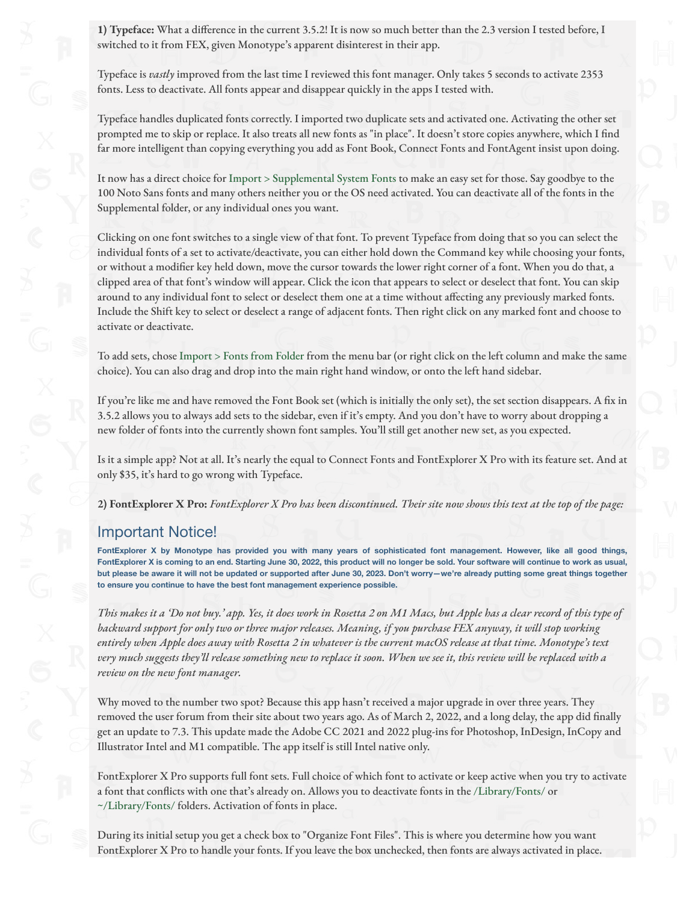**1) Typeface:** What a difference in the current 3.5.2! It is now so much better than the 2.3 version I tested before, I switched to it from FEX, given Monotype's apparent disinterest in their app.

Typeface is *vastly* improved from the last time I reviewed this font manager. Only takes 5 seconds to activate 2353 fonts. Less to deactivate. All fonts appear and disappear quickly in the apps I tested with.

Typeface handles duplicated fonts correctly. I imported two duplicate sets and activated one. Activating the other set prompted me to skip or replace. It also treats all new fonts as "in place". It doesn't store copies anywhere, which I find far more intelligent than copying everything you add as Font Book, Connect Fonts and FontAgent insist upon doing.

It now has a direct choice for Import > Supplemental System Fonts to make an easy set for those. Say goodbye to the 100 Noto Sans fonts and many others neither you or the OS need activated. You can deactivate all of the fonts in the Supplemental folder, or any individual ones you want.

Clicking on one font switches to a single view of that font. To prevent Typeface from doing that so you can select the individual fonts of a set to activate/deactivate, you can either hold down the Command key while choosing your fonts, or without a modifier key held down, move the cursor towards the lower right corner of a font. When you do that, a clipped area of that font's window will appear. Click the icon that appears to select or deselect that font. You can skip around to any individual font to select or deselect them one at a time without affecting any previously marked fonts. Include the Shift key to select or deselect a range of adjacent fonts. Then right click on any marked font and choose to activate or deactivate.

To add sets, chose Import > Fonts from Folder from the menu bar (or right click on the left column and make the same choice). You can also drag and drop into the main right hand window, or onto the left hand sidebar.

If you're like me and have removed the Font Book set (which is initially the only set), the set section disappears. A fix in 3.5.2 allows you to always add sets to the sidebar, even if it's empty. And you don't have to worry about dropping a new folder of fonts into the currently shown font samples. You'll still get another new set, as you expected.

Is it a simple app? Not at all. It's nearly the equal to Connect Fonts and FontExplorer X Pro with its feature set. And at only $35, it's hard to go wrong with Typeface.

**2) FontExplorer X Pro:** *FontExplorer X Pro has been discontinued. Their site now shows this text at the top of the page:*

## Important Notice!

**FontExplorer X by Monotype has provided you with many years of sophisticated font management. However, like all good things, FontExplorer X is coming to an end. Starting June 30, 2022, this product will no longer be sold. Your software will continue to work as usual, but please be aware it will not be updated or supported after June 30, 2023. Don't worry—we're already putting some great things together to ensure you continue to have the best font management experience possible.**

*This makes it a 'Do not buy.' app. Yes, it does work in Rosetta 2 on M1 Macs, but Apple has a clear record of this type of backward support for only two or three major releases. Meaning, if you purchase FEX anyway, it will stop working entirely when Apple does away with Rosetta 2 in whatever is the current macOS release at that time. Monotype's text very much suggests they'll release something new to replace it soon. When we see it, this review will be replaced with a review on the new font manager.*

Why moved to the number two spot? Because this app hasn't received a major upgrade in over three years. They removed the user forum from their site about two years ago. As of March 2, 2022, and a long delay, the app did finally get an update to 7.3. This update made the Adobe CC 2021 and 2022 plug-ins for Photoshop, InDesign, InCopy and Illustrator Intel and M1 compatible. The app itself is still Intel native only.

FontExplorer X Pro supports full font sets. Full choice of which font to activate or keep active when you try to activate a font that conflicts with one that's already on. Allows you to deactivate fonts in the /Library/Fonts/ or ~/Library/Fonts/ folders. Activation of fonts in place.

During its initial setup you get a check box to "Organize Font Files". This is where you determine how you want FontExplorer X Pro to handle your fonts. If you leave the box unchecked, then fonts are always activated in place.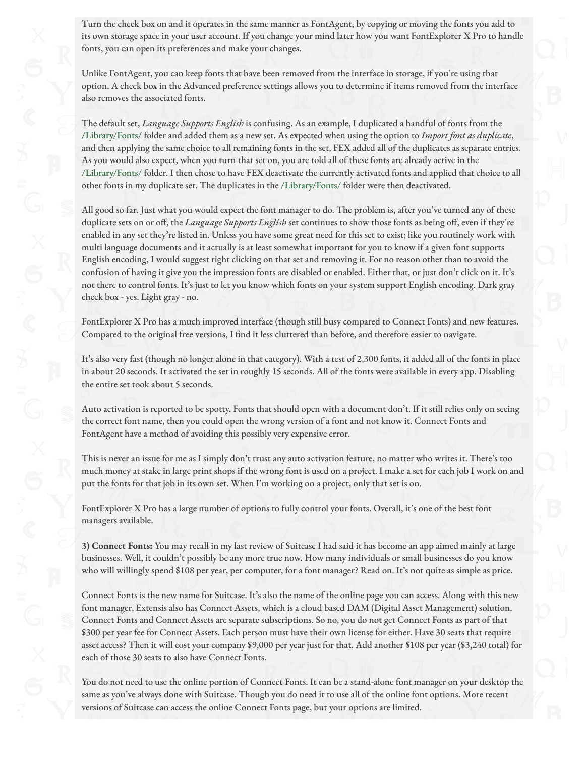Turn the check box on and it operates in the same manner as FontAgent, by copying or moving the fonts you add to its own storage space in your user account. If you change your mind later how you want FontExplorer X Pro to handle fonts, you can open its preferences and make your changes.

Unlike FontAgent, you can keep fonts that have been removed from the interface in storage, if you're using that option. A check box in the Advanced preference settings allows you to determine if items removed from the interface also removes the associated fonts.

The default set, *Language Supports English* is confusing. As an example, I duplicated a handful of fonts from the /Library/Fonts/ folder and added them as a new set. As expected when using the option to *Import font as duplicate*, and then applying the same choice to all remaining fonts in the set, FEX added all of the duplicates as separate entries. As you would also expect, when you turn that set on, you are told all of these fonts are already active in the /Library/Fonts/ folder. I then chose to have FEX deactivate the currently activated fonts and applied that choice to all other fonts in my duplicate set. The duplicates in the /Library/Fonts/ folder were then deactivated.

All good so far. Just what you would expect the font manager to do. The problem is, after you've turned any of these duplicate sets on or off, the *Language Supports English* set continues to show those fonts as being off, even if they're enabled in any set they're listed in. Unless you have some great need for this set to exist; like you routinely work with multi language documents and it actually is at least somewhat important for you to know if a given font supports English encoding, I would suggest right clicking on that set and removing it. For no reason other than to avoid the confusion of having it give you the impression fonts are disabled or enabled. Either that, or just don't click on it. It's not there to control fonts. It's just to let you know which fonts on your system support English encoding. Dark gray check box - yes. Light gray - no.

FontExplorer X Pro has a much improved interface (though still busy compared to Connect Fonts) and new features. Compared to the original free versions, I find it less cluttered than before, and therefore easier to navigate.

It's also very fast (though no longer alone in that category). With a test of 2,300 fonts, it added all of the fonts in place in about 20 seconds. It activated the set in roughly 15 seconds. All of the fonts were available in every app. Disabling the entire set took about 5 seconds.

Auto activation is reported to be spotty. Fonts that should open with a document don't. If it still relies only on seeing the correct font name, then you could open the wrong version of a font and not know it. Connect Fonts and FontAgent have a method of avoiding this possibly very expensive error.

This is never an issue for me as I simply don't trust any auto activation feature, no matter who writes it. There's too much money at stake in large print shops if the wrong font is used on a project. I make a set for each job I work on and put the fonts for that job in its own set. When I'm working on a project, only that set is on.

FontExplorer X Pro has a large number of options to fully control your fonts. Overall, it's one of the best font managers available.

**3) Connect Fonts:** You may recall in my last review of Suitcase I had said it has become an app aimed mainly at large businesses. Well, it couldn't possibly be any more true now. How many individuals or small businesses do you know who will willingly spend $108 per year, per computer, for a font manager? Read on. It's not quite as simple as price.

Connect Fonts is the new name for Suitcase. It's also the name of the online page you can access. Along with this new font manager, Extensis also has Connect Assets, which is a cloud based DAM (Digital Asset Management) solution. Connect Fonts and Connect Assets are separate subscriptions. So no, you do not get Connect Fonts as part of that $300 per year fee for Connect Assets. Each person must have their own license for either. Have 30 seats that require asset access? Then it will cost your company $9,000 per year just for that. Add another $108 per year ($3,240 total) for each of those 30 seats to also have Connect Fonts.

You do not need to use the online portion of Connect Fonts. It can be a stand-alone font manager on your desktop the same as you've always done with Suitcase. Though you do need it to use all of the online font options. More recent versions of Suitcase can access the online Connect Fonts page, but your options are limited.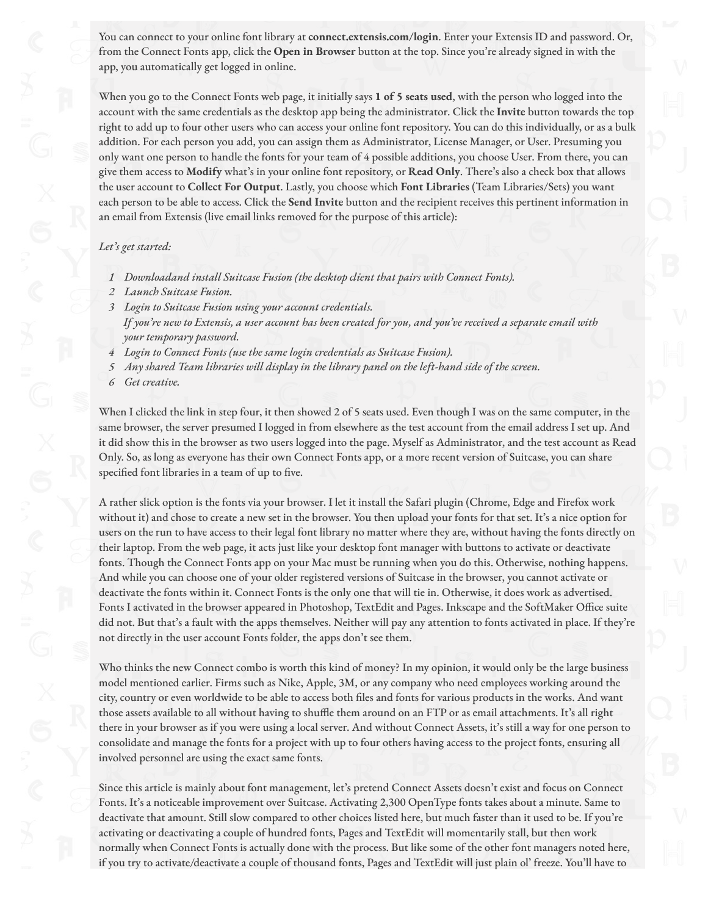You can connect to your online font library at **connect.extensis.com/login**. Enter your Extensis ID and password. Or, from the Connect Fonts app, click the **Open in Browser** button at the top. Since you're already signed in with the app, you automatically get logged in online.

When you go to the Connect Fonts web page, it initially says **1 of 5 seats used**, with the person who logged into the account with the same credentials as the desktop app being the administrator. Click the **Invite** button towards the top right to add up to four other users who can access your online font repository. You can do this individually, or as a bulk addition. For each person you add, you can assign them as Administrator, License Manager, or User. Presuming you only want one person to handle the fonts for your team of 4 possible additions, you choose User. From there, you can give them access to **Modify** what's in your online font repository, or **Read Only**. There's also a check box that allows the user account to **Collect For Output**. Lastly, you choose which **Font Libraries** (Team Libraries/Sets) you want each person to be able to access. Click the **Send Invite** button and the recipient receives this pertinent information in an email from Extensis (live email links removed for the purpose of this article):

*Let's get started:*

1. *Downloadand install Suitcase Fusion (the desktop client that pairs with Connect Fonts).*
2. *Launch Suitcase Fusion.*
3. *Login to Suitcase Fusion using your account credentials.*
   *If you're new to Extensis, a user account has been created for you, and you've received a separate email with your temporary password.*
4. *Login to Connect Fonts (use the same login credentials as Suitcase Fusion).*
5. *Any shared Team libraries will display in the library panel on the left-hand side of the screen.*
6. *Get creative.*

When I clicked the link in step four, it then showed 2 of 5 seats used. Even though I was on the same computer, in the same browser, the server presumed I logged in from elsewhere as the test account from the email address I set up. And it did show this in the browser as two users logged into the page. Myself as Administrator, and the test account as Read Only. So, as long as everyone has their own Connect Fonts app, or a more recent version of Suitcase, you can share specified font libraries in a team of up to five.

A rather slick option is the fonts via your browser. I let it install the Safari plugin (Chrome, Edge and Firefox work without it) and chose to create a new set in the browser. You then upload your fonts for that set. It's a nice option for users on the run to have access to their legal font library no matter where they are, without having the fonts directly on their laptop. From the web page, it acts just like your desktop font manager with buttons to activate or deactivate fonts. Though the Connect Fonts app on your Mac must be running when you do this. Otherwise, nothing happens. And while you can choose one of your older registered versions of Suitcase in the browser, you cannot activate or deactivate the fonts within it. Connect Fonts is the only one that will tie in. Otherwise, it does work as advertised. Fonts I activated in the browser appeared in Photoshop, TextEdit and Pages. Inkscape and the SoftMaker Office suite did not. But that's a fault with the apps themselves. Neither will pay any attention to fonts activated in place. If they're not directly in the user account Fonts folder, the apps don't see them.

Who thinks the new Connect combo is worth this kind of money? In my opinion, it would only be the large business model mentioned earlier. Firms such as Nike, Apple, 3M, or any company who need employees working around the city, country or even worldwide to be able to access both files and fonts for various products in the works. And want those assets available to all without having to shuffle them around on an FTP or as email attachments. It's all right there in your browser as if you were using a local server. And without Connect Assets, it's still a way for one person to consolidate and manage the fonts for a project with up to four others having access to the project fonts, ensuring all involved personnel are using the exact same fonts.

Since this article is mainly about font management, let's pretend Connect Assets doesn't exist and focus on Connect Fonts. It's a noticeable improvement over Suitcase. Activating 2,300 OpenType fonts takes about a minute. Same to deactivate that amount. Still slow compared to other choices listed here, but much faster than it used to be. If you're activating or deactivating a couple of hundred fonts, Pages and TextEdit will momentarily stall, but then work normally when Connect Fonts is actually done with the process. But like some of the other font managers noted here, if you try to activate/deactivate a couple of thousand fonts, Pages and TextEdit will just plain ol' freeze. You'll have to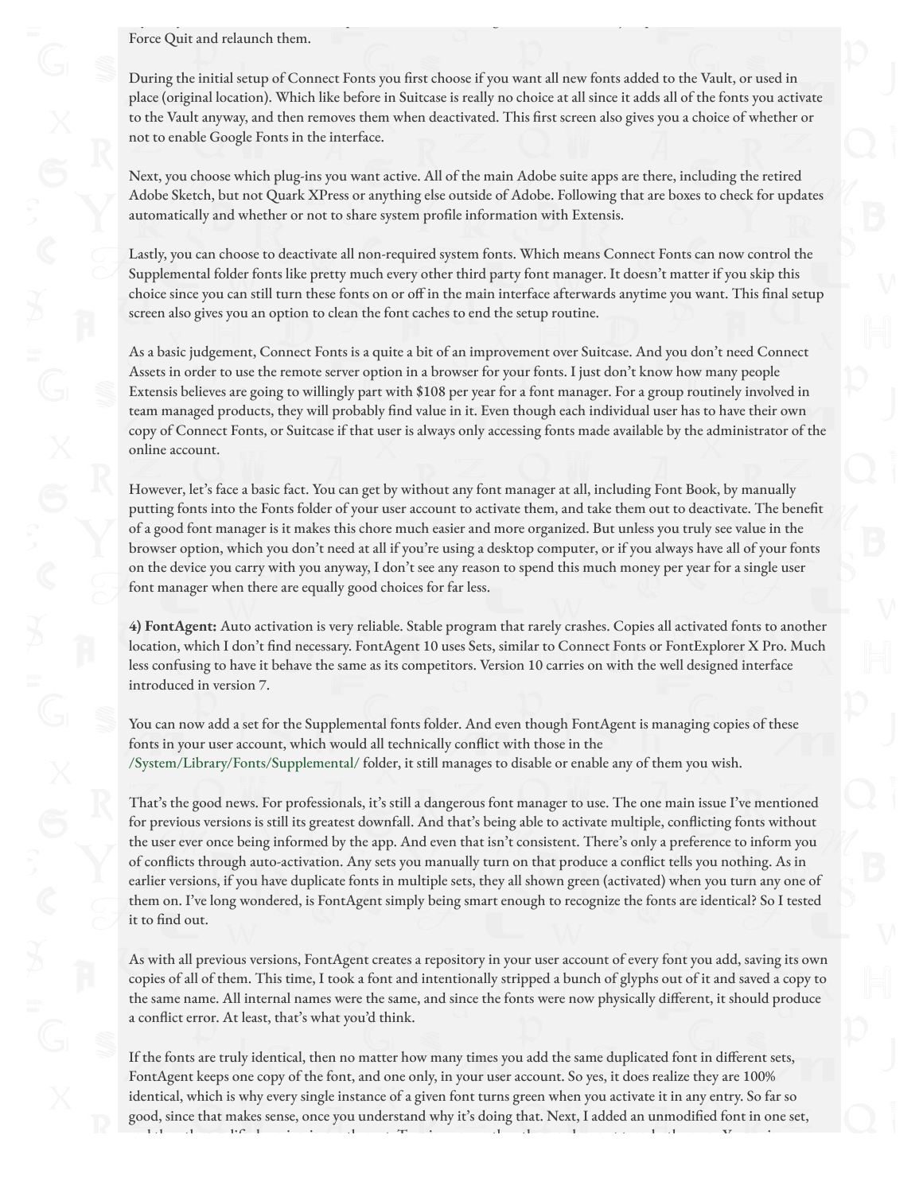Force Quit and relaunch them.

During the initial setup of Connect Fonts you first choose if you want all new fonts added to the Vault, or used in place (original location). Which like before in Suitcase is really no choice at all since it adds all of the fonts you activate to the Vault anyway, and then removes them when deactivated. This first screen also gives you a choice of whether or not to enable Google Fonts in the interface.

Next, you choose which plug-ins you want active. All of the main Adobe suite apps are there, including the retired Adobe Sketch, but not Quark XPress or anything else outside of Adobe. Following that are boxes to check for updates automatically and whether or not to share system profile information with Extensis.

Lastly, you can choose to deactivate all non-required system fonts. Which means Connect Fonts can now control the Supplemental folder fonts like pretty much every other third party font manager. It doesn't matter if you skip this choice since you can still turn these fonts on or off in the main interface afterwards anytime you want. This final setup screen also gives you an option to clean the font caches to end the setup routine.

As a basic judgement, Connect Fonts is a quite a bit of an improvement over Suitcase. And you don't need Connect Assets in order to use the remote server option in a browser for your fonts. I just don't know how many people Extensis believes are going to willingly part with $108 per year for a font manager. For a group routinely involved in team managed products, they will probably find value in it. Even though each individual user has to have their own copy of Connect Fonts, or Suitcase if that user is always only accessing fonts made available by the administrator of the online account.

However, let's face a basic fact. You can get by without any font manager at all, including Font Book, by manually putting fonts into the Fonts folder of your user account to activate them, and take them out to deactivate. The benefit of a good font manager is it makes this chore much easier and more organized. But unless you truly see value in the browser option, which you don't need at all if you're using a desktop computer, or if you always have all of your fonts on the device you carry with you anyway, I don't see any reason to spend this much money per year for a single user font manager when there are equally good choices for far less.

**4) FontAgent:** Auto activation is very reliable. Stable program that rarely crashes. Copies all activated fonts to another location, which I don't find necessary. FontAgent 10 uses Sets, similar to Connect Fonts or FontExplorer X Pro. Much less confusing to have it behave the same as its competitors. Version 10 carries on with the well designed interface introduced in version 7.

You can now add a set for the Supplemental fonts folder. And even though FontAgent is managing copies of these fonts in your user account, which would all technically conflict with those in the /System/Library/Fonts/Supplemental/ folder, it still manages to disable or enable any of them you wish.

That's the good news. For professionals, it's still a dangerous font manager to use. The one main issue I've mentioned for previous versions is still its greatest downfall. And that's being able to activate multiple, conflicting fonts without the user ever once being informed by the app. And even that isn't consistent. There's only a preference to inform you of conflicts through auto-activation. Any sets you manually turn on that produce a conflict tells you nothing. As in earlier versions, if you have duplicate fonts in multiple sets, they all shown green (activated) when you turn any one of them on. I've long wondered, is FontAgent simply being smart enough to recognize the fonts are identical? So I tested it to find out.

As with all previous versions, FontAgent creates a repository in your user account of every font you add, saving its own copies of all of them. This time, I took a font and intentionally stripped a bunch of glyphs out of it and saved a copy to the same name. All internal names were the same, and since the fonts were now physically different, it should produce a conflict error. At least, that's what you'd think.

If the fonts are truly identical, then no matter how many times you add the same duplicated font in different sets, FontAgent keeps one copy of the font, and one only, in your user account. So yes, it does realize they are 100% identical, which is why every single instance of a given font turns green when you activate it in any entry. So far so good, since that makes sense, once you understand why it's doing that. Next, I added an unmodified font in one set,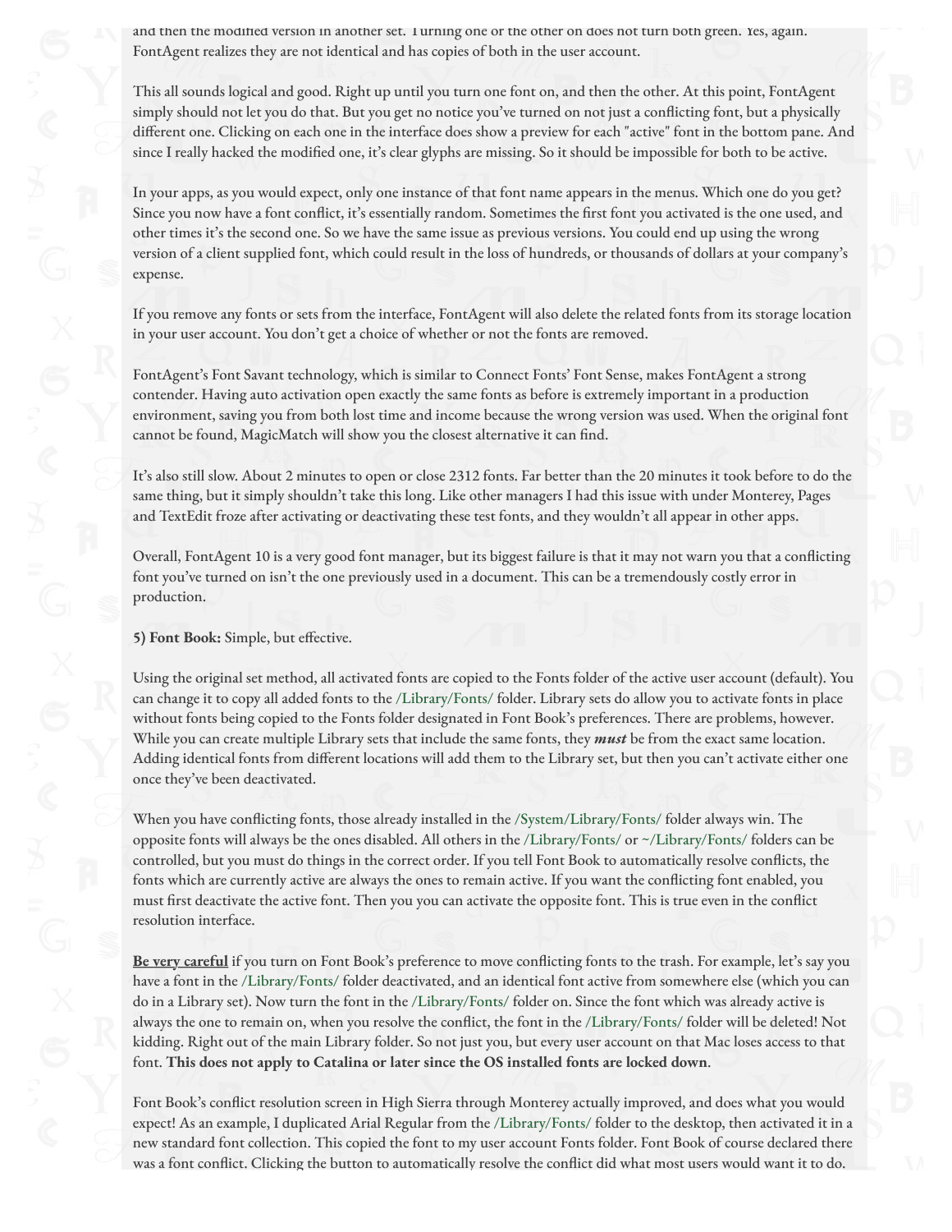and then the modified version in another set. Turning one or the other on does not turn both green. Yes, again. FontAgent realizes they are not identical and has copies of both in the user account.

This all sounds logical and good. Right up until you turn one font on, and then the other. At this point, FontAgent simply should not let you do that. But you get no notice you've turned on not just a conflicting font, but a physically different one. Clicking on each one in the interface does show a preview for each "active" font in the bottom pane. And since I really hacked the modified one, it's clear glyphs are missing. So it should be impossible for both to be active.

In your apps, as you would expect, only one instance of that font name appears in the menus. Which one do you get? Since you now have a font conflict, it's essentially random. Sometimes the first font you activated is the one used, and other times it's the second one. So we have the same issue as previous versions. You could end up using the wrong version of a client supplied font, which could result in the loss of hundreds, or thousands of dollars at your company's expense.

If you remove any fonts or sets from the interface, FontAgent will also delete the related fonts from its storage location in your user account. You don't get a choice of whether or not the fonts are removed.

FontAgent's Font Savant technology, which is similar to Connect Fonts' Font Sense, makes FontAgent a strong contender. Having auto activation open exactly the same fonts as before is extremely important in a production environment, saving you from both lost time and income because the wrong version was used. When the original font cannot be found, MagicMatch will show you the closest alternative it can find.

It's also still slow. About 2 minutes to open or close 2312 fonts. Far better than the 20 minutes it took before to do the same thing, but it simply shouldn't take this long. Like other managers I had this issue with under Monterey, Pages and TextEdit froze after activating or deactivating these test fonts, and they wouldn't all appear in other apps.

Overall, FontAgent 10 is a very good font manager, but its biggest failure is that it may not warn you that a conflicting font you've turned on isn't the one previously used in a document. This can be a tremendously costly error in production.

**5) Font Book:** Simple, but effective.

Using the original set method, all activated fonts are copied to the Fonts folder of the active user account (default). You can change it to copy all added fonts to the /Library/Fonts/ folder. Library sets do allow you to activate fonts in place without fonts being copied to the Fonts folder designated in Font Book's preferences. There are problems, however. While you can create multiple Library sets that include the same fonts, they ***must*** be from the exact same location. Adding identical fonts from different locations will add them to the Library set, but then you can't activate either one once they've been deactivated.

When you have conflicting fonts, those already installed in the /System/Library/Fonts/ folder always win. The opposite fonts will always be the ones disabled. All others in the /Library/Fonts/ or ~/Library/Fonts/ folders can be controlled, but you must do things in the correct order. If you tell Font Book to automatically resolve conflicts, the fonts which are currently active are always the ones to remain active. If you want the conflicting font enabled, you must first deactivate the active font. Then you you can activate the opposite font. This is true even in the conflict resolution interface.

**<u>Be very careful</u>** if you turn on Font Book's preference to move conflicting fonts to the trash. For example, let's say you have a font in the /Library/Fonts/ folder deactivated, and an identical font active from somewhere else (which you can do in a Library set). Now turn the font in the /Library/Fonts/ folder on. Since the font which was already active is always the one to remain on, when you resolve the conflict, the font in the /Library/Fonts/ folder will be deleted! Not kidding. Right out of the main Library folder. So not just you, but every user account on that Mac loses access to that font. **This does not apply to Catalina or later since the OS installed fonts are locked down**.

Font Book's conflict resolution screen in High Sierra through Monterey actually improved, and does what you would expect! As an example, I duplicated Arial Regular from the /Library/Fonts/ folder to the desktop, then activated it in a new standard font collection. This copied the font to my user account Fonts folder. Font Book of course declared there was a font conflict. Clicking the button to automatically resolve the conflict did what most users would want it to do.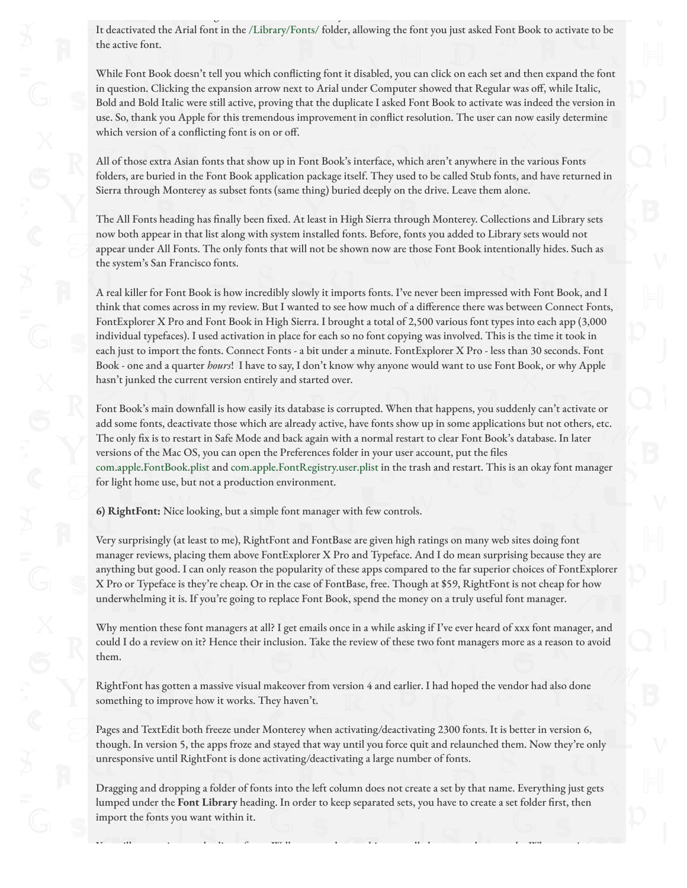It deactivated the Arial font in the /Library/Fonts/ folder, allowing the font you just asked Font Book to activate to be the active font.

While Font Book doesn't tell you which conflicting font it disabled, you can click on each set and then expand the font in question. Clicking the expansion arrow next to Arial under Computer showed that Regular was off, while Italic, Bold and Bold Italic were still active, proving that the duplicate I asked Font Book to activate was indeed the version in use. So, thank you Apple for this tremendous improvement in conflict resolution. The user can now easily determine which version of a conflicting font is on or off.

All of those extra Asian fonts that show up in Font Book's interface, which aren't anywhere in the various Fonts folders, are buried in the Font Book application package itself. They used to be called Stub fonts, and have returned in Sierra through Monterey as subset fonts (same thing) buried deeply on the drive. Leave them alone.

The All Fonts heading has finally been fixed. At least in High Sierra through Monterey. Collections and Library sets now both appear in that list along with system installed fonts. Before, fonts you added to Library sets would not appear under All Fonts. The only fonts that will not be shown now are those Font Book intentionally hides. Such as the system's San Francisco fonts.

A real killer for Font Book is how incredibly slowly it imports fonts. I've never been impressed with Font Book, and I think that comes across in my review. But I wanted to see how much of a difference there was between Connect Fonts, FontExplorer X Pro and Font Book in High Sierra. I brought a total of 2,500 various font types into each app (3,000 individual typefaces). I used activation in place for each so no font copying was involved. This is the time it took in each just to import the fonts. Connect Fonts - a bit under a minute. FontExplorer X Pro - less than 30 seconds. Font Book - one and a quarter *hours*! I have to say, I don't know why anyone would want to use Font Book, or why Apple hasn't junked the current version entirely and started over.

Font Book's main downfall is how easily its database is corrupted. When that happens, you suddenly can't activate or add some fonts, deactivate those which are already active, have fonts show up in some applications but not others, etc. The only fix is to restart in Safe Mode and back again with a normal restart to clear Font Book's database. In later versions of the Mac OS, you can open the Preferences folder in your user account, put the files com.apple.FontBook.plist and com.apple.FontRegistry.user.plist in the trash and restart. This is an okay font manager for light home use, but not a production environment.

**6) RightFont:** Nice looking, but a simple font manager with few controls.

Very surprisingly (at least to me), RightFont and FontBase are given high ratings on many web sites doing font manager reviews, placing them above FontExplorer X Pro and Typeface. And I do mean surprising because they are anything but good. I can only reason the popularity of these apps compared to the far superior choices of FontExplorer X Pro or Typeface is they're cheap. Or in the case of FontBase, free. Though at $59, RightFont is not cheap for how underwhelming it is. If you're going to replace Font Book, spend the money on a truly useful font manager.

Why mention these font managers at all? I get emails once in a while asking if I've ever heard of xxx font manager, and could I do a review on it? Hence their inclusion. Take the review of these two font managers more as a reason to avoid them.

RightFont has gotten a massive visual makeover from version 4 and earlier. I had hoped the vendor had also done something to improve how it works. They haven't.

Pages and TextEdit both freeze under Monterey when activating/deactivating 2300 fonts. It is better in version 6, though. In version 5, the apps froze and stayed that way until you force quit and relaunched them. Now they're only unresponsive until RightFont is done activating/deactivating a large number of fonts.

Dragging and dropping a folder of fonts into the left column does not create a set by that name. Everything just gets lumped under the **Font Library** heading. In order to keep separated sets, you have to create a set folder first, then import the fonts you want within it.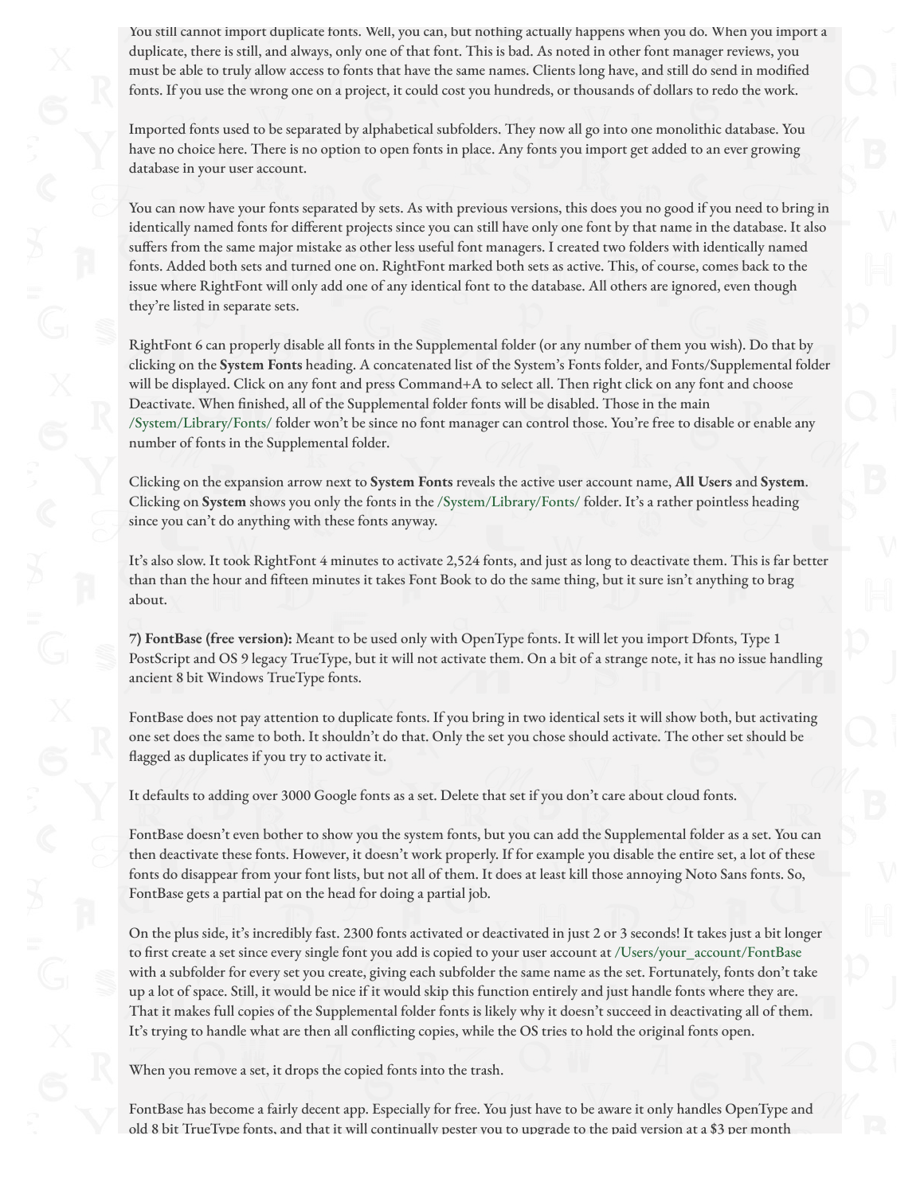You still cannot import duplicate fonts. Well, you can, but nothing actually happens when you do. When you import a duplicate, there is still, and always, only one of that font. This is bad. As noted in other font manager reviews, you must be able to truly allow access to fonts that have the same names. Clients long have, and still do send in modified fonts. If you use the wrong one on a project, it could cost you hundreds, or thousands of dollars to redo the work.

Imported fonts used to be separated by alphabetical subfolders. They now all go into one monolithic database. You have no choice here. There is no option to open fonts in place. Any fonts you import get added to an ever growing database in your user account.

You can now have your fonts separated by sets. As with previous versions, this does you no good if you need to bring in identically named fonts for different projects since you can still have only one font by that name in the database. It also suffers from the same major mistake as other less useful font managers. I created two folders with identically named fonts. Added both sets and turned one on. RightFont marked both sets as active. This, of course, comes back to the issue where RightFont will only add one of any identical font to the database. All others are ignored, even though they're listed in separate sets.

RightFont 6 can properly disable all fonts in the Supplemental folder (or any number of them you wish). Do that by clicking on the **System Fonts** heading. A concatenated list of the System's Fonts folder, and Fonts/Supplemental folder will be displayed. Click on any font and press Command+A to select all. Then right click on any font and choose Deactivate. When finished, all of the Supplemental folder fonts will be disabled. Those in the main /System/Library/Fonts/ folder won't be since no font manager can control those. You're free to disable or enable any number of fonts in the Supplemental folder.

Clicking on the expansion arrow next to **System Fonts** reveals the active user account name, **All Users** and **System**. Clicking on **System** shows you only the fonts in the /System/Library/Fonts/ folder. It's a rather pointless heading since you can't do anything with these fonts anyway.

It's also slow. It took RightFont 4 minutes to activate 2,524 fonts, and just as long to deactivate them. This is far better than than the hour and fifteen minutes it takes Font Book to do the same thing, but it sure isn't anything to brag about.

**7) FontBase (free version):** Meant to be used only with OpenType fonts. It will let you import Dfonts, Type 1 PostScript and OS 9 legacy TrueType, but it will not activate them. On a bit of a strange note, it has no issue handling ancient 8 bit Windows TrueType fonts.

FontBase does not pay attention to duplicate fonts. If you bring in two identical sets it will show both, but activating one set does the same to both. It shouldn't do that. Only the set you chose should activate. The other set should be flagged as duplicates if you try to activate it.

It defaults to adding over 3000 Google fonts as a set. Delete that set if you don't care about cloud fonts.

FontBase doesn't even bother to show you the system fonts, but you can add the Supplemental folder as a set. You can then deactivate these fonts. However, it doesn't work properly. If for example you disable the entire set, a lot of these fonts do disappear from your font lists, but not all of them. It does at least kill those annoying Noto Sans fonts. So, FontBase gets a partial pat on the head for doing a partial job.

On the plus side, it's incredibly fast. 2300 fonts activated or deactivated in just 2 or 3 seconds! It takes just a bit longer to first create a set since every single font you add is copied to your user account at /Users/your_account/FontBase with a subfolder for every set you create, giving each subfolder the same name as the set. Fortunately, fonts don't take up a lot of space. Still, it would be nice if it would skip this function entirely and just handle fonts where they are. That it makes full copies of the Supplemental folder fonts is likely why it doesn't succeed in deactivating all of them. It's trying to handle what are then all conflicting copies, while the OS tries to hold the original fonts open.

When you remove a set, it drops the copied fonts into the trash.

FontBase has become a fairly decent app. Especially for free. You just have to be aware it only handles OpenType and old 8 bit TrueType fonts, and that it will continually pester you to upgrade to the paid version at a $3 per month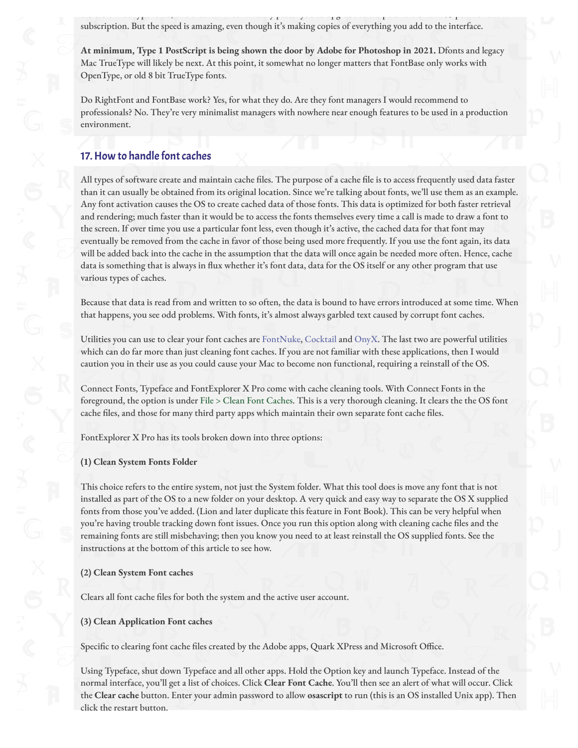subscription. But the speed is amazing, even though it's making copies of everything you add to the interface.

**At minimum, Type 1 PostScript is being shown the door by Adobe for Photoshop in 2021.** Dfonts and legacy Mac TrueType will likely be next. At this point, it somewhat no longer matters that FontBase only works with OpenType, or old 8 bit TrueType fonts.

Do RightFont and FontBase work? Yes, for what they do. Are they font managers I would recommend to professionals? No. They're very minimalist managers with nowhere near enough features to be used in a production environment.

## 17. How to handle font caches

All types of software create and maintain cache files. The purpose of a cache file is to access frequently used data faster than it can usually be obtained from its original location. Since we're talking about fonts, we'll use them as an example. Any font activation causes the OS to create cached data of those fonts. This data is optimized for both faster retrieval and rendering; much faster than it would be to access the fonts themselves every time a call is made to draw a font to the screen. If over time you use a particular font less, even though it's active, the cached data for that font may eventually be removed from the cache in favor of those being used more frequently. If you use the font again, its data will be added back into the cache in the assumption that the data will once again be needed more often. Hence, cache data is something that is always in flux whether it's font data, data for the OS itself or any other program that use various types of caches.

Because that data is read from and written to so often, the data is bound to have errors introduced at some time. When that happens, you see odd problems. With fonts, it's almost always garbled text caused by corrupt font caches.

Utilities you can use to clear your font caches are FontNuke, Cocktail and OnyX. The last two are powerful utilities which can do far more than just cleaning font caches. If you are not familiar with these applications, then I would caution you in their use as you could cause your Mac to become non functional, requiring a reinstall of the OS.

Connect Fonts, Typeface and FontExplorer X Pro come with cache cleaning tools. With Connect Fonts in the foreground, the option is under File > Clean Font Caches. This is a very thorough cleaning. It clears the the OS font cache files, and those for many third party apps which maintain their own separate font cache files.

FontExplorer X Pro has its tools broken down into three options:

**(1) Clean System Fonts Folder**

This choice refers to the entire system, not just the System folder. What this tool does is move any font that is not installed as part of the OS to a new folder on your desktop. A very quick and easy way to separate the OS X supplied fonts from those you've added. (Lion and later duplicate this feature in Font Book). This can be very helpful when you're having trouble tracking down font issues. Once you run this option along with cleaning cache files and the remaining fonts are still misbehaving; then you know you need to at least reinstall the OS supplied fonts. See the instructions at the bottom of this article to see how.

**(2) Clean System Font caches**

Clears all font cache files for both the system and the active user account.

**(3) Clean Application Font caches**

Specific to clearing font cache files created by the Adobe apps, Quark XPress and Microsoft Office.

Using Typeface, shut down Typeface and all other apps. Hold the Option key and launch Typeface. Instead of the normal interface, you'll get a list of choices. Click **Clear Font Cache**. You'll then see an alert of what will occur. Click the **Clear cache** button. Enter your admin password to allow **osascript** to run (this is an OS installed Unix app). Then click the restart button.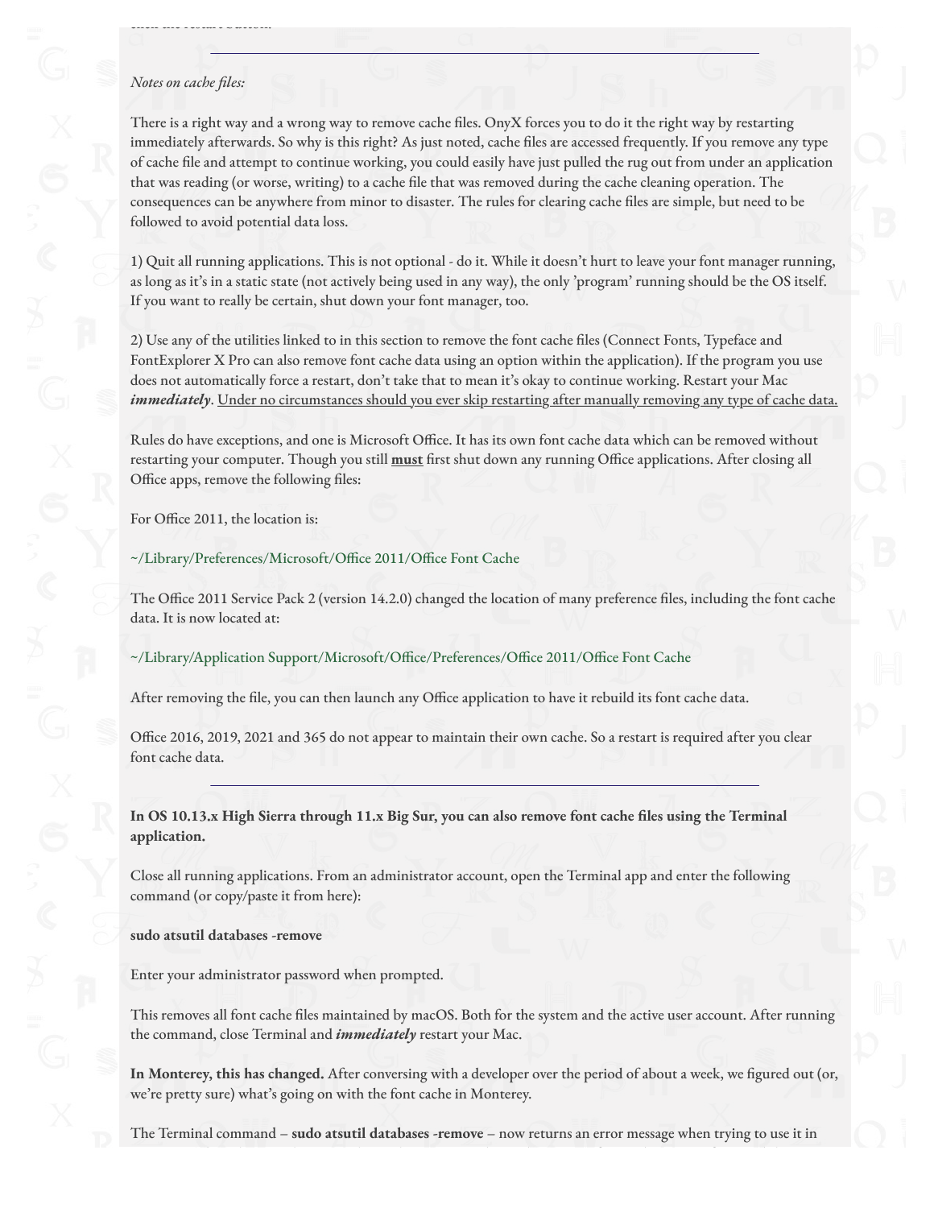---

*Notes on cache files:*

There is a right way and a wrong way to remove cache files. OnyX forces you to do it the right way by restarting immediately afterwards. So why is this right? As just noted, cache files are accessed frequently. If you remove any type of cache file and attempt to continue working, you could easily have just pulled the rug out from under an application that was reading (or worse, writing) to a cache file that was removed during the cache cleaning operation. The consequences can be anywhere from minor to disaster. The rules for clearing cache files are simple, but need to be followed to avoid potential data loss.

1) Quit all running applications. This is not optional - do it. While it doesn't hurt to leave your font manager running, as long as it's in a static state (not actively being used in any way), the only 'program' running should be the OS itself. If you want to really be certain, shut down your font manager, too.

2) Use any of the utilities linked to in this section to remove the font cache files (Connect Fonts, Typeface and FontExplorer X Pro can also remove font cache data using an option within the application). If the program you use does not automatically force a restart, don't take that to mean it's okay to continue working. Restart your Mac ***immediately***. Under no circumstances should you ever skip restarting after manually removing any type of cache data.

Rules do have exceptions, and one is Microsoft Office. It has its own font cache data which can be removed without restarting your computer. Though you still **must** first shut down any running Office applications. After closing all Office apps, remove the following files:

For Office 2011, the location is:

~/Library/Preferences/Microsoft/Office 2011/Office Font Cache

The Office 2011 Service Pack 2 (version 14.2.0) changed the location of many preference files, including the font cache data. It is now located at:

~/Library/Application Support/Microsoft/Office/Preferences/Office 2011/Office Font Cache

After removing the file, you can then launch any Office application to have it rebuild its font cache data.

Office 2016, 2019, 2021 and 365 do not appear to maintain their own cache. So a restart is required after you clear font cache data.

---

**In OS 10.13.x High Sierra through 11.x Big Sur, you can also remove font cache files using the Terminal application.**

Close all running applications. From an administrator account, open the Terminal app and enter the following command (or copy/paste it from here):

**sudo atsutil databases -remove**

Enter your administrator password when prompted.

This removes all font cache files maintained by macOS. Both for the system and the active user account. After running the command, close Terminal and ***immediately*** restart your Mac.

**In Monterey, this has changed.** After conversing with a developer over the period of about a week, we figured out (or, we're pretty sure) what's going on with the font cache in Monterey.

The Terminal command – **sudo atsutil databases -remove** – now returns an error message when trying to use it in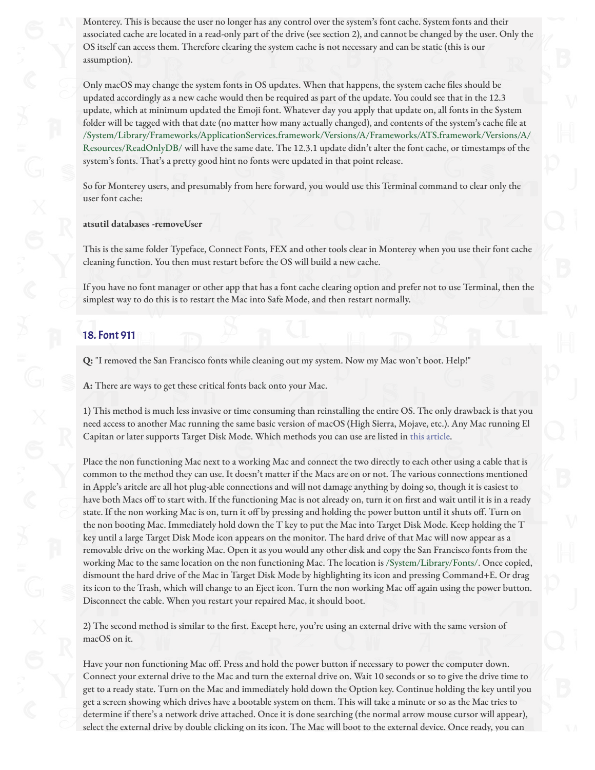Monterey. This is because the user no longer has any control over the system's font cache. System fonts and their associated cache are located in a read-only part of the drive (see section 2), and cannot be changed by the user. Only the OS itself can access them. Therefore clearing the system cache is not necessary and can be static (this is our assumption).

Only macOS may change the system fonts in OS updates. When that happens, the system cache files should be updated accordingly as a new cache would then be required as part of the update. You could see that in the 12.3 update, which at minimum updated the Emoji font. Whatever day you apply that update on, all fonts in the System folder will be tagged with that date (no matter how many actually changed), and contents of the system's cache file at /System/Library/Frameworks/ApplicationServices.framework/Versions/A/Frameworks/ATS.framework/Versions/A/Resources/ReadOnlyDB/ will have the same date. The 12.3.1 update didn't alter the font cache, or timestamps of the system's fonts. That's a pretty good hint no fonts were updated in that point release.

So for Monterey users, and presumably from here forward, you would use this Terminal command to clear only the user font cache:

**atsutil databases -removeUser**

This is the same folder Typeface, Connect Fonts, FEX and other tools clear in Monterey when you use their font cache cleaning function. You then must restart before the OS will build a new cache.

If you have no font manager or other app that has a font cache clearing option and prefer not to use Terminal, then the simplest way to do this is to restart the Mac into Safe Mode, and then restart normally.

## 18. Font 911

**Q:** "I removed the San Francisco fonts while cleaning out my system. Now my Mac won't boot. Help!"

**A:** There are ways to get these critical fonts back onto your Mac.

1) This method is much less invasive or time consuming than reinstalling the entire OS. The only drawback is that you need access to another Mac running the same basic version of macOS (High Sierra, Mojave, etc.). Any Mac running El Capitan or later supports Target Disk Mode. Which methods you can use are listed in this article.

Place the non functioning Mac next to a working Mac and connect the two directly to each other using a cable that is common to the method they can use. It doesn't matter if the Macs are on or not. The various connections mentioned in Apple's aritcle are all hot plug-able connections and will not damage anything by doing so, though it is easiest to have both Macs off to start with. If the functioning Mac is not already on, turn it on first and wait until it is in a ready state. If the non working Mac is on, turn it off by pressing and holding the power button until it shuts off. Turn on the non booting Mac. Immediately hold down the T key to put the Mac into Target Disk Mode. Keep holding the T key until a large Target Disk Mode icon appears on the monitor. The hard drive of that Mac will now appear as a removable drive on the working Mac. Open it as you would any other disk and copy the San Francisco fonts from the working Mac to the same location on the non functioning Mac. The location is /System/Library/Fonts/. Once copied, dismount the hard drive of the Mac in Target Disk Mode by highlighting its icon and pressing Command+E. Or drag its icon to the Trash, which will change to an Eject icon. Turn the non working Mac off again using the power button. Disconnect the cable. When you restart your repaired Mac, it should boot.

2) The second method is similar to the first. Except here, you're using an external drive with the same version of macOS on it.

Have your non functioning Mac off. Press and hold the power button if necessary to power the computer down. Connect your external drive to the Mac and turn the external drive on. Wait 10 seconds or so to give the drive time to get to a ready state. Turn on the Mac and immediately hold down the Option key. Continue holding the key until you get a screen showing which drives have a bootable system on them. This will take a minute or so as the Mac tries to determine if there's a network drive attached. Once it is done searching (the normal arrow mouse cursor will appear), select the external drive by double clicking on its icon. The Mac will boot to the external device. Once ready, you can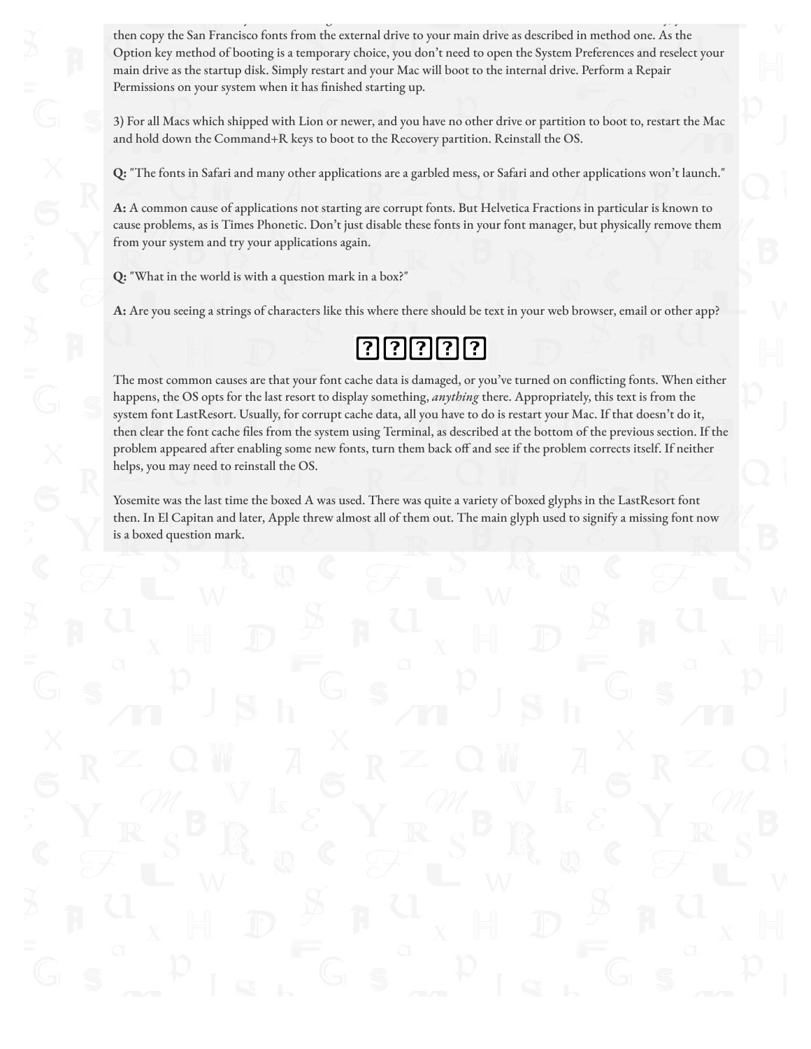then copy the San Francisco fonts from the external drive to your main drive as described in method one. As the Option key method of booting is a temporary choice, you don't need to open the System Preferences and reselect your main drive as the startup disk. Simply restart and your Mac will boot to the internal drive. Perform a Repair Permissions on your system when it has finished starting up.

3) For all Macs which shipped with Lion or newer, and you have no other drive or partition to boot to, restart the Mac and hold down the Command+R keys to boot to the Recovery partition. Reinstall the OS.

**Q:** "The fonts in Safari and many other applications are a garbled mess, or Safari and other applications won't launch."

**A:** A common cause of applications not starting are corrupt fonts. But Helvetica Fractions in particular is known to cause problems, as is Times Phonetic. Don't just disable these fonts in your font manager, but physically remove them from your system and try your applications again.

**Q:** "What in the world is with a question mark in a box?"

**A:** Are you seeing a strings of characters like this where there should be text in your web browser, email or other app?

[?][?][?][?][?]

The most common causes are that your font cache data is damaged, or you've turned on conflicting fonts. When either happens, the OS opts for the last resort to display something, *anything* there. Appropriately, this text is from the system font LastResort. Usually, for corrupt cache data, all you have to do is restart your Mac. If that doesn't do it, then clear the font cache files from the system using Terminal, as described at the bottom of the previous section. If the problem appeared after enabling some new fonts, turn them back off and see if the problem corrects itself. If neither helps, you may need to reinstall the OS.

Yosemite was the last time the boxed A was used. There was quite a variety of boxed glyphs in the LastResort font then. In El Capitan and later, Apple threw almost all of them out. The main glyph used to signify a missing font now is a boxed question mark.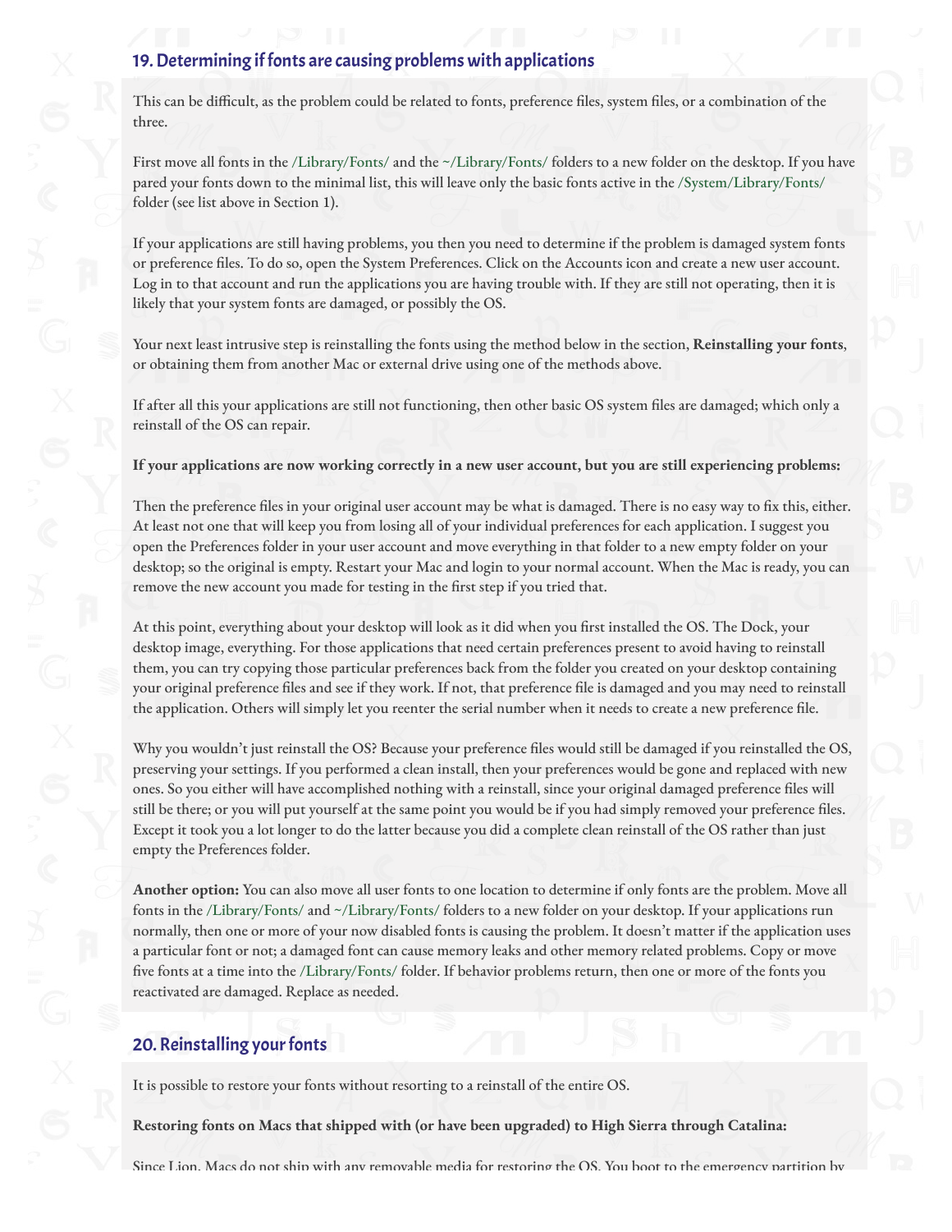## 19. Determining if fonts are causing problems with applications

This can be difficult, as the problem could be related to fonts, preference files, system files, or a combination of the three.

First move all fonts in the /Library/Fonts/ and the ~/Library/Fonts/ folders to a new folder on the desktop. If you have pared your fonts down to the minimal list, this will leave only the basic fonts active in the /System/Library/Fonts/ folder (see list above in Section 1).

If your applications are still having problems, you then you need to determine if the problem is damaged system fonts or preference files. To do so, open the System Preferences. Click on the Accounts icon and create a new user account. Log in to that account and run the applications you are having trouble with. If they are still not operating, then it is likely that your system fonts are damaged, or possibly the OS.

Your next least intrusive step is reinstalling the fonts using the method below in the section, **Reinstalling your fonts**, or obtaining them from another Mac or external drive using one of the methods above.

If after all this your applications are still not functioning, then other basic OS system files are damaged; which only a reinstall of the OS can repair.

**If your applications are now working correctly in a new user account, but you are still experiencing problems:**

Then the preference files in your original user account may be what is damaged. There is no easy way to fix this, either. At least not one that will keep you from losing all of your individual preferences for each application. I suggest you open the Preferences folder in your user account and move everything in that folder to a new empty folder on your desktop; so the original is empty. Restart your Mac and login to your normal account. When the Mac is ready, you can remove the new account you made for testing in the first step if you tried that.

At this point, everything about your desktop will look as it did when you first installed the OS. The Dock, your desktop image, everything. For those applications that need certain preferences present to avoid having to reinstall them, you can try copying those particular preferences back from the folder you created on your desktop containing your original preference files and see if they work. If not, that preference file is damaged and you may need to reinstall the application. Others will simply let you reenter the serial number when it needs to create a new preference file.

Why you wouldn't just reinstall the OS? Because your preference files would still be damaged if you reinstalled the OS, preserving your settings. If you performed a clean install, then your preferences would be gone and replaced with new ones. So you either will have accomplished nothing with a reinstall, since your original damaged preference files will still be there; or you will put yourself at the same point you would be if you had simply removed your preference files. Except it took you a lot longer to do the latter because you did a complete clean reinstall of the OS rather than just empty the Preferences folder.

**Another option:** You can also move all user fonts to one location to determine if only fonts are the problem. Move all fonts in the /Library/Fonts/ and ~/Library/Fonts/ folders to a new folder on your desktop. If your applications run normally, then one or more of your now disabled fonts is causing the problem. It doesn't matter if the application uses a particular font or not; a damaged font can cause memory leaks and other memory related problems. Copy or move five fonts at a time into the /Library/Fonts/ folder. If behavior problems return, then one or more of the fonts you reactivated are damaged. Replace as needed.

## 20. Reinstalling your fonts

It is possible to restore your fonts without resorting to a reinstall of the entire OS.

**Restoring fonts on Macs that shipped with (or have been upgraded) to High Sierra through Catalina:**

Since Lion, Macs do not ship with any removable media for restoring the OS. You boot to the emergency partition by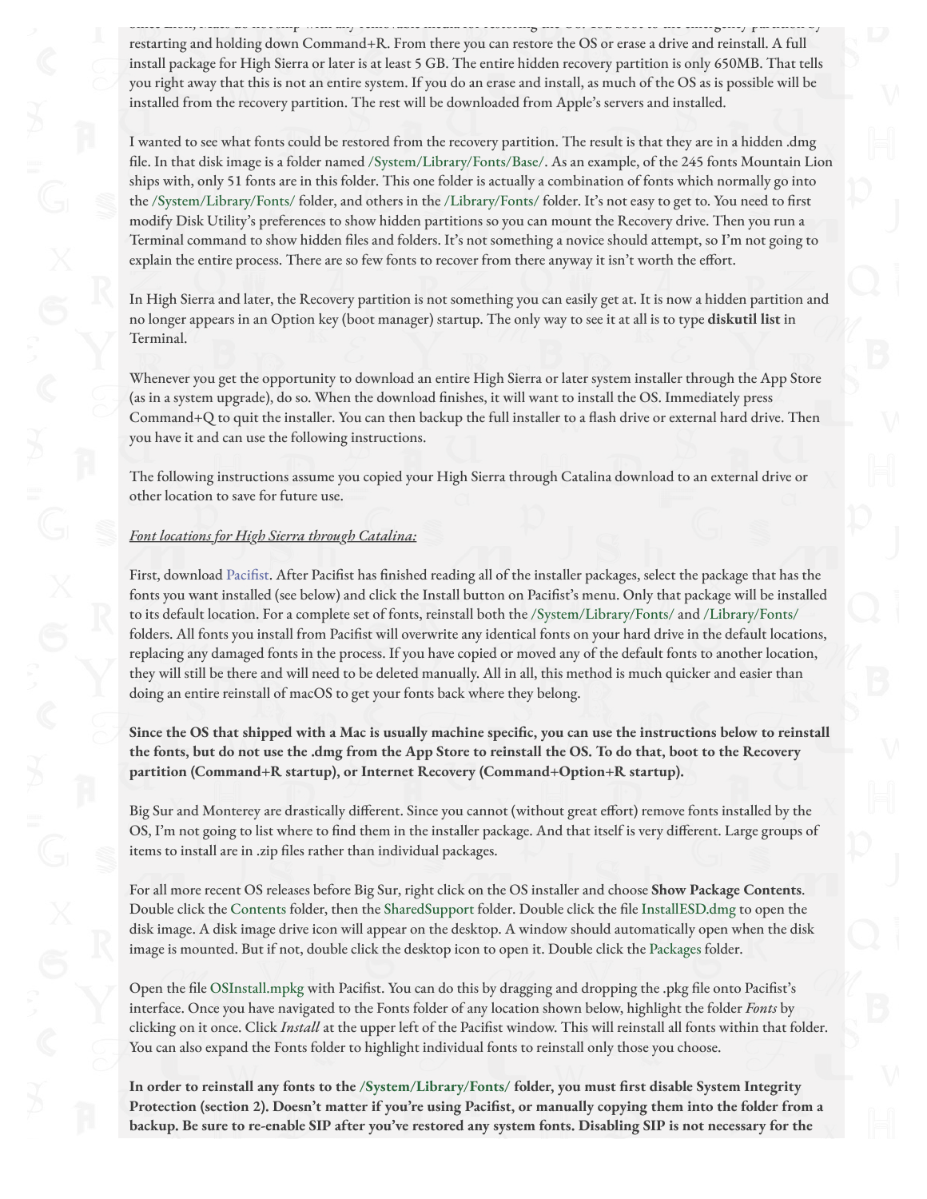restarting and holding down Command+R. From there you can restore the OS or erase a drive and reinstall. A full install package for High Sierra or later is at least 5 GB. The entire hidden recovery partition is only 650MB. That tells you right away that this is not an entire system. If you do an erase and install, as much of the OS as is possible will be installed from the recovery partition. The rest will be downloaded from Apple's servers and installed.

I wanted to see what fonts could be restored from the recovery partition. The result is that they are in a hidden .dmg file. In that disk image is a folder named /System/Library/Fonts/Base/. As an example, of the 245 fonts Mountain Lion ships with, only 51 fonts are in this folder. This one folder is actually a combination of fonts which normally go into the /System/Library/Fonts/ folder, and others in the /Library/Fonts/ folder. It's not easy to get to. You need to first modify Disk Utility's preferences to show hidden partitions so you can mount the Recovery drive. Then you run a Terminal command to show hidden files and folders. It's not something a novice should attempt, so I'm not going to explain the entire process. There are so few fonts to recover from there anyway it isn't worth the effort.

In High Sierra and later, the Recovery partition is not something you can easily get at. It is now a hidden partition and no longer appears in an Option key (boot manager) startup. The only way to see it at all is to type **diskutil list** in Terminal.

Whenever you get the opportunity to download an entire High Sierra or later system installer through the App Store (as in a system upgrade), do so. When the download finishes, it will want to install the OS. Immediately press Command+Q to quit the installer. You can then backup the full installer to a flash drive or external hard drive. Then you have it and can use the following instructions.

The following instructions assume you copied your High Sierra through Catalina download to an external drive or other location to save for future use.

*Font locations for High Sierra through Catalina:*

First, download Pacifist. After Pacifist has finished reading all of the installer packages, select the package that has the fonts you want installed (see below) and click the Install button on Pacifist's menu. Only that package will be installed to its default location. For a complete set of fonts, reinstall both the /System/Library/Fonts/ and /Library/Fonts/ folders. All fonts you install from Pacifist will overwrite any identical fonts on your hard drive in the default locations, replacing any damaged fonts in the process. If you have copied or moved any of the default fonts to another location, they will still be there and will need to be deleted manually. All in all, this method is much quicker and easier than doing an entire reinstall of macOS to get your fonts back where they belong.

**Since the OS that shipped with a Mac is usually machine specific, you can use the instructions below to reinstall the fonts, but do not use the .dmg from the App Store to reinstall the OS. To do that, boot to the Recovery partition (Command+R startup), or Internet Recovery (Command+Option+R startup).**

Big Sur and Monterey are drastically different. Since you cannot (without great effort) remove fonts installed by the OS, I'm not going to list where to find them in the installer package. And that itself is very different. Large groups of items to install are in .zip files rather than individual packages.

For all more recent OS releases before Big Sur, right click on the OS installer and choose **Show Package Contents**. Double click the Contents folder, then the SharedSupport folder. Double click the file InstallESD.dmg to open the disk image. A disk image drive icon will appear on the desktop. A window should automatically open when the disk image is mounted. But if not, double click the desktop icon to open it. Double click the Packages folder.

Open the file OSInstall.mpkg with Pacifist. You can do this by dragging and dropping the .pkg file onto Pacifist's interface. Once you have navigated to the Fonts folder of any location shown below, highlight the folder *Fonts* by clicking on it once. Click *Install* at the upper left of the Pacifist window. This will reinstall all fonts within that folder. You can also expand the Fonts folder to highlight individual fonts to reinstall only those you choose.

**In order to reinstall any fonts to the /System/Library/Fonts/ folder, you must first disable System Integrity Protection (section 2). Doesn't matter if you're using Pacifist, or manually copying them into the folder from a backup. Be sure to re-enable SIP after you've restored any system fonts. Disabling SIP is not necessary for the**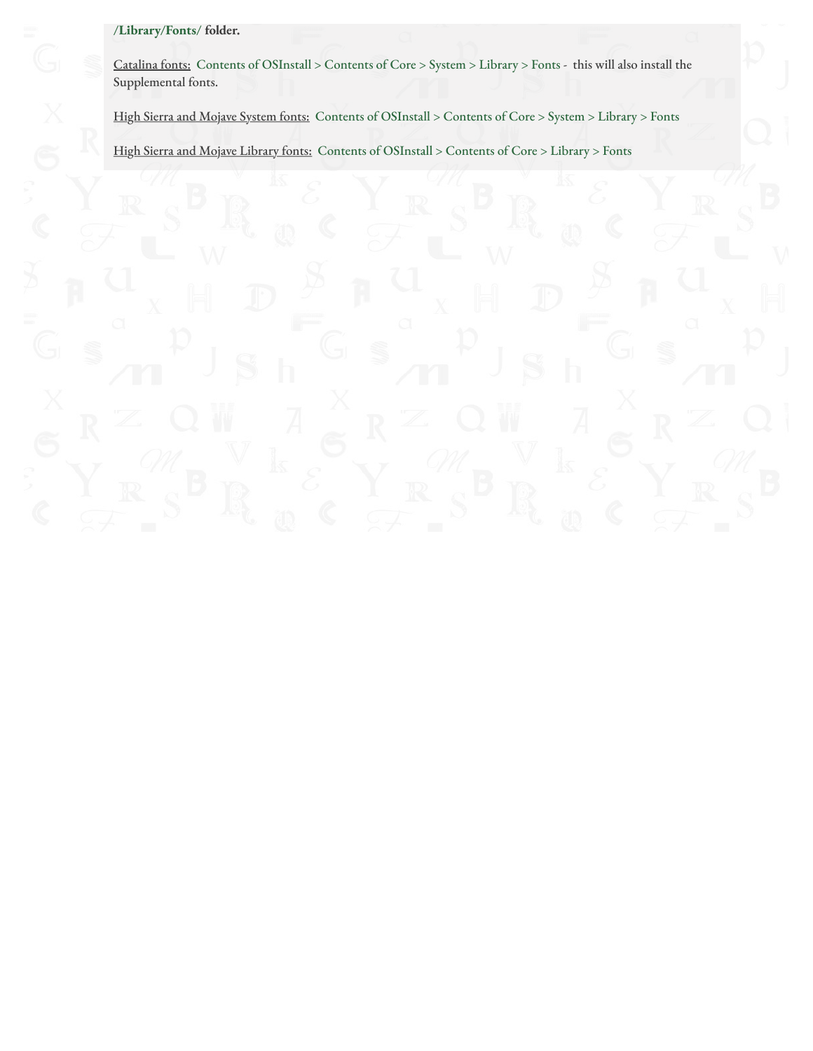**/Library/Fonts/ folder.**

Catalina fonts: Contents of OSInstall > Contents of Core > System > Library > Fonts - this will also install the Supplemental fonts.

High Sierra and Mojave System fonts: Contents of OSInstall > Contents of Core > System > Library > Fonts

High Sierra and Mojave Library fonts: Contents of OSInstall > Contents of Core > Library > Fonts